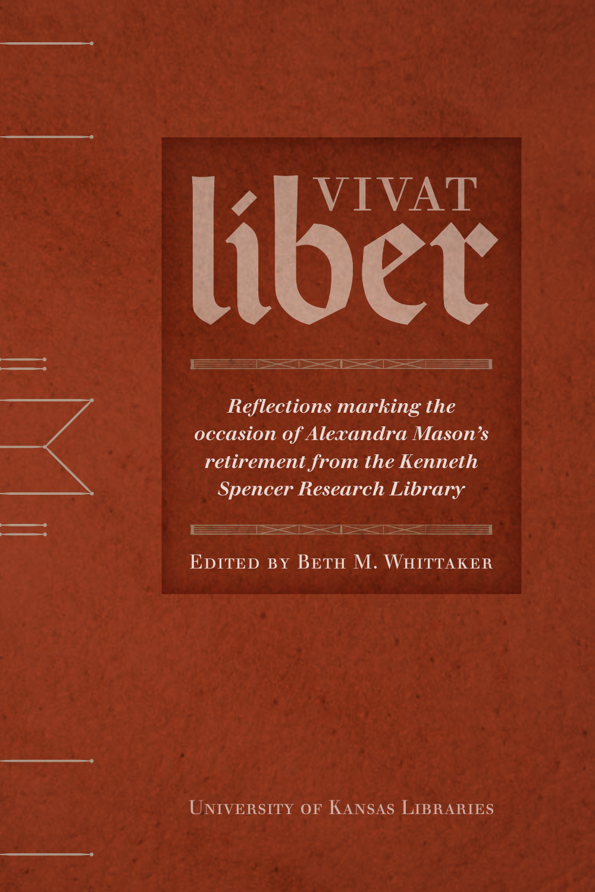# VIVAT liber

*Reflections marking the occasion of Alexandra Mason's retirement from the Kenneth Spencer Research Library*

Edited by Beth M. Whittaker

University of Kansas Libraries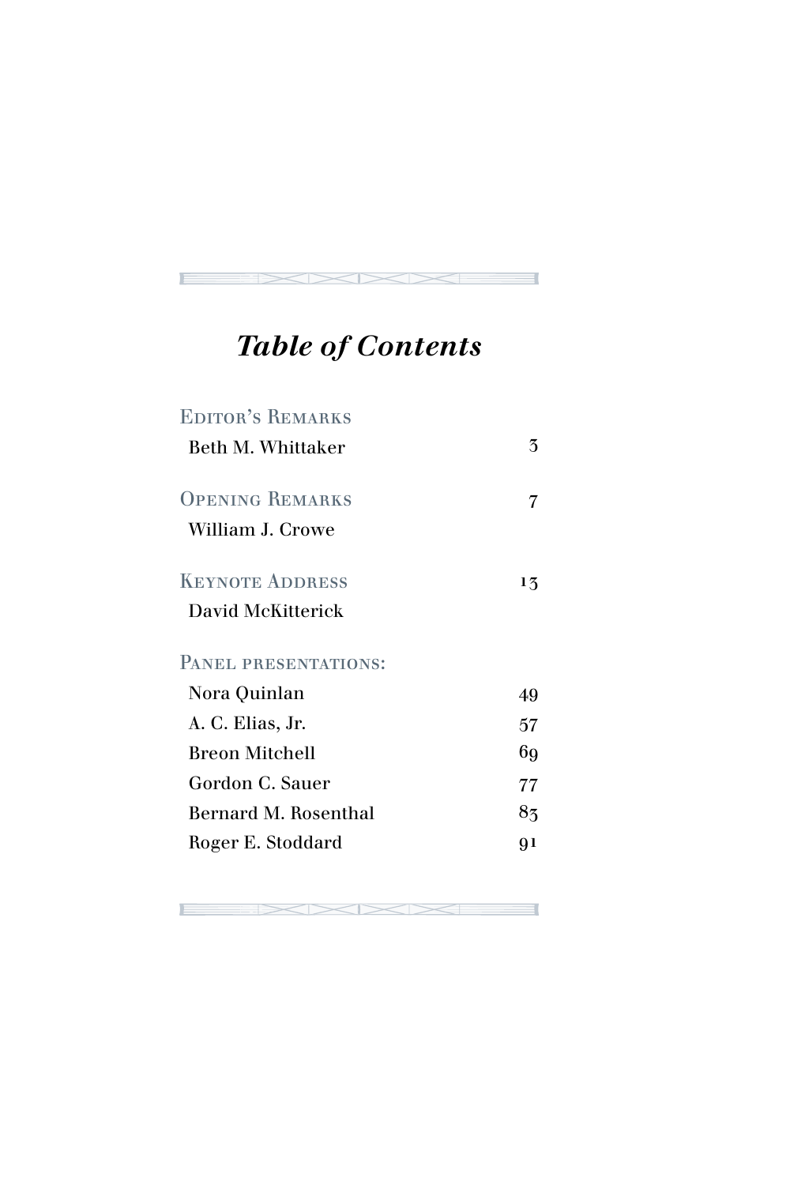# *Table of Contents*

EDITOR'S REMARKS

Beth M. Whittaker — 3

OPENING REMARKS — 7

William J. Crowe

KEYNOTE ADDRESS — 13

David McKitterick

PANEL PRESENTATIONS:

- Nora Quinlan — 49
- A. C. Elias, Jr. — 57
- Breon Mitchell — 69
- Gordon C. Sauer — 77
- Bernard M. Rosenthal — 83
- Roger E. Stoddard — 91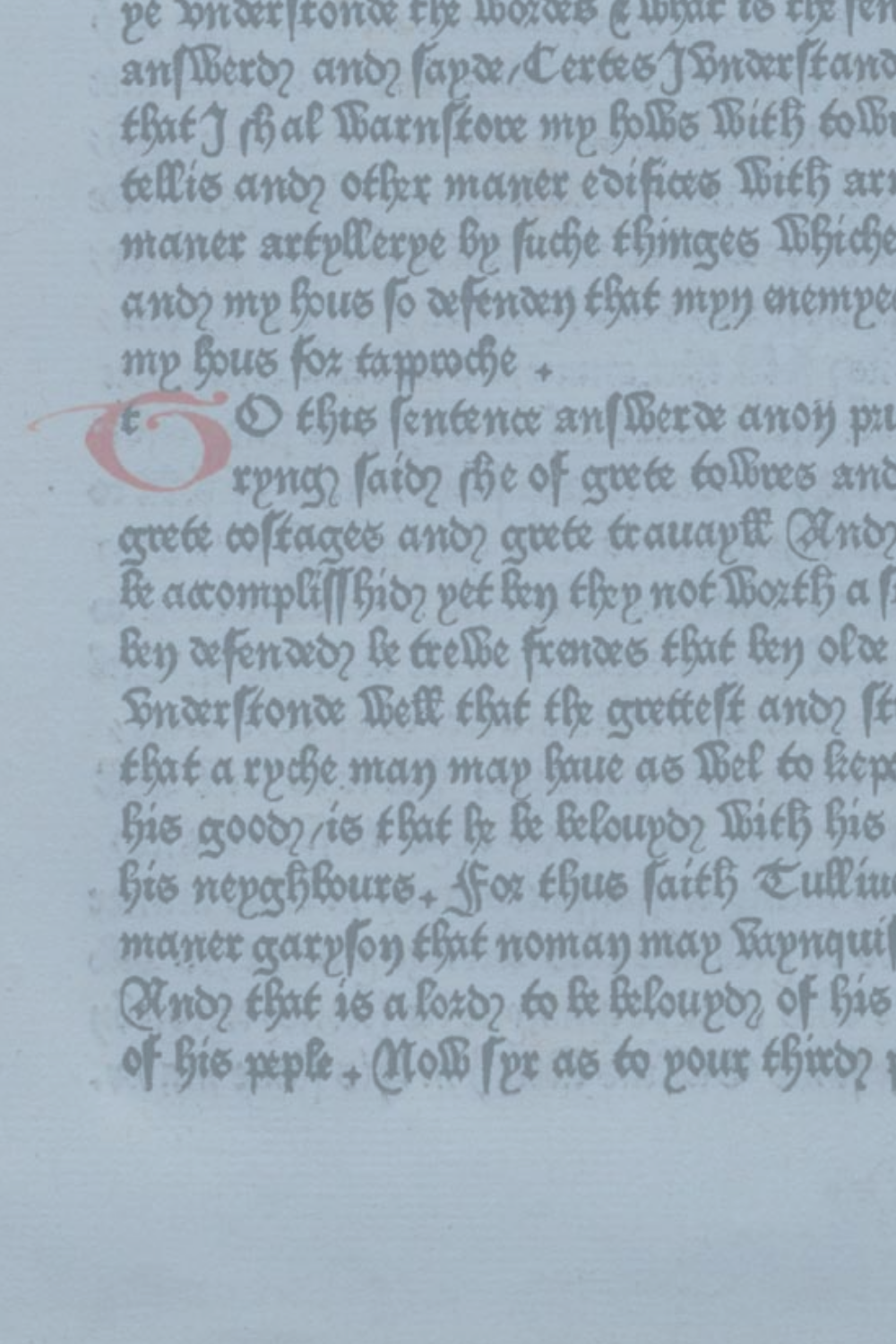ye understonde the wordes & what is the sen
answerd and sayde / Certes I understand
that I shal warnstore my hows with tow
tellis and other maner edifices with ar
maner artyllerye by suche thinges whiche
and my hous so defenden that myn enemye
my hous for tapproche +

To this sentence answerde anon pru
dence; warnstoryng said she of grete towres and
grete costages and grete trauayll And
be acomplisshid yet ben they not worth a s
ben defended be trewe frendes that ben olde
understonde well that the grettest and st
that a ryche man may haue as wel to kep
his good / is that he be belouyd with his
his neyghbours + For thus saith Tullius
maner garyson that noman may vaynquis
And that is a lord to be belouyd of his
of his peple + Now syr as to your third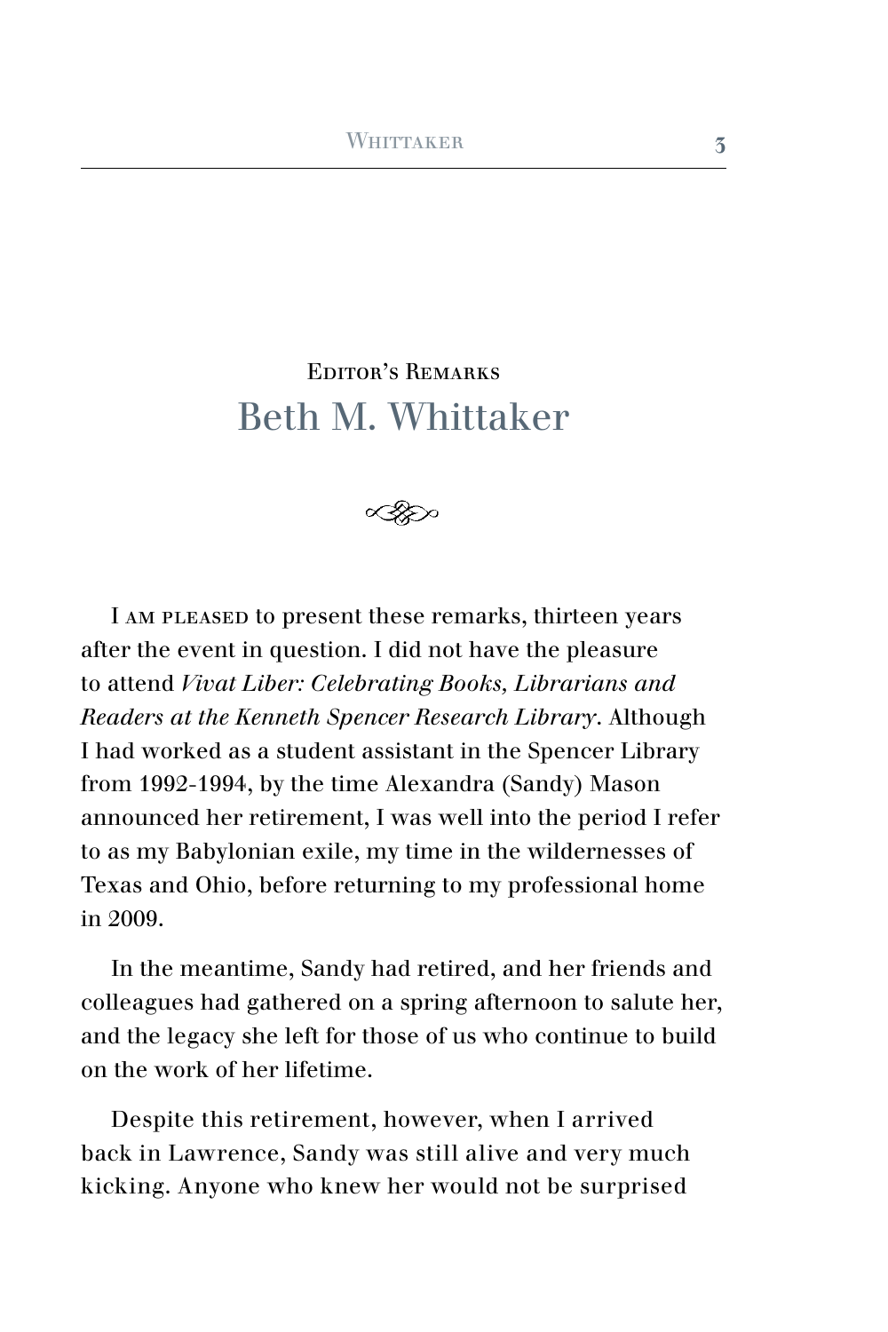## Editor's Remarks

# Beth M. Whittaker

I AM PLEASED to present these remarks, thirteen years after the event in question. I did not have the pleasure to attend *Vivat Liber: Celebrating Books, Librarians and Readers at the Kenneth Spencer Research Library*. Although I had worked as a student assistant in the Spencer Library from 1992-1994, by the time Alexandra (Sandy) Mason announced her retirement, I was well into the period I refer to as my Babylonian exile, my time in the wildernesses of Texas and Ohio, before returning to my professional home in 2009.

In the meantime, Sandy had retired, and her friends and colleagues had gathered on a spring afternoon to salute her, and the legacy she left for those of us who continue to build on the work of her lifetime.

Despite this retirement, however, when I arrived back in Lawrence, Sandy was still alive and very much kicking. Anyone who knew her would not be surprised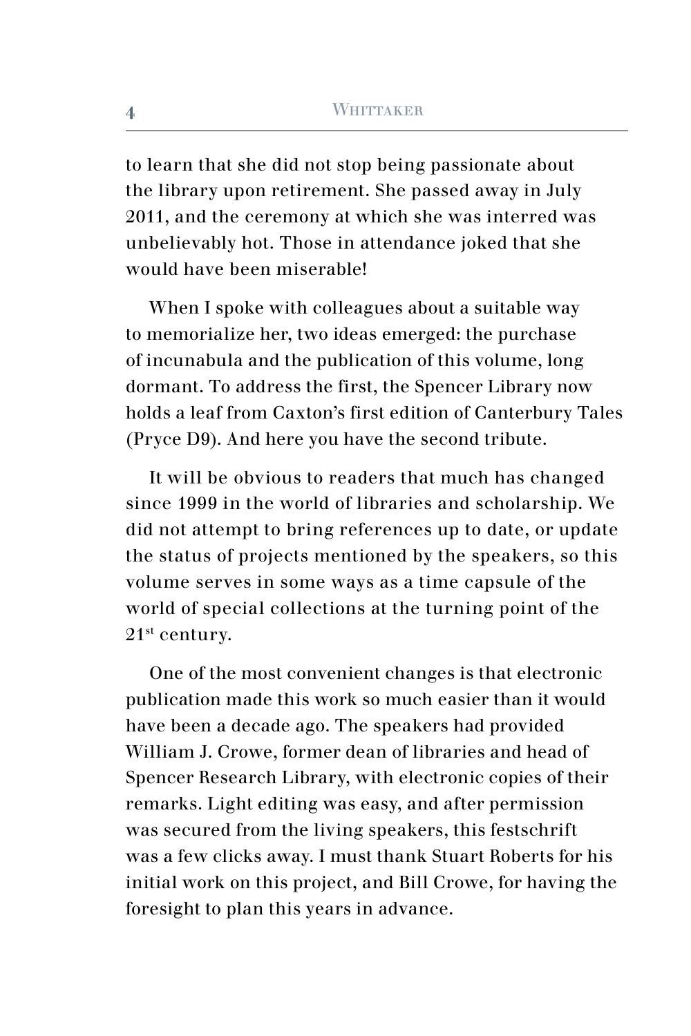to learn that she did not stop being passionate about the library upon retirement. She passed away in July 2011, and the ceremony at which she was interred was unbelievably hot. Those in attendance joked that she would have been miserable!

When I spoke with colleagues about a suitable way to memorialize her, two ideas emerged: the purchase of incunabula and the publication of this volume, long dormant. To address the first, the Spencer Library now holds a leaf from Caxton's first edition of Canterbury Tales (Pryce D9). And here you have the second tribute.

It will be obvious to readers that much has changed since 1999 in the world of libraries and scholarship. We did not attempt to bring references up to date, or update the status of projects mentioned by the speakers, so this volume serves in some ways as a time capsule of the world of special collections at the turning point of the 21st century.

One of the most convenient changes is that electronic publication made this work so much easier than it would have been a decade ago. The speakers had provided William J. Crowe, former dean of libraries and head of Spencer Research Library, with electronic copies of their remarks. Light editing was easy, and after permission was secured from the living speakers, this festschrift was a few clicks away. I must thank Stuart Roberts for his initial work on this project, and Bill Crowe, for having the foresight to plan this years in advance.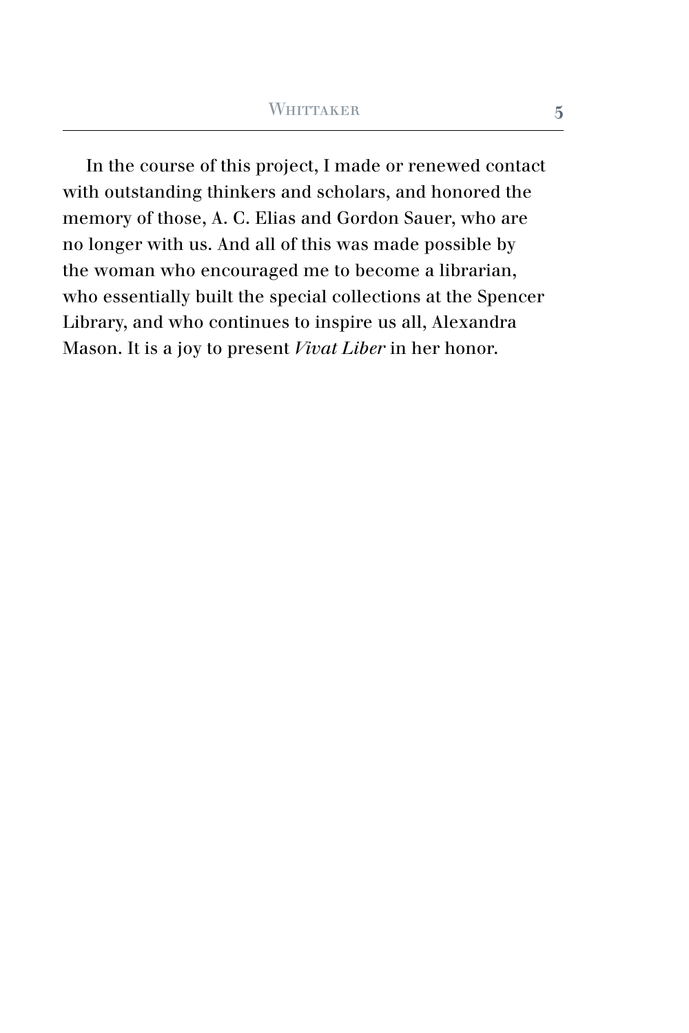In the course of this project, I made or renewed contact with outstanding thinkers and scholars, and honored the memory of those, A. C. Elias and Gordon Sauer, who are no longer with us. And all of this was made possible by the woman who encouraged me to become a librarian, who essentially built the special collections at the Spencer Library, and who continues to inspire us all, Alexandra Mason. It is a joy to present *Vivat Liber* in her honor.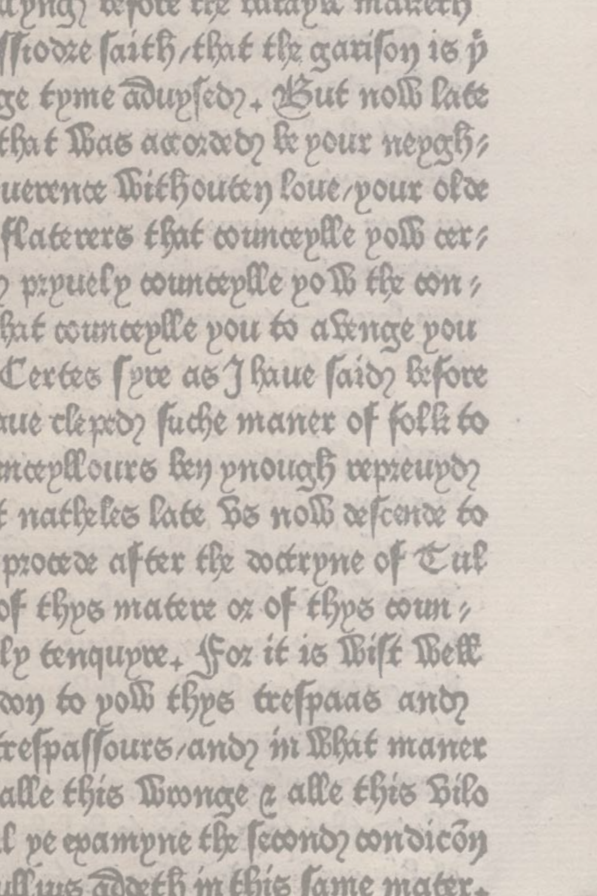lyng before the batayle maketh
ssiodre saith, that the garison is ẏ
ge tyme aduysed. But now late
that was accorded be your neygh⸗
uerence without loue, your olde
flaterers that councepllle yow cer⸗
pryuely councepllle yow the con⸗
hat councepllle you to avenge you
Certes syre as I haue said before
aue cleped suche maner of folk to
nceyllours ben ynough repreuyd
natheles late vs now descende to
procede after the doctryne of Tul
of thys matere or of thys coun⸗
ly tenquyre. For it is wist well
don to yow thys trespaas and
trespassours, and in what maner
alle this wronge & alle this vilo
l ye examyne the second condicōn
ullius addeth in this same mater.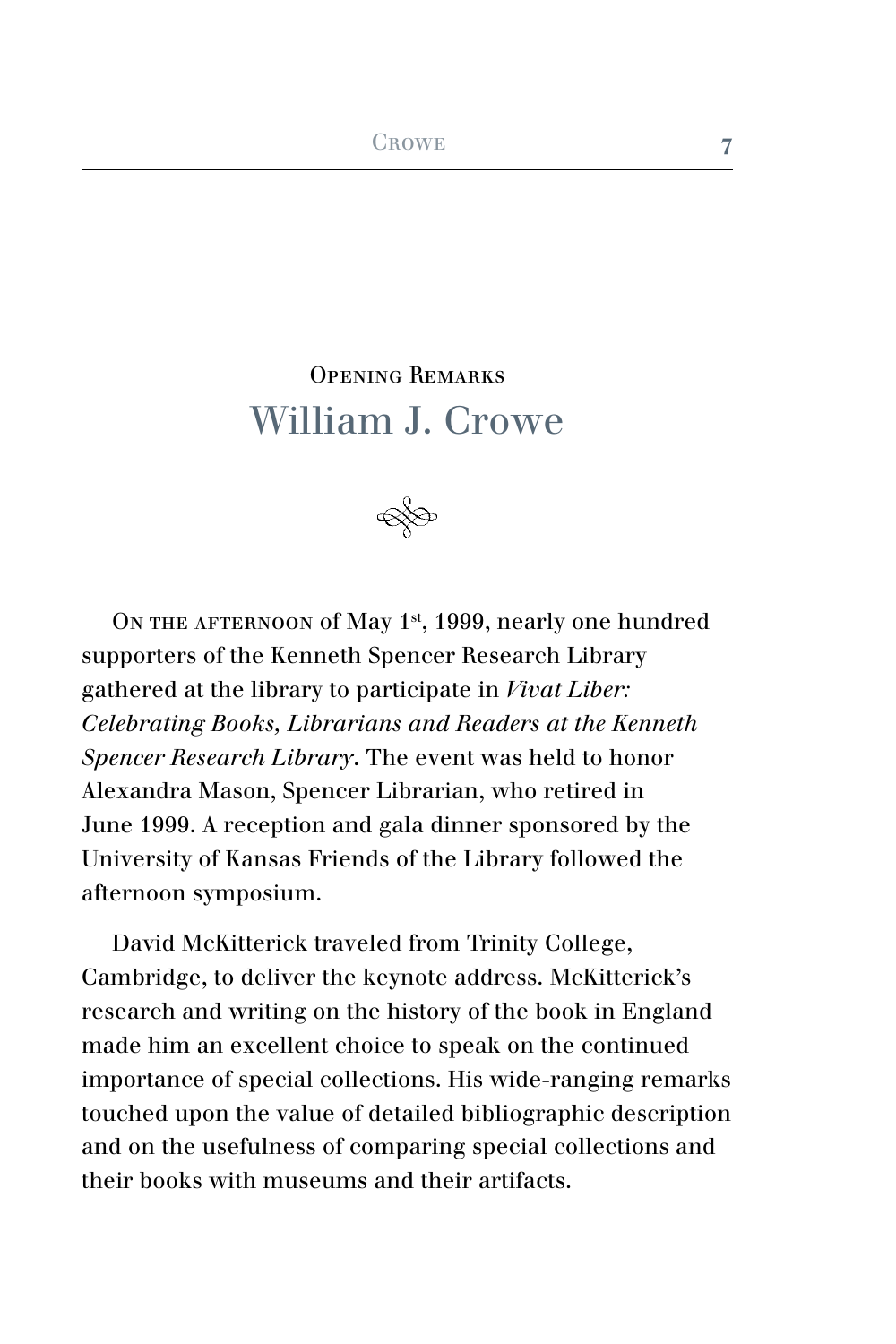## Opening Remarks

# William J. Crowe

On the afternoon of May 1st, 1999, nearly one hundred supporters of the Kenneth Spencer Research Library gathered at the library to participate in *Vivat Liber: Celebrating Books, Librarians and Readers at the Kenneth Spencer Research Library*. The event was held to honor Alexandra Mason, Spencer Librarian, who retired in June 1999. A reception and gala dinner sponsored by the University of Kansas Friends of the Library followed the afternoon symposium.

David McKitterick traveled from Trinity College, Cambridge, to deliver the keynote address. McKitterick's research and writing on the history of the book in England made him an excellent choice to speak on the continued importance of special collections. His wide-ranging remarks touched upon the value of detailed bibliographic description and on the usefulness of comparing special collections and their books with museums and their artifacts.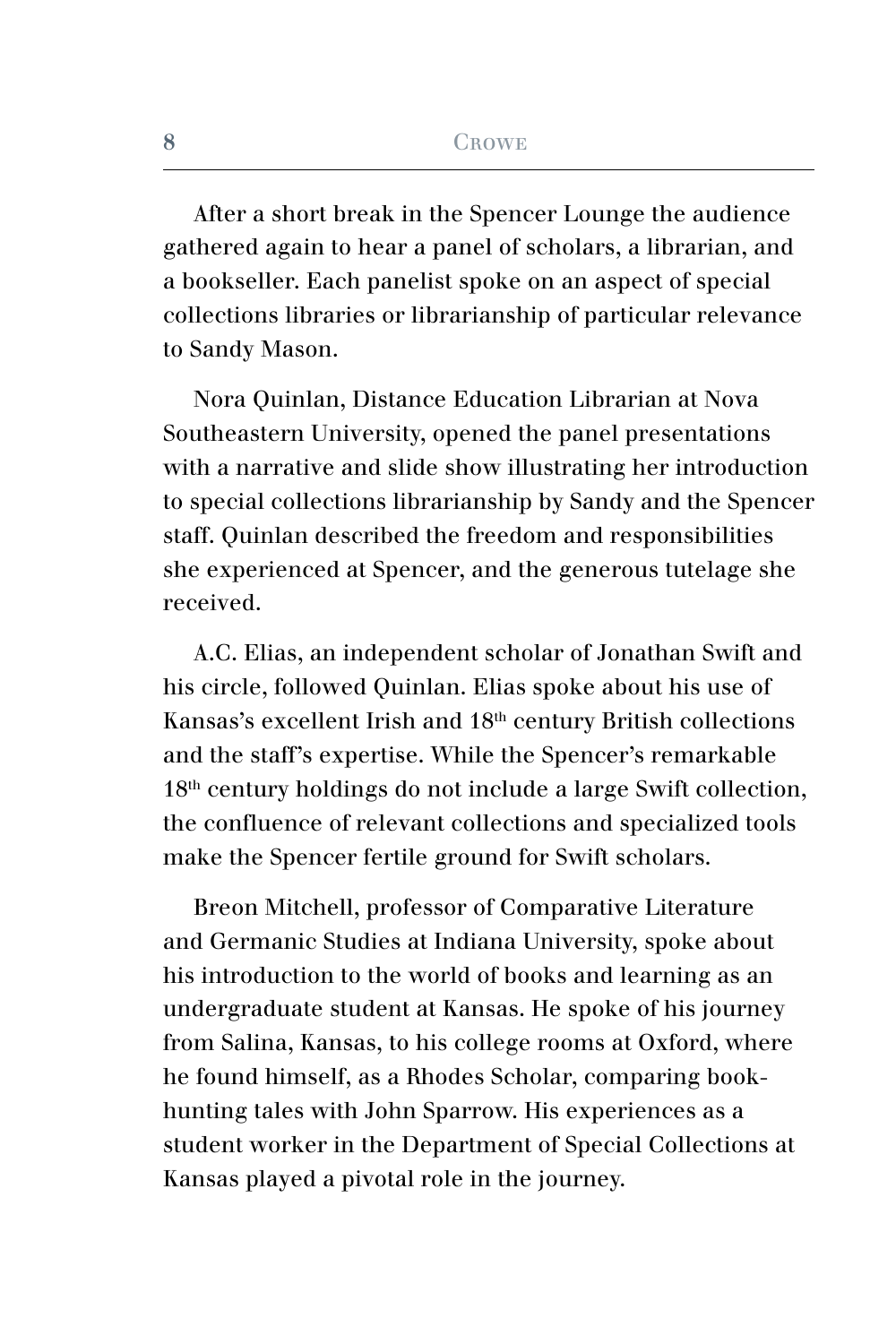After a short break in the Spencer Lounge the audience gathered again to hear a panel of scholars, a librarian, and a bookseller. Each panelist spoke on an aspect of special collections libraries or librarianship of particular relevance to Sandy Mason.

Nora Quinlan, Distance Education Librarian at Nova Southeastern University, opened the panel presentations with a narrative and slide show illustrating her introduction to special collections librarianship by Sandy and the Spencer staff. Quinlan described the freedom and responsibilities she experienced at Spencer, and the generous tutelage she received.

A.C. Elias, an independent scholar of Jonathan Swift and his circle, followed Quinlan. Elias spoke about his use of Kansas's excellent Irish and 18th century British collections and the staff's expertise. While the Spencer's remarkable 18th century holdings do not include a large Swift collection, the confluence of relevant collections and specialized tools make the Spencer fertile ground for Swift scholars.

Breon Mitchell, professor of Comparative Literature and Germanic Studies at Indiana University, spoke about his introduction to the world of books and learning as an undergraduate student at Kansas. He spoke of his journey from Salina, Kansas, to his college rooms at Oxford, where he found himself, as a Rhodes Scholar, comparing book-hunting tales with John Sparrow. His experiences as a student worker in the Department of Special Collections at Kansas played a pivotal role in the journey.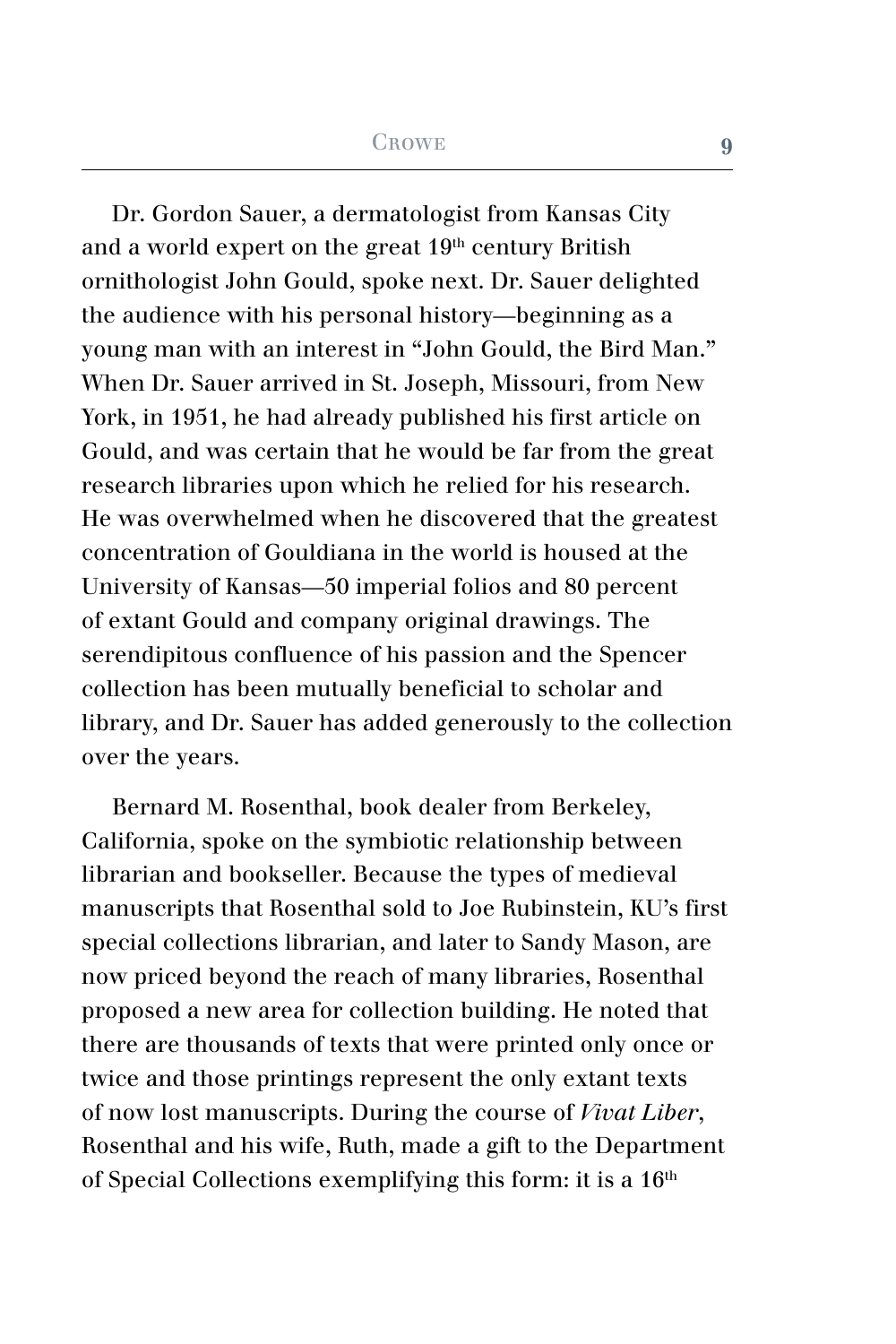Dr. Gordon Sauer, a dermatologist from Kansas City and a world expert on the great 19th century British ornithologist John Gould, spoke next. Dr. Sauer delighted the audience with his personal history—beginning as a young man with an interest in "John Gould, the Bird Man." When Dr. Sauer arrived in St. Joseph, Missouri, from New York, in 1951, he had already published his first article on Gould, and was certain that he would be far from the great research libraries upon which he relied for his research. He was overwhelmed when he discovered that the greatest concentration of Gouldiana in the world is housed at the University of Kansas—50 imperial folios and 80 percent of extant Gould and company original drawings. The serendipitous confluence of his passion and the Spencer collection has been mutually beneficial to scholar and library, and Dr. Sauer has added generously to the collection over the years.

Bernard M. Rosenthal, book dealer from Berkeley, California, spoke on the symbiotic relationship between librarian and bookseller. Because the types of medieval manuscripts that Rosenthal sold to Joe Rubinstein, KU's first special collections librarian, and later to Sandy Mason, are now priced beyond the reach of many libraries, Rosenthal proposed a new area for collection building. He noted that there are thousands of texts that were printed only once or twice and those printings represent the only extant texts of now lost manuscripts. During the course of *Vivat Liber*, Rosenthal and his wife, Ruth, made a gift to the Department of Special Collections exemplifying this form: it is a 16th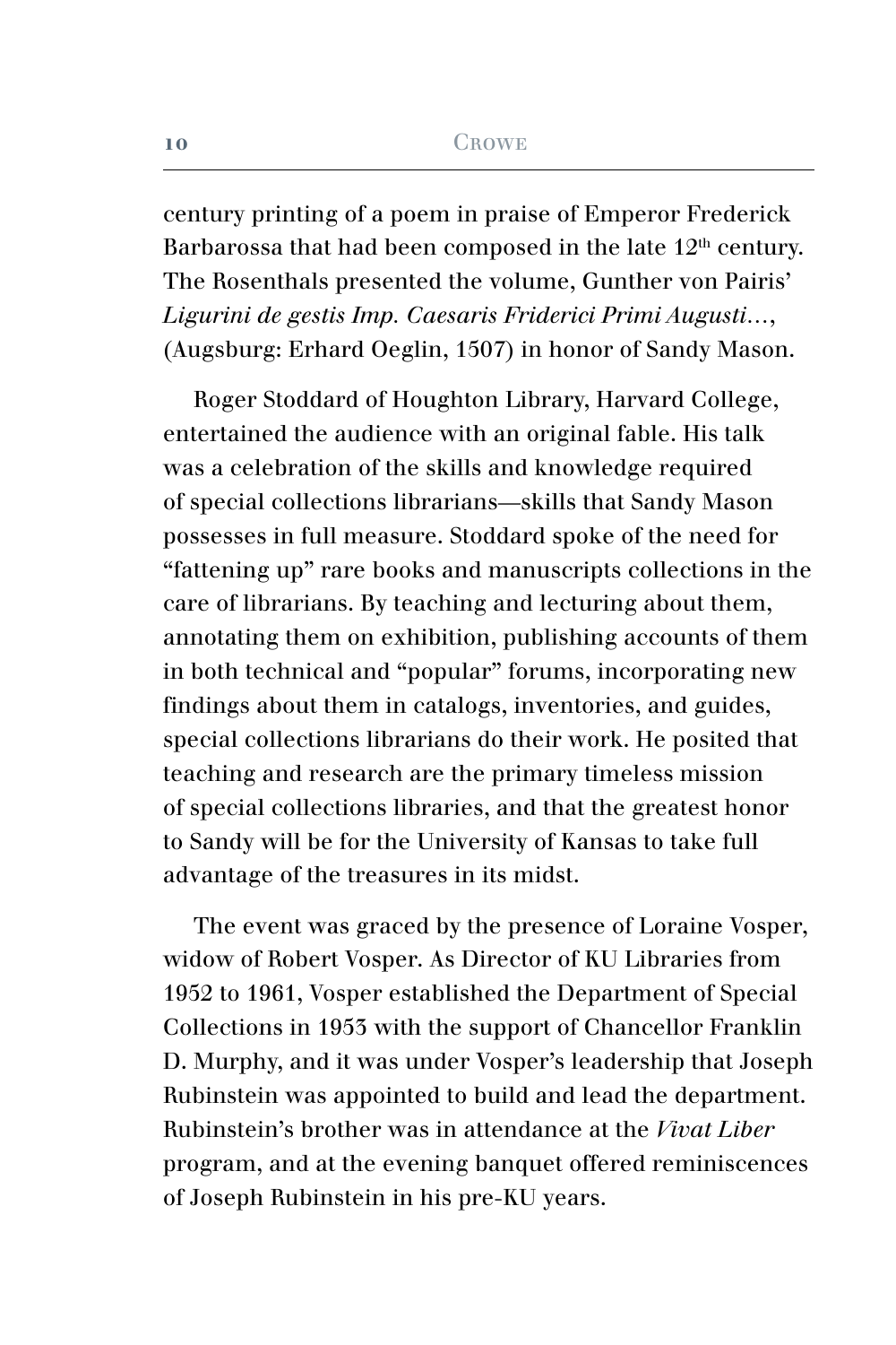century printing of a poem in praise of Emperor Frederick Barbarossa that had been composed in the late 12th century. The Rosenthals presented the volume, Gunther von Pairis' *Ligurini de gestis Imp. Caesaris Friderici Primi Augusti…*, (Augsburg: Erhard Oeglin, 1507) in honor of Sandy Mason.

Roger Stoddard of Houghton Library, Harvard College, entertained the audience with an original fable. His talk was a celebration of the skills and knowledge required of special collections librarians—skills that Sandy Mason possesses in full measure. Stoddard spoke of the need for "fattening up" rare books and manuscripts collections in the care of librarians. By teaching and lecturing about them, annotating them on exhibition, publishing accounts of them in both technical and "popular" forums, incorporating new findings about them in catalogs, inventories, and guides, special collections librarians do their work. He posited that teaching and research are the primary timeless mission of special collections libraries, and that the greatest honor to Sandy will be for the University of Kansas to take full advantage of the treasures in its midst.

The event was graced by the presence of Loraine Vosper, widow of Robert Vosper. As Director of KU Libraries from 1952 to 1961, Vosper established the Department of Special Collections in 1953 with the support of Chancellor Franklin D. Murphy, and it was under Vosper's leadership that Joseph Rubinstein was appointed to build and lead the department. Rubinstein's brother was in attendance at the *Vivat Liber* program, and at the evening banquet offered reminiscences of Joseph Rubinstein in his pre-KU years.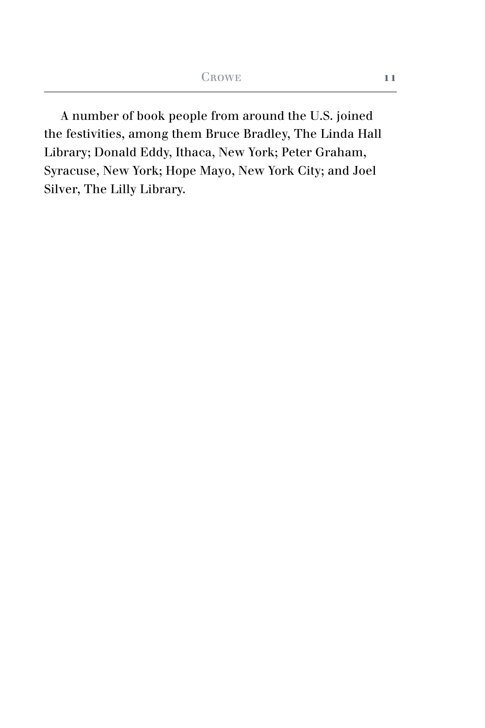A number of book people from around the U.S. joined the festivities, among them Bruce Bradley, The Linda Hall Library; Donald Eddy, Ithaca, New York; Peter Graham, Syracuse, New York; Hope Mayo, New York City; and Joel Silver, The Lilly Library.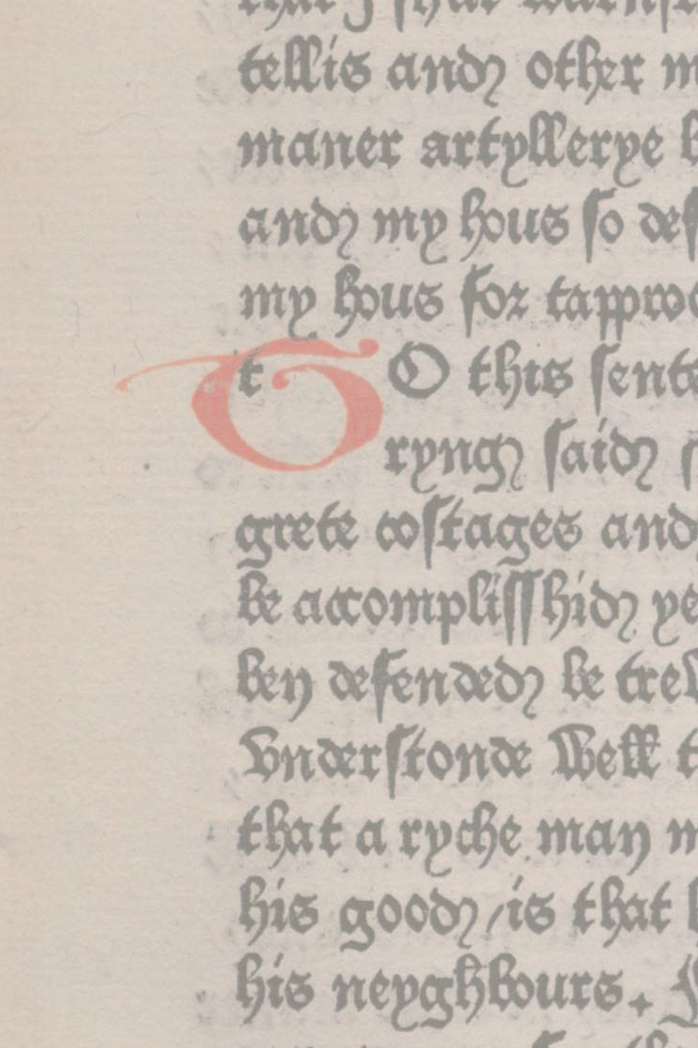that I shal warnyss
tellis and other m
maner artyllerye b
and my hous so def
my hous for tapproc
TO this sent
ryngh said
grete costages and
be accomplisshid ye
ben defended be tre
Understonde well t
that a ryche man m
his good / is that
his neyghbours.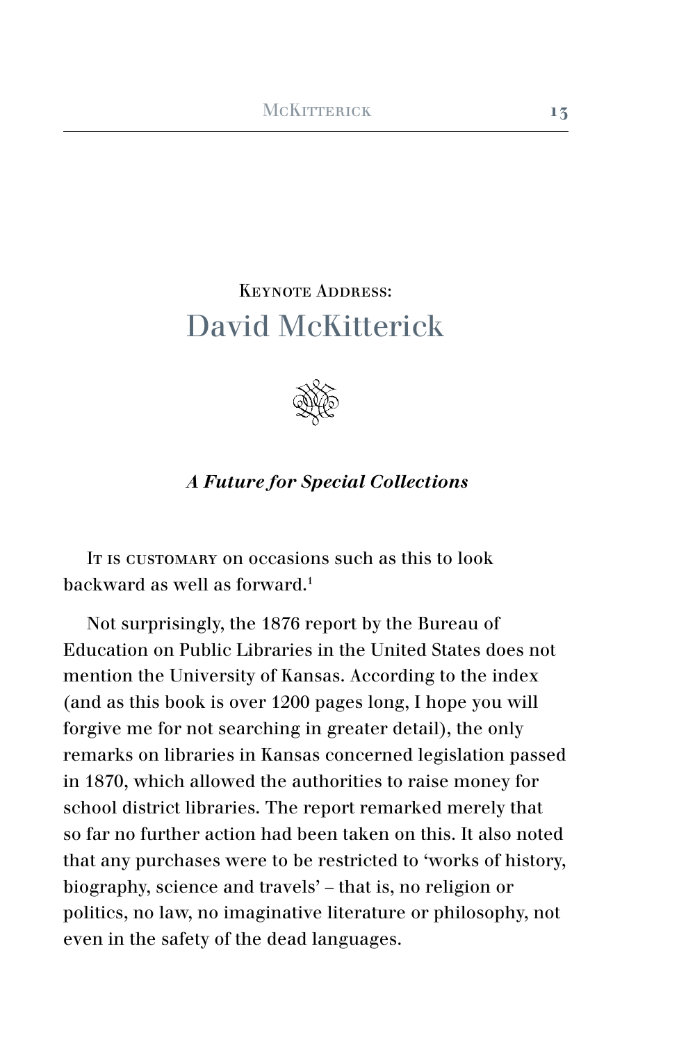# Keynote Address: David McKitterick

## *A Future for Special Collections*

It is customary on occasions such as this to look backward as well as forward.[1]

Not surprisingly, the 1876 report by the Bureau of Education on Public Libraries in the United States does not mention the University of Kansas. According to the index (and as this book is over 1200 pages long, I hope you will forgive me for not searching in greater detail), the only remarks on libraries in Kansas concerned legislation passed in 1870, which allowed the authorities to raise money for school district libraries. The report remarked merely that so far no further action had been taken on this. It also noted that any purchases were to be restricted to 'works of history, biography, science and travels' – that is, no religion or politics, no law, no imaginative literature or philosophy, not even in the safety of the dead languages.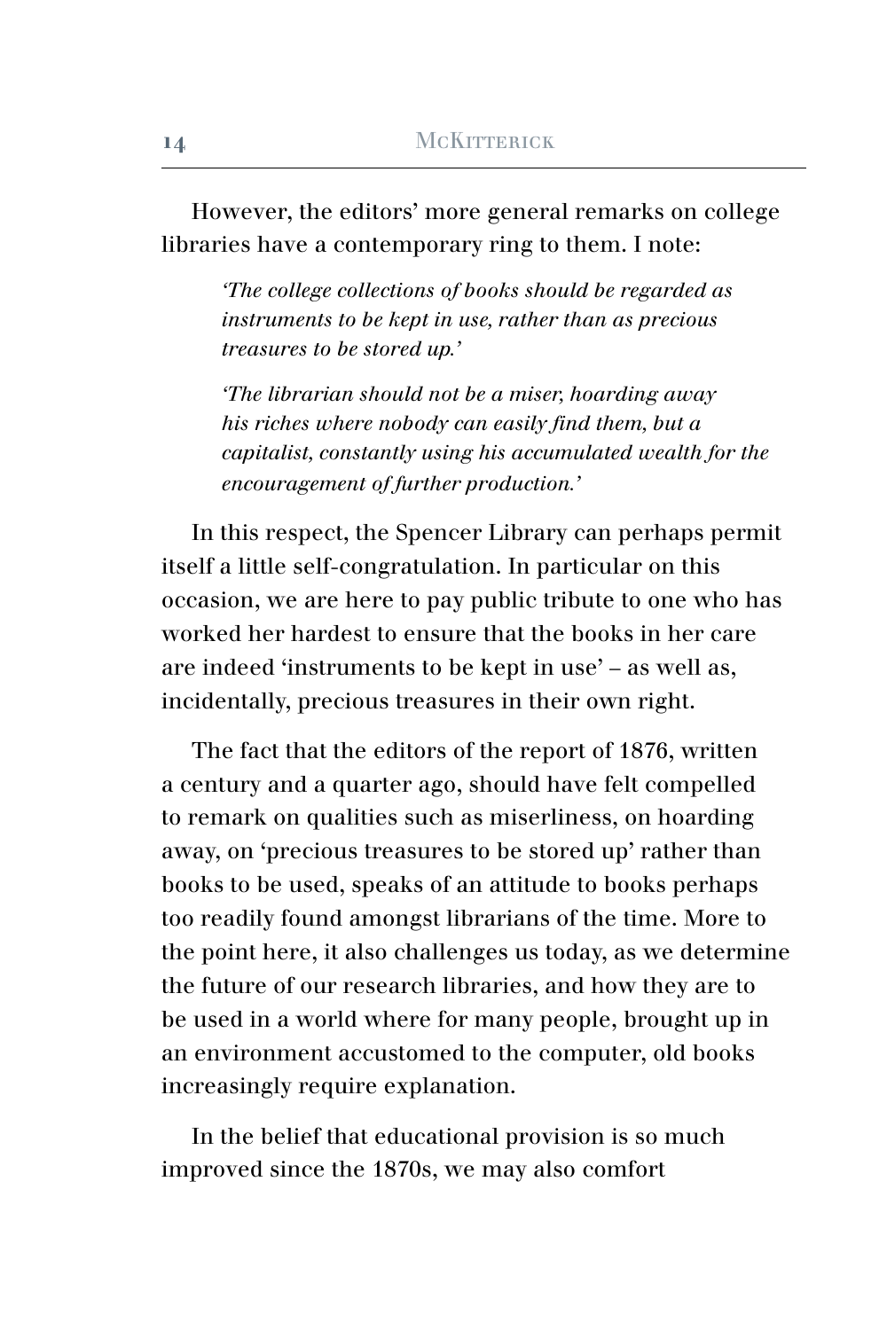However, the editors' more general remarks on college libraries have a contemporary ring to them. I note:

> *'The college collections of books should be regarded as instruments to be kept in use, rather than as precious treasures to be stored up.'*
>
> *'The librarian should not be a miser, hoarding away his riches where nobody can easily find them, but a capitalist, constantly using his accumulated wealth for the encouragement of further production.'*

In this respect, the Spencer Library can perhaps permit itself a little self-congratulation. In particular on this occasion, we are here to pay public tribute to one who has worked her hardest to ensure that the books in her care are indeed 'instruments to be kept in use' – as well as, incidentally, precious treasures in their own right.

The fact that the editors of the report of 1876, written a century and a quarter ago, should have felt compelled to remark on qualities such as miserliness, on hoarding away, on 'precious treasures to be stored up' rather than books to be used, speaks of an attitude to books perhaps too readily found amongst librarians of the time. More to the point here, it also challenges us today, as we determine the future of our research libraries, and how they are to be used in a world where for many people, brought up in an environment accustomed to the computer, old books increasingly require explanation.

In the belief that educational provision is so much improved since the 1870s, we may also comfort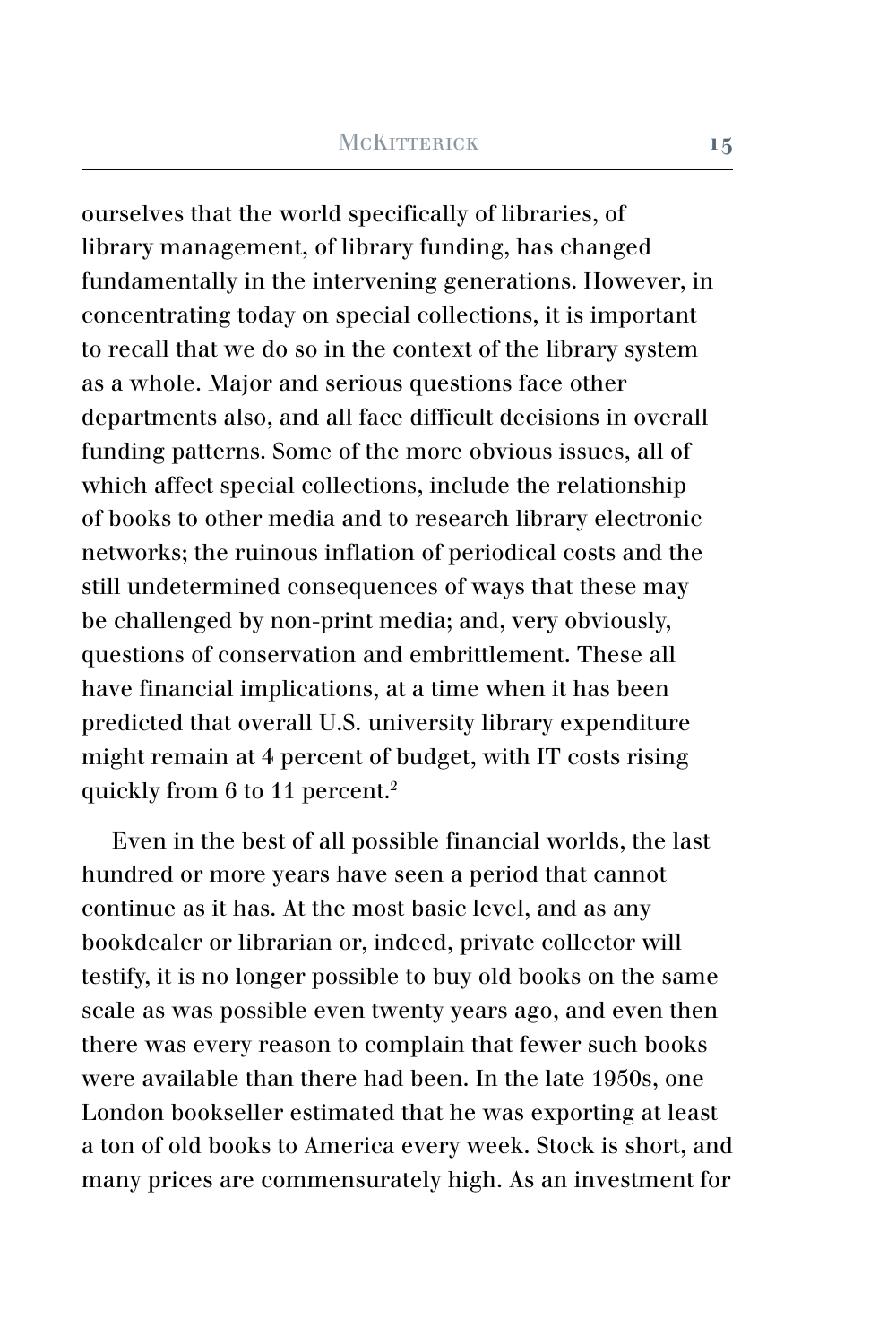ourselves that the world specifically of libraries, of library management, of library funding, has changed fundamentally in the intervening generations. However, in concentrating today on special collections, it is important to recall that we do so in the context of the library system as a whole. Major and serious questions face other departments also, and all face difficult decisions in overall funding patterns. Some of the more obvious issues, all of which affect special collections, include the relationship of books to other media and to research library electronic networks; the ruinous inflation of periodical costs and the still undetermined consequences of ways that these may be challenged by non-print media; and, very obviously, questions of conservation and embrittlement. These all have financial implications, at a time when it has been predicted that overall U.S. university library expenditure might remain at 4 percent of budget, with IT costs rising quickly from 6 to 11 percent.[2]

Even in the best of all possible financial worlds, the last hundred or more years have seen a period that cannot continue as it has. At the most basic level, and as any bookdealer or librarian or, indeed, private collector will testify, it is no longer possible to buy old books on the same scale as was possible even twenty years ago, and even then there was every reason to complain that fewer such books were available than there had been. In the late 1950s, one London bookseller estimated that he was exporting at least a ton of old books to America every week. Stock is short, and many prices are commensurately high. As an investment for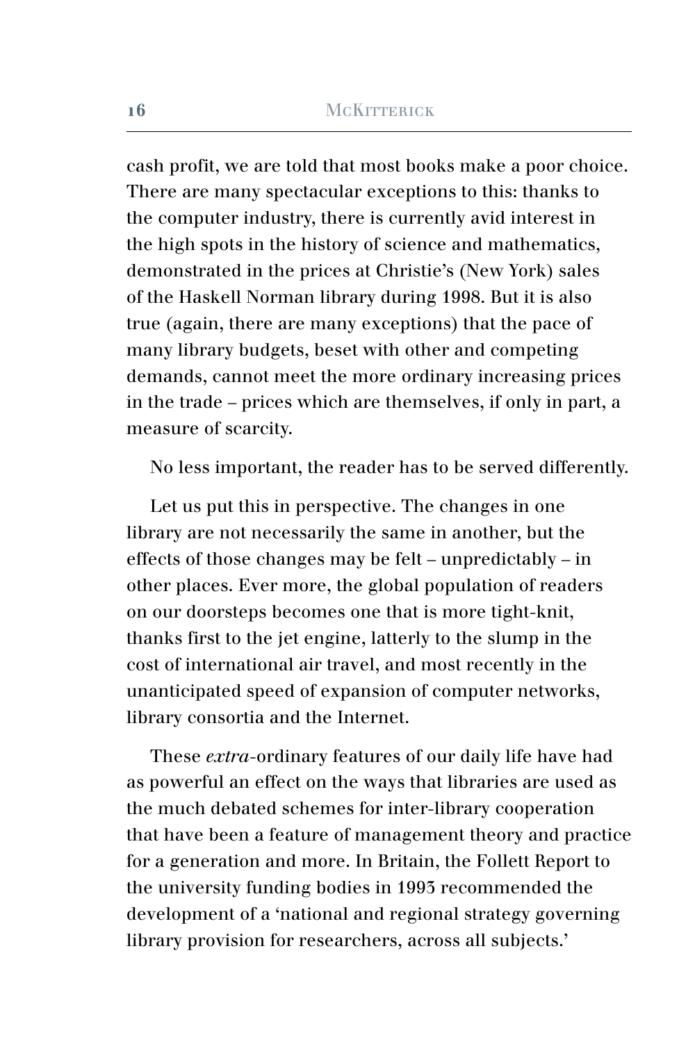cash profit, we are told that most books make a poor choice. There are many spectacular exceptions to this: thanks to the computer industry, there is currently avid interest in the high spots in the history of science and mathematics, demonstrated in the prices at Christie's (New York) sales of the Haskell Norman library during 1998. But it is also true (again, there are many exceptions) that the pace of many library budgets, beset with other and competing demands, cannot meet the more ordinary increasing prices in the trade – prices which are themselves, if only in part, a measure of scarcity.

No less important, the reader has to be served differently.

Let us put this in perspective. The changes in one library are not necessarily the same in another, but the effects of those changes may be felt – unpredictably – in other places. Ever more, the global population of readers on our doorsteps becomes one that is more tight-knit, thanks first to the jet engine, latterly to the slump in the cost of international air travel, and most recently in the unanticipated speed of expansion of computer networks, library consortia and the Internet.

These *extra*-ordinary features of our daily life have had as powerful an effect on the ways that libraries are used as the much debated schemes for inter-library cooperation that have been a feature of management theory and practice for a generation and more. In Britain, the Follett Report to the university funding bodies in 1993 recommended the development of a 'national and regional strategy governing library provision for researchers, across all subjects.'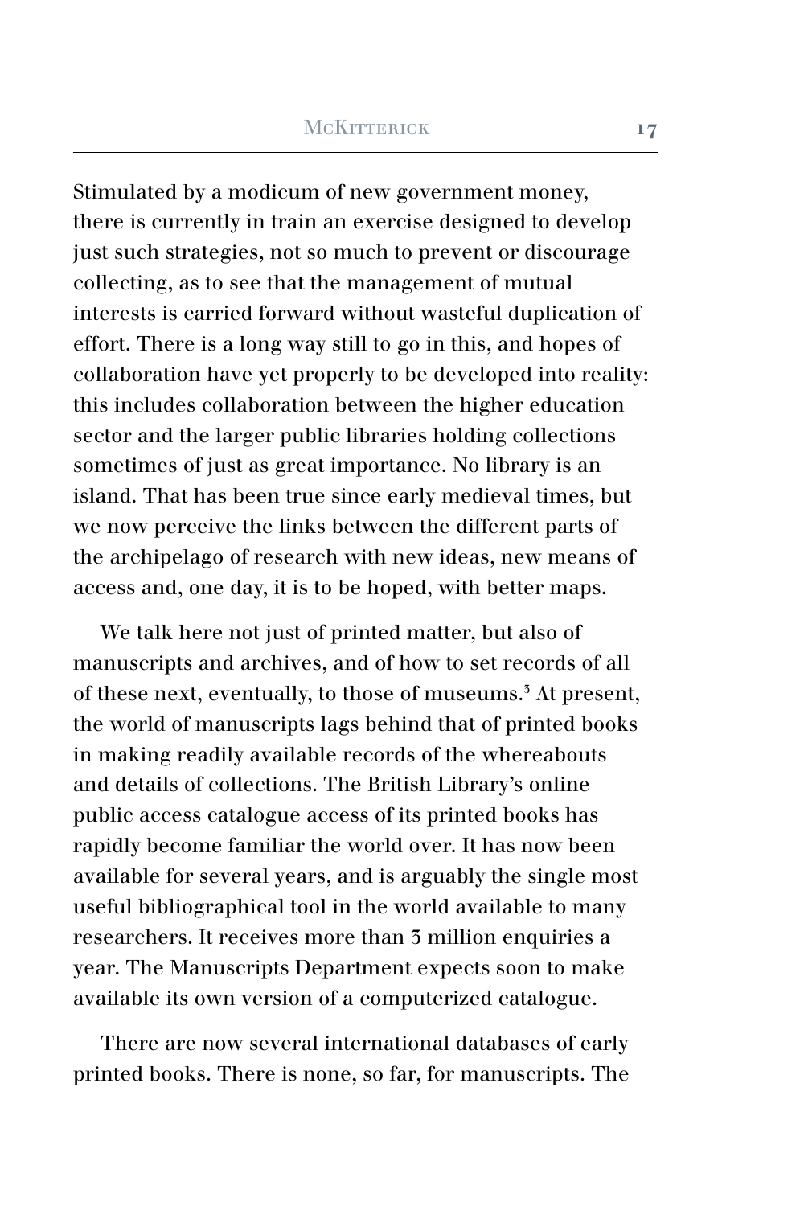Stimulated by a modicum of new government money, there is currently in train an exercise designed to develop just such strategies, not so much to prevent or discourage collecting, as to see that the management of mutual interests is carried forward without wasteful duplication of effort. There is a long way still to go in this, and hopes of collaboration have yet properly to be developed into reality: this includes collaboration between the higher education sector and the larger public libraries holding collections sometimes of just as great importance. No library is an island. That has been true since early medieval times, but we now perceive the links between the different parts of the archipelago of research with new ideas, new means of access and, one day, it is to be hoped, with better maps.

We talk here not just of printed matter, but also of manuscripts and archives, and of how to set records of all of these next, eventually, to those of museums.[3] At present, the world of manuscripts lags behind that of printed books in making readily available records of the whereabouts and details of collections. The British Library's online public access catalogue access of its printed books has rapidly become familiar the world over. It has now been available for several years, and is arguably the single most useful bibliographical tool in the world available to many researchers. It receives more than 3 million enquiries a year. The Manuscripts Department expects soon to make available its own version of a computerized catalogue.

There are now several international databases of early printed books. There is none, so far, for manuscripts. The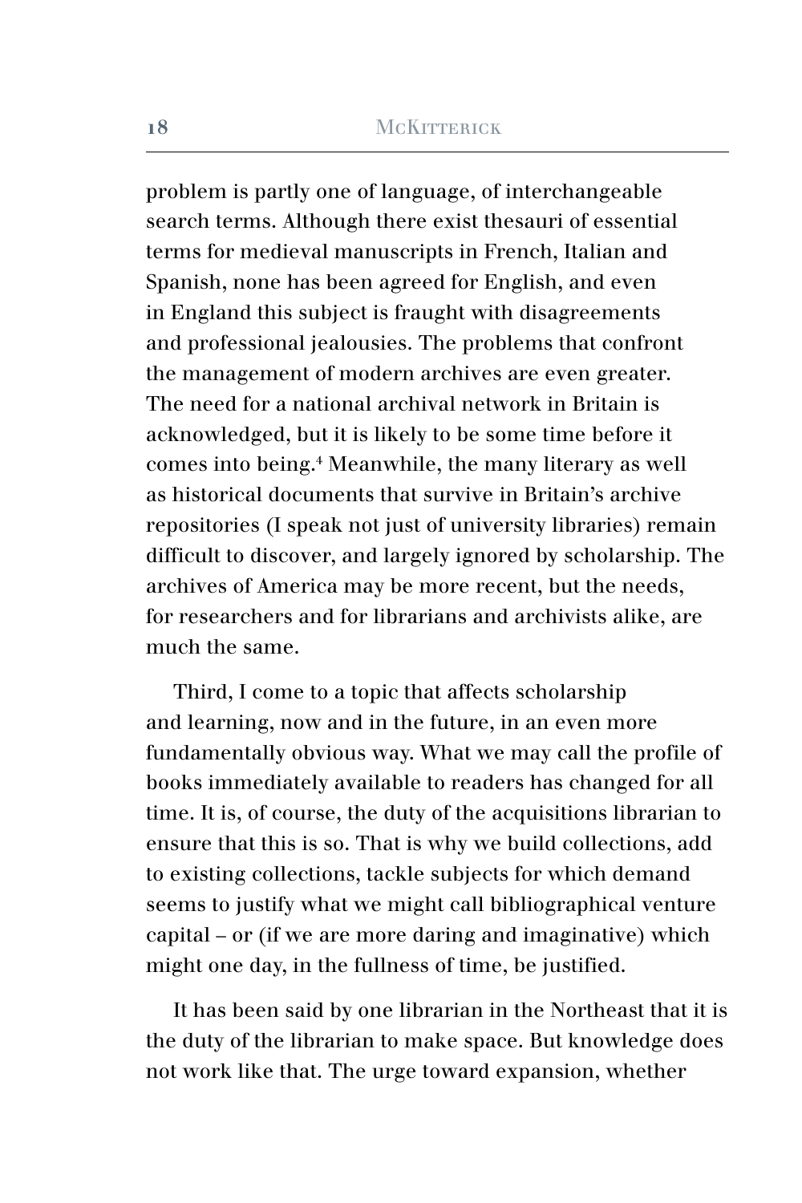problem is partly one of language, of interchangeable search terms. Although there exist thesauri of essential terms for medieval manuscripts in French, Italian and Spanish, none has been agreed for English, and even in England this subject is fraught with disagreements and professional jealousies. The problems that confront the management of modern archives are even greater. The need for a national archival network in Britain is acknowledged, but it is likely to be some time before it comes into being.[4] Meanwhile, the many literary as well as historical documents that survive in Britain's archive repositories (I speak not just of university libraries) remain difficult to discover, and largely ignored by scholarship. The archives of America may be more recent, but the needs, for researchers and for librarians and archivists alike, are much the same.

Third, I come to a topic that affects scholarship and learning, now and in the future, in an even more fundamentally obvious way. What we may call the profile of books immediately available to readers has changed for all time. It is, of course, the duty of the acquisitions librarian to ensure that this is so. That is why we build collections, add to existing collections, tackle subjects for which demand seems to justify what we might call bibliographical venture capital – or (if we are more daring and imaginative) which might one day, in the fullness of time, be justified.

It has been said by one librarian in the Northeast that it is the duty of the librarian to make space. But knowledge does not work like that. The urge toward expansion, whether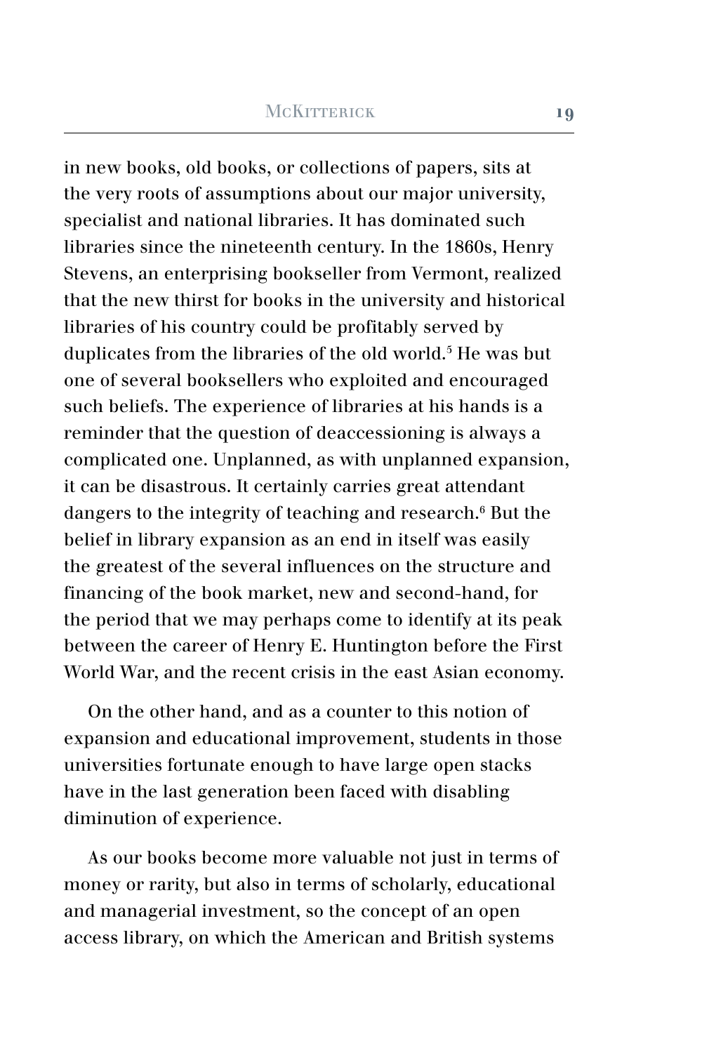in new books, old books, or collections of papers, sits at the very roots of assumptions about our major university, specialist and national libraries. It has dominated such libraries since the nineteenth century. In the 1860s, Henry Stevens, an enterprising bookseller from Vermont, realized that the new thirst for books in the university and historical libraries of his country could be profitably served by duplicates from the libraries of the old world.[5] He was but one of several booksellers who exploited and encouraged such beliefs. The experience of libraries at his hands is a reminder that the question of deaccessioning is always a complicated one. Unplanned, as with unplanned expansion, it can be disastrous. It certainly carries great attendant dangers to the integrity of teaching and research.[6] But the belief in library expansion as an end in itself was easily the greatest of the several influences on the structure and financing of the book market, new and second-hand, for the period that we may perhaps come to identify at its peak between the career of Henry E. Huntington before the First World War, and the recent crisis in the east Asian economy.

On the other hand, and as a counter to this notion of expansion and educational improvement, students in those universities fortunate enough to have large open stacks have in the last generation been faced with disabling diminution of experience.

As our books become more valuable not just in terms of money or rarity, but also in terms of scholarly, educational and managerial investment, so the concept of an open access library, on which the American and British systems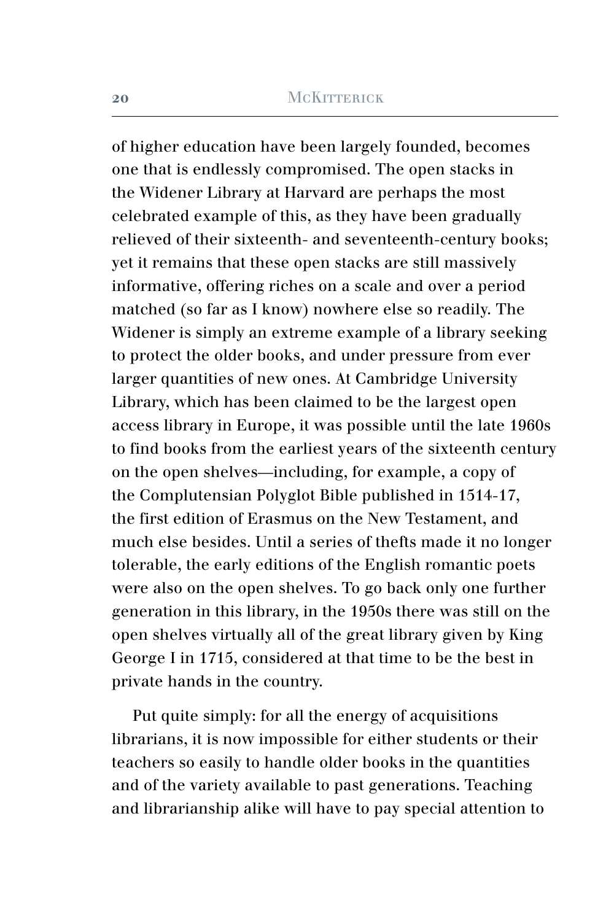of higher education have been largely founded, becomes one that is endlessly compromised. The open stacks in the Widener Library at Harvard are perhaps the most celebrated example of this, as they have been gradually relieved of their sixteenth- and seventeenth-century books; yet it remains that these open stacks are still massively informative, offering riches on a scale and over a period matched (so far as I know) nowhere else so readily. The Widener is simply an extreme example of a library seeking to protect the older books, and under pressure from ever larger quantities of new ones. At Cambridge University Library, which has been claimed to be the largest open access library in Europe, it was possible until the late 1960s to find books from the earliest years of the sixteenth century on the open shelves—including, for example, a copy of the Complutensian Polyglot Bible published in 1514-17, the first edition of Erasmus on the New Testament, and much else besides. Until a series of thefts made it no longer tolerable, the early editions of the English romantic poets were also on the open shelves. To go back only one further generation in this library, in the 1950s there was still on the open shelves virtually all of the great library given by King George I in 1715, considered at that time to be the best in private hands in the country.

Put quite simply: for all the energy of acquisitions librarians, it is now impossible for either students or their teachers so easily to handle older books in the quantities and of the variety available to past generations. Teaching and librarianship alike will have to pay special attention to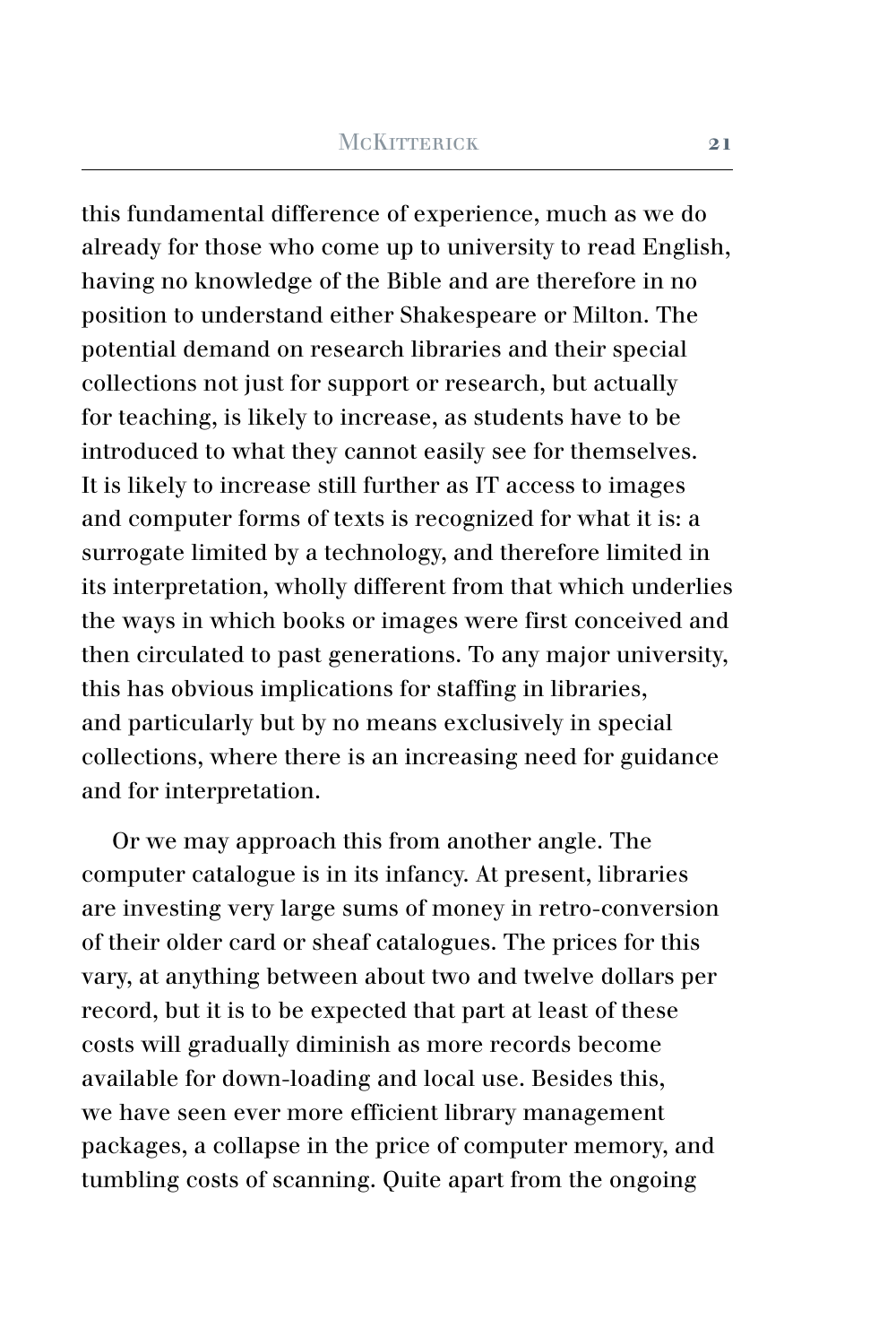this fundamental difference of experience, much as we do already for those who come up to university to read English, having no knowledge of the Bible and are therefore in no position to understand either Shakespeare or Milton. The potential demand on research libraries and their special collections not just for support or research, but actually for teaching, is likely to increase, as students have to be introduced to what they cannot easily see for themselves. It is likely to increase still further as IT access to images and computer forms of texts is recognized for what it is: a surrogate limited by a technology, and therefore limited in its interpretation, wholly different from that which underlies the ways in which books or images were first conceived and then circulated to past generations. To any major university, this has obvious implications for staffing in libraries, and particularly but by no means exclusively in special collections, where there is an increasing need for guidance and for interpretation.

Or we may approach this from another angle. The computer catalogue is in its infancy. At present, libraries are investing very large sums of money in retro-conversion of their older card or sheaf catalogues. The prices for this vary, at anything between about two and twelve dollars per record, but it is to be expected that part at least of these costs will gradually diminish as more records become available for down-loading and local use. Besides this, we have seen ever more efficient library management packages, a collapse in the price of computer memory, and tumbling costs of scanning. Quite apart from the ongoing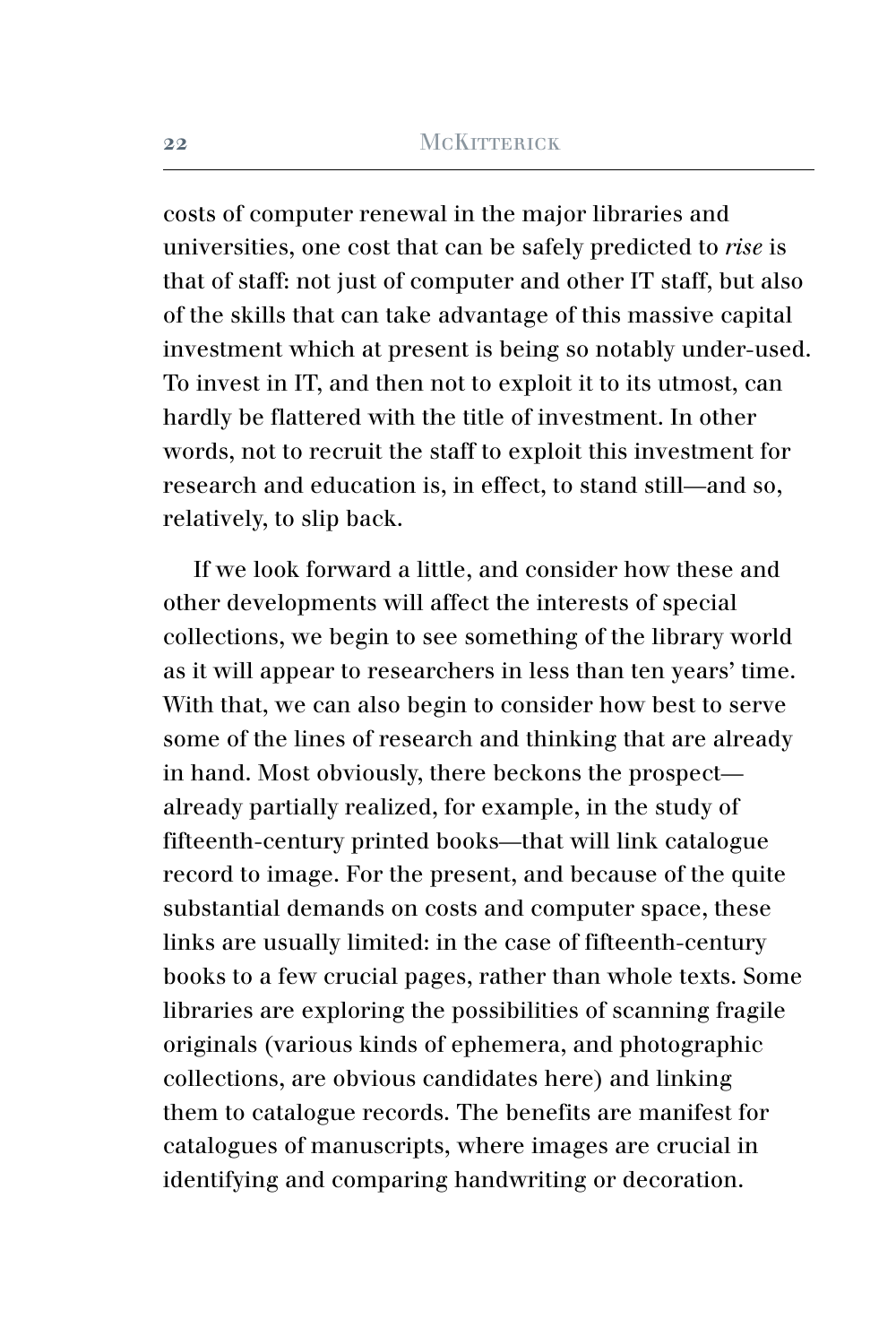costs of computer renewal in the major libraries and universities, one cost that can be safely predicted to *rise* is that of staff: not just of computer and other IT staff, but also of the skills that can take advantage of this massive capital investment which at present is being so notably under-used. To invest in IT, and then not to exploit it to its utmost, can hardly be flattered with the title of investment. In other words, not to recruit the staff to exploit this investment for research and education is, in effect, to stand still—and so, relatively, to slip back.

If we look forward a little, and consider how these and other developments will affect the interests of special collections, we begin to see something of the library world as it will appear to researchers in less than ten years' time. With that, we can also begin to consider how best to serve some of the lines of research and thinking that are already in hand. Most obviously, there beckons the prospect—already partially realized, for example, in the study of fifteenth-century printed books—that will link catalogue record to image. For the present, and because of the quite substantial demands on costs and computer space, these links are usually limited: in the case of fifteenth-century books to a few crucial pages, rather than whole texts. Some libraries are exploring the possibilities of scanning fragile originals (various kinds of ephemera, and photographic collections, are obvious candidates here) and linking them to catalogue records. The benefits are manifest for catalogues of manuscripts, where images are crucial in identifying and comparing handwriting or decoration.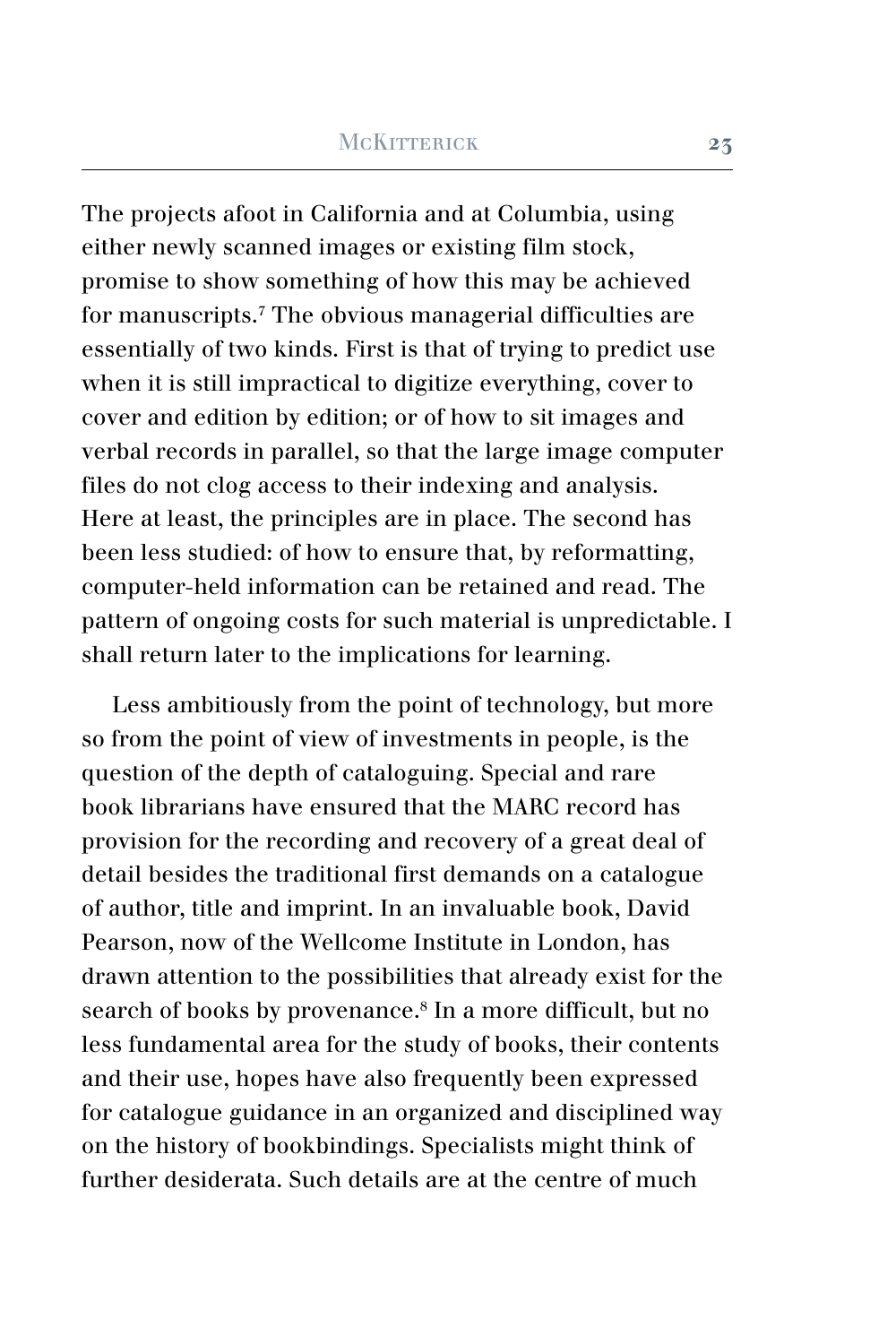The projects afoot in California and at Columbia, using either newly scanned images or existing film stock, promise to show something of how this may be achieved for manuscripts.[7] The obvious managerial difficulties are essentially of two kinds. First is that of trying to predict use when it is still impractical to digitize everything, cover to cover and edition by edition; or of how to sit images and verbal records in parallel, so that the large image computer files do not clog access to their indexing and analysis. Here at least, the principles are in place. The second has been less studied: of how to ensure that, by reformatting, computer-held information can be retained and read. The pattern of ongoing costs for such material is unpredictable. I shall return later to the implications for learning.

Less ambitiously from the point of technology, but more so from the point of view of investments in people, is the question of the depth of cataloguing. Special and rare book librarians have ensured that the MARC record has provision for the recording and recovery of a great deal of detail besides the traditional first demands on a catalogue of author, title and imprint. In an invaluable book, David Pearson, now of the Wellcome Institute in London, has drawn attention to the possibilities that already exist for the search of books by provenance.[8] In a more difficult, but no less fundamental area for the study of books, their contents and their use, hopes have also frequently been expressed for catalogue guidance in an organized and disciplined way on the history of bookbindings. Specialists might think of further desiderata. Such details are at the centre of much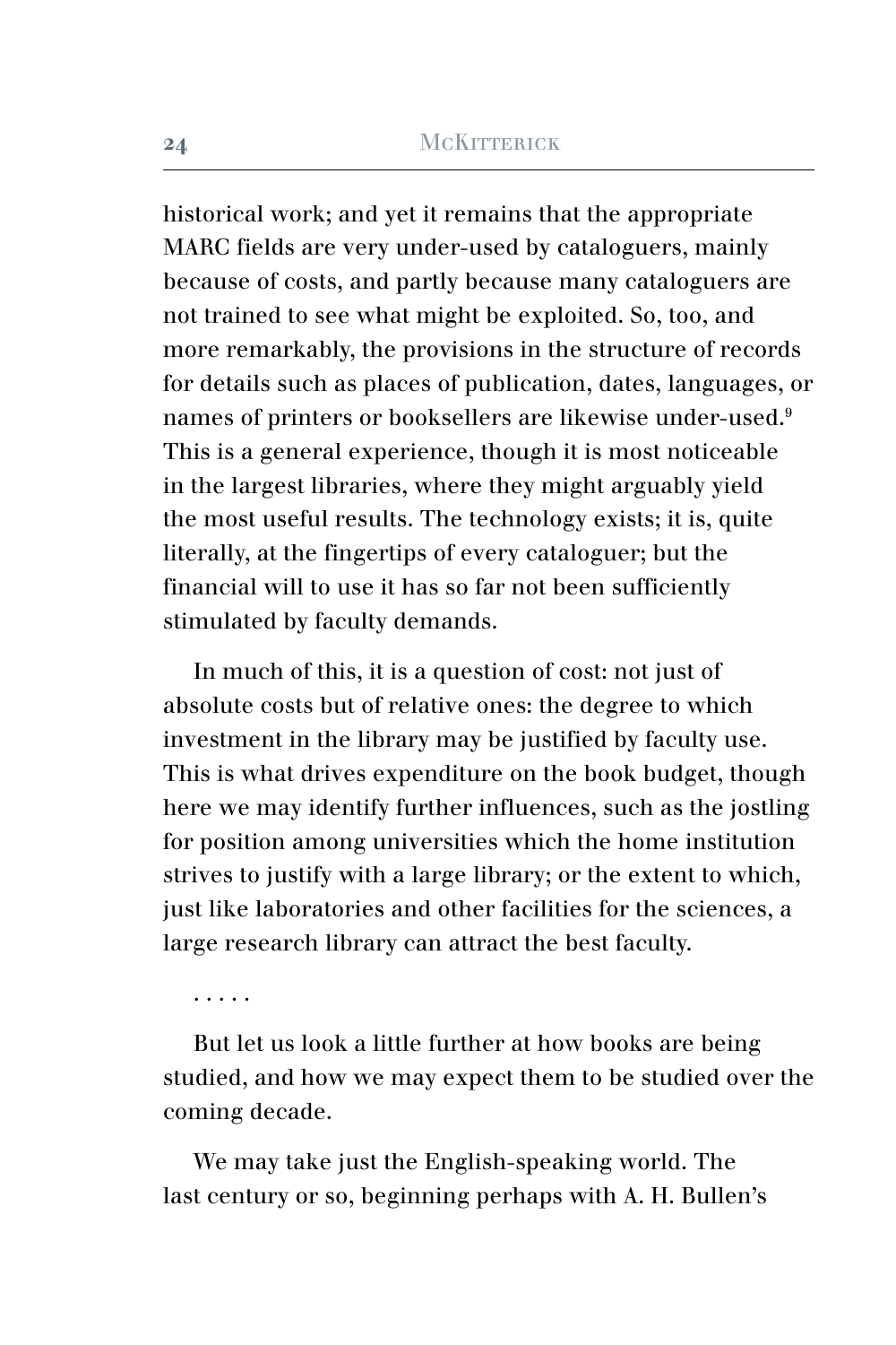historical work; and yet it remains that the appropriate MARC fields are very under-used by cataloguers, mainly because of costs, and partly because many cataloguers are not trained to see what might be exploited. So, too, and more remarkably, the provisions in the structure of records for details such as places of publication, dates, languages, or names of printers or booksellers are likewise under-used.[9] This is a general experience, though it is most noticeable in the largest libraries, where they might arguably yield the most useful results. The technology exists; it is, quite literally, at the fingertips of every cataloguer; but the financial will to use it has so far not been sufficiently stimulated by faculty demands.

In much of this, it is a question of cost: not just of absolute costs but of relative ones: the degree to which investment in the library may be justified by faculty use. This is what drives expenditure on the book budget, though here we may identify further influences, such as the jostling for position among universities which the home institution strives to justify with a large library; or the extent to which, just like laboratories and other facilities for the sciences, a large research library can attract the best faculty.

. . . . .

But let us look a little further at how books are being studied, and how we may expect them to be studied over the coming decade.

We may take just the English-speaking world. The last century or so, beginning perhaps with A. H. Bullen's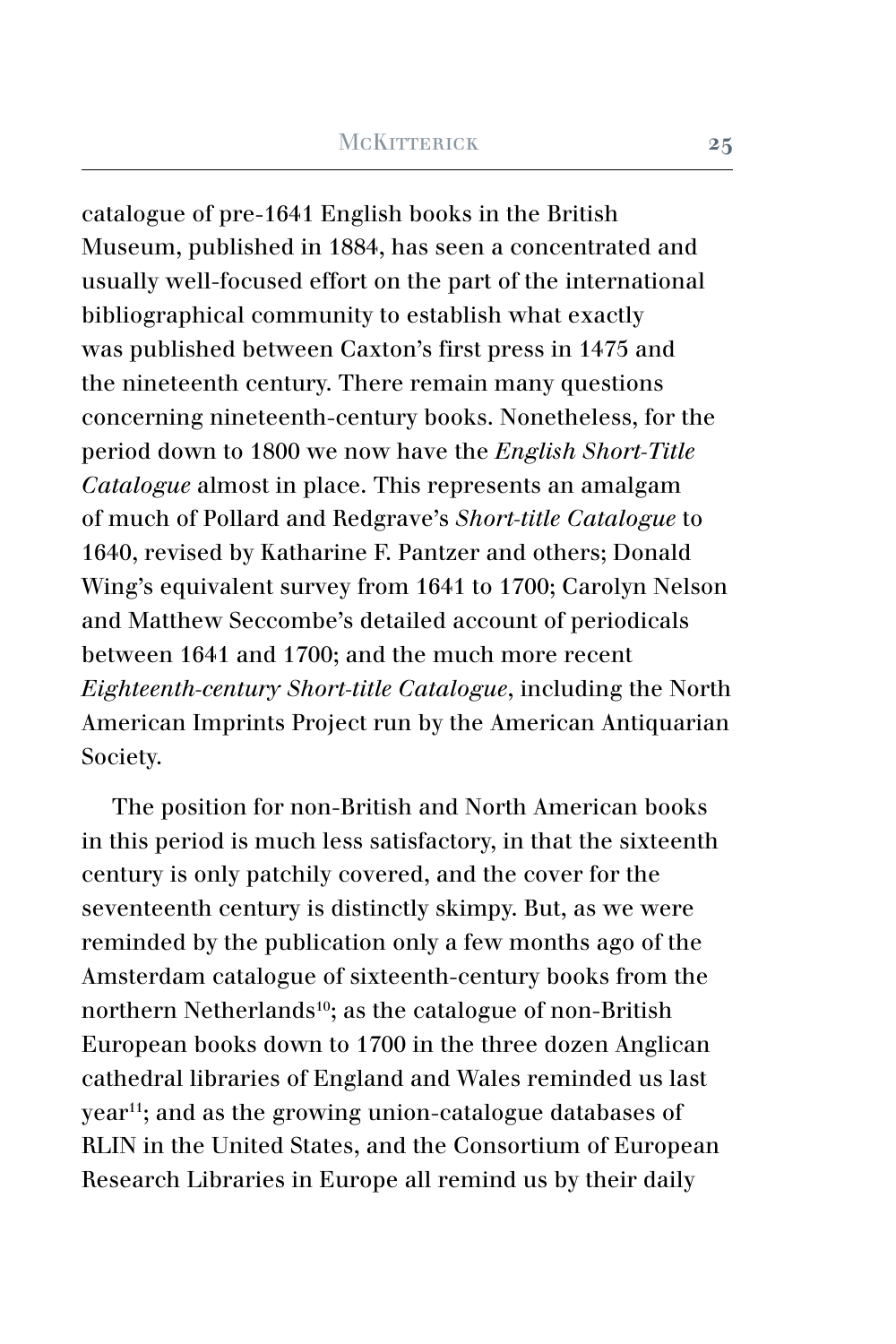catalogue of pre-1641 English books in the British Museum, published in 1884, has seen a concentrated and usually well-focused effort on the part of the international bibliographical community to establish what exactly was published between Caxton's first press in 1475 and the nineteenth century. There remain many questions concerning nineteenth-century books. Nonetheless, for the period down to 1800 we now have the *English Short-Title Catalogue* almost in place. This represents an amalgam of much of Pollard and Redgrave's *Short-title Catalogue* to 1640, revised by Katharine F. Pantzer and others; Donald Wing's equivalent survey from 1641 to 1700; Carolyn Nelson and Matthew Seccombe's detailed account of periodicals between 1641 and 1700; and the much more recent *Eighteenth-century Short-title Catalogue*, including the North American Imprints Project run by the American Antiquarian Society.

The position for non-British and North American books in this period is much less satisfactory, in that the sixteenth century is only patchily covered, and the cover for the seventeenth century is distinctly skimpy. But, as we were reminded by the publication only a few months ago of the Amsterdam catalogue of sixteenth-century books from the northern Netherlands[10]; as the catalogue of non-British European books down to 1700 in the three dozen Anglican cathedral libraries of England and Wales reminded us last year[11]; and as the growing union-catalogue databases of RLIN in the United States, and the Consortium of European Research Libraries in Europe all remind us by their daily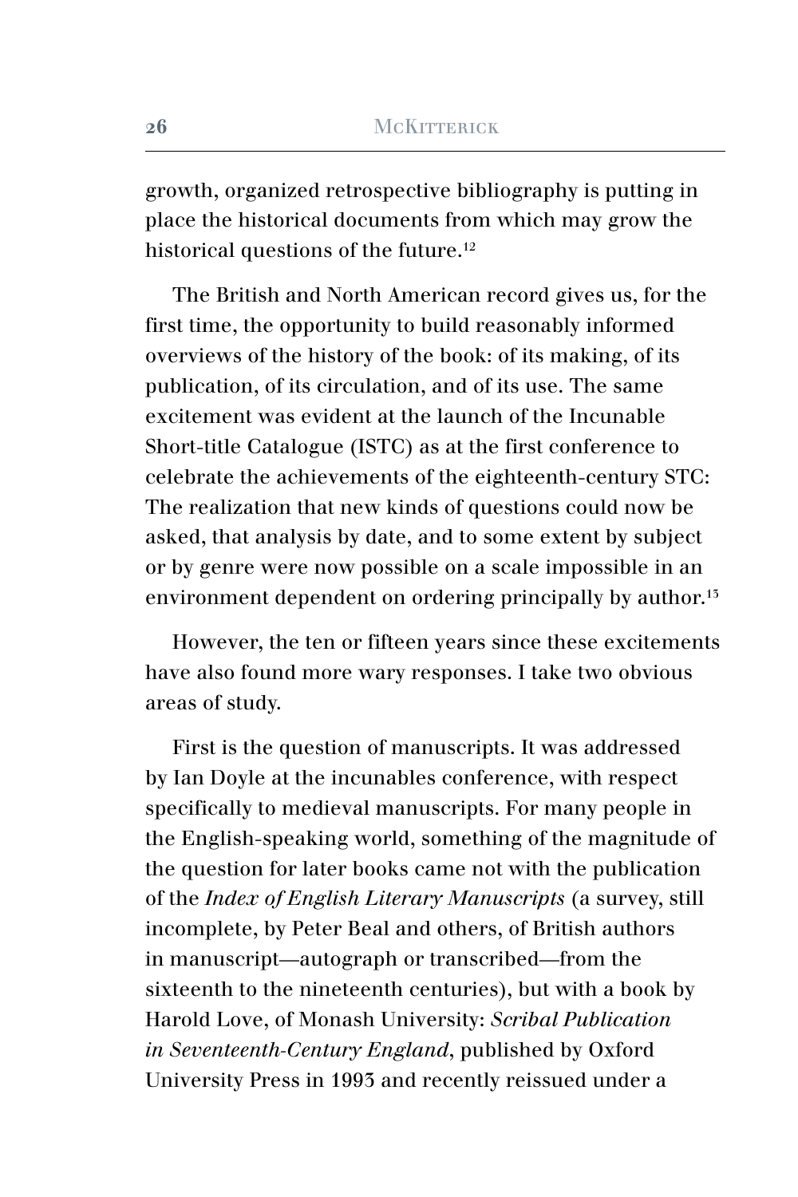growth, organized retrospective bibliography is putting in place the historical documents from which may grow the historical questions of the future.[12]

The British and North American record gives us, for the first time, the opportunity to build reasonably informed overviews of the history of the book: of its making, of its publication, of its circulation, and of its use. The same excitement was evident at the launch of the Incunable Short-title Catalogue (ISTC) as at the first conference to celebrate the achievements of the eighteenth-century STC: The realization that new kinds of questions could now be asked, that analysis by date, and to some extent by subject or by genre were now possible on a scale impossible in an environment dependent on ordering principally by author.[13]

However, the ten or fifteen years since these excitements have also found more wary responses. I take two obvious areas of study.

First is the question of manuscripts. It was addressed by Ian Doyle at the incunables conference, with respect specifically to medieval manuscripts. For many people in the English-speaking world, something of the magnitude of the question for later books came not with the publication of the *Index of English Literary Manuscripts* (a survey, still incomplete, by Peter Beal and others, of British authors in manuscript—autograph or transcribed—from the sixteenth to the nineteenth centuries), but with a book by Harold Love, of Monash University: *Scribal Publication in Seventeenth-Century England*, published by Oxford University Press in 1993 and recently reissued under a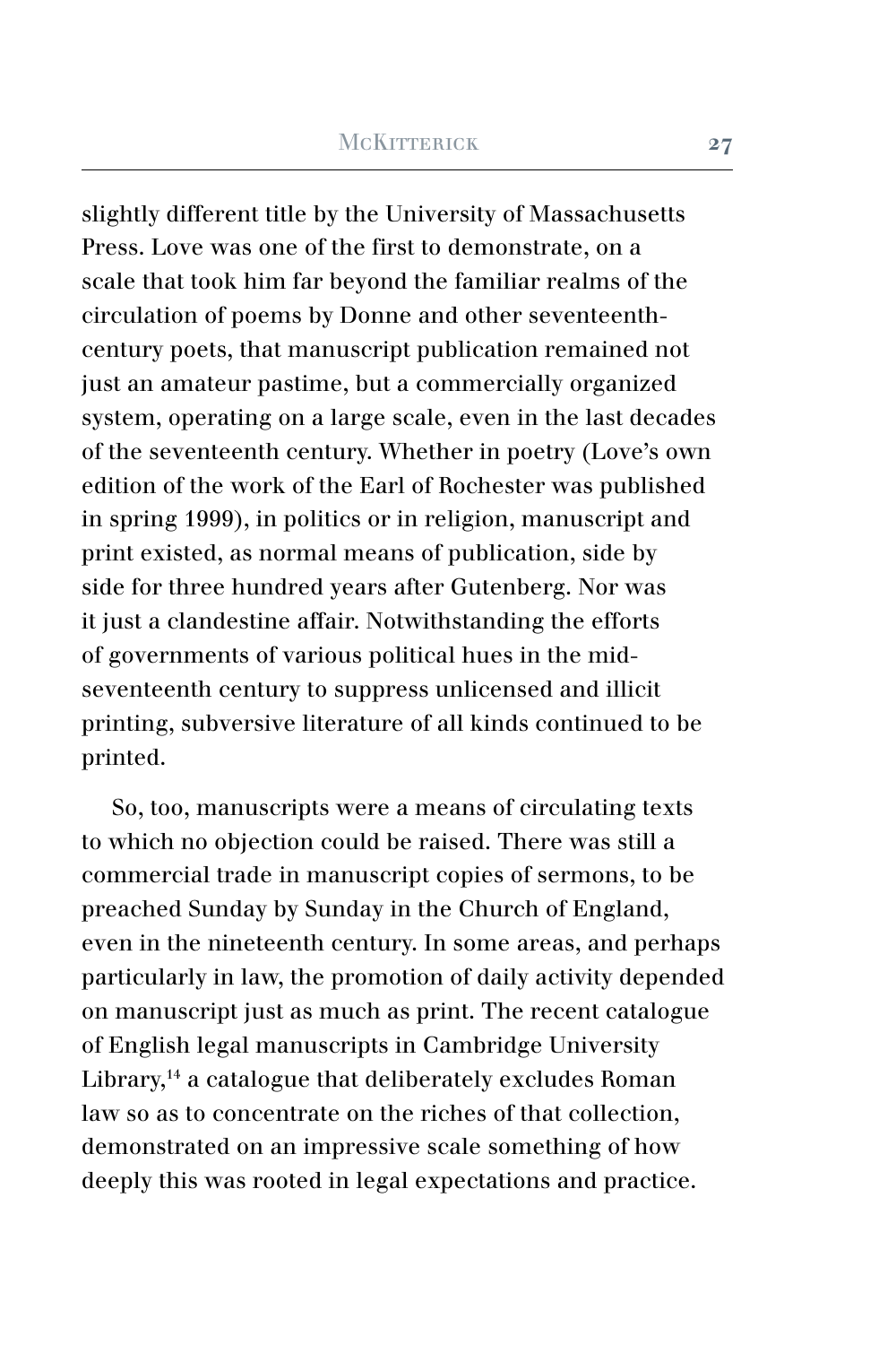slightly different title by the University of Massachusetts Press. Love was one of the first to demonstrate, on a scale that took him far beyond the familiar realms of the circulation of poems by Donne and other seventeenth-century poets, that manuscript publication remained not just an amateur pastime, but a commercially organized system, operating on a large scale, even in the last decades of the seventeenth century. Whether in poetry (Love's own edition of the work of the Earl of Rochester was published in spring 1999), in politics or in religion, manuscript and print existed, as normal means of publication, side by side for three hundred years after Gutenberg. Nor was it just a clandestine affair. Notwithstanding the efforts of governments of various political hues in the mid-seventeenth century to suppress unlicensed and illicit printing, subversive literature of all kinds continued to be printed.

So, too, manuscripts were a means of circulating texts to which no objection could be raised. There was still a commercial trade in manuscript copies of sermons, to be preached Sunday by Sunday in the Church of England, even in the nineteenth century. In some areas, and perhaps particularly in law, the promotion of daily activity depended on manuscript just as much as print. The recent catalogue of English legal manuscripts in Cambridge University Library,[14] a catalogue that deliberately excludes Roman law so as to concentrate on the riches of that collection, demonstrated on an impressive scale something of how deeply this was rooted in legal expectations and practice.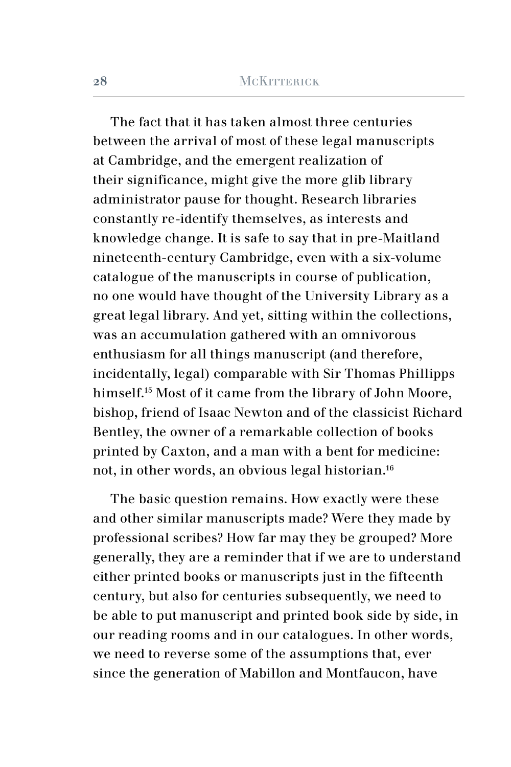The fact that it has taken almost three centuries between the arrival of most of these legal manuscripts at Cambridge, and the emergent realization of their significance, might give the more glib library administrator pause for thought. Research libraries constantly re-identify themselves, as interests and knowledge change. It is safe to say that in pre-Maitland nineteenth-century Cambridge, even with a six-volume catalogue of the manuscripts in course of publication, no one would have thought of the University Library as a great legal library. And yet, sitting within the collections, was an accumulation gathered with an omnivorous enthusiasm for all things manuscript (and therefore, incidentally, legal) comparable with Sir Thomas Phillipps himself.[15] Most of it came from the library of John Moore, bishop, friend of Isaac Newton and of the classicist Richard Bentley, the owner of a remarkable collection of books printed by Caxton, and a man with a bent for medicine: not, in other words, an obvious legal historian.[16]

The basic question remains. How exactly were these and other similar manuscripts made? Were they made by professional scribes? How far may they be grouped? More generally, they are a reminder that if we are to understand either printed books or manuscripts just in the fifteenth century, but also for centuries subsequently, we need to be able to put manuscript and printed book side by side, in our reading rooms and in our catalogues. In other words, we need to reverse some of the assumptions that, ever since the generation of Mabillon and Montfaucon, have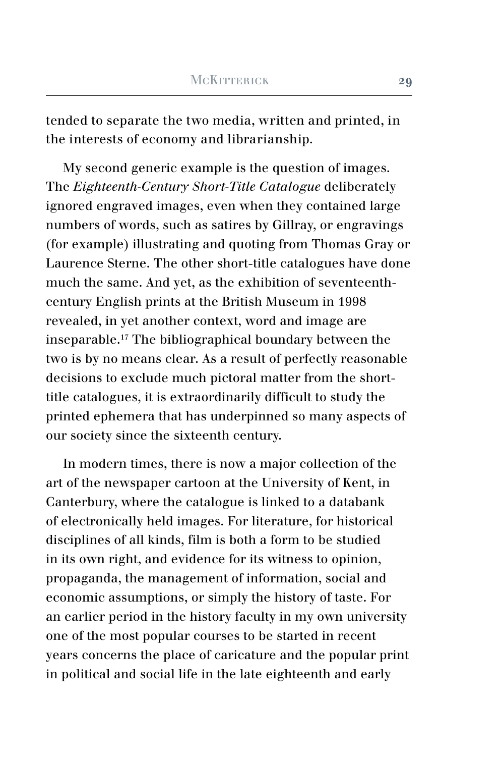tended to separate the two media, written and printed, in the interests of economy and librarianship.

My second generic example is the question of images. The *Eighteenth-Century Short-Title Catalogue* deliberately ignored engraved images, even when they contained large numbers of words, such as satires by Gillray, or engravings (for example) illustrating and quoting from Thomas Gray or Laurence Sterne. The other short-title catalogues have done much the same. And yet, as the exhibition of seventeenth-century English prints at the British Museum in 1998 revealed, in yet another context, word and image are inseparable.[17] The bibliographical boundary between the two is by no means clear. As a result of perfectly reasonable decisions to exclude much pictoral matter from the short-title catalogues, it is extraordinarily difficult to study the printed ephemera that has underpinned so many aspects of our society since the sixteenth century.

In modern times, there is now a major collection of the art of the newspaper cartoon at the University of Kent, in Canterbury, where the catalogue is linked to a databank of electronically held images. For literature, for historical disciplines of all kinds, film is both a form to be studied in its own right, and evidence for its witness to opinion, propaganda, the management of information, social and economic assumptions, or simply the history of taste. For an earlier period in the history faculty in my own university one of the most popular courses to be started in recent years concerns the place of caricature and the popular print in political and social life in the late eighteenth and early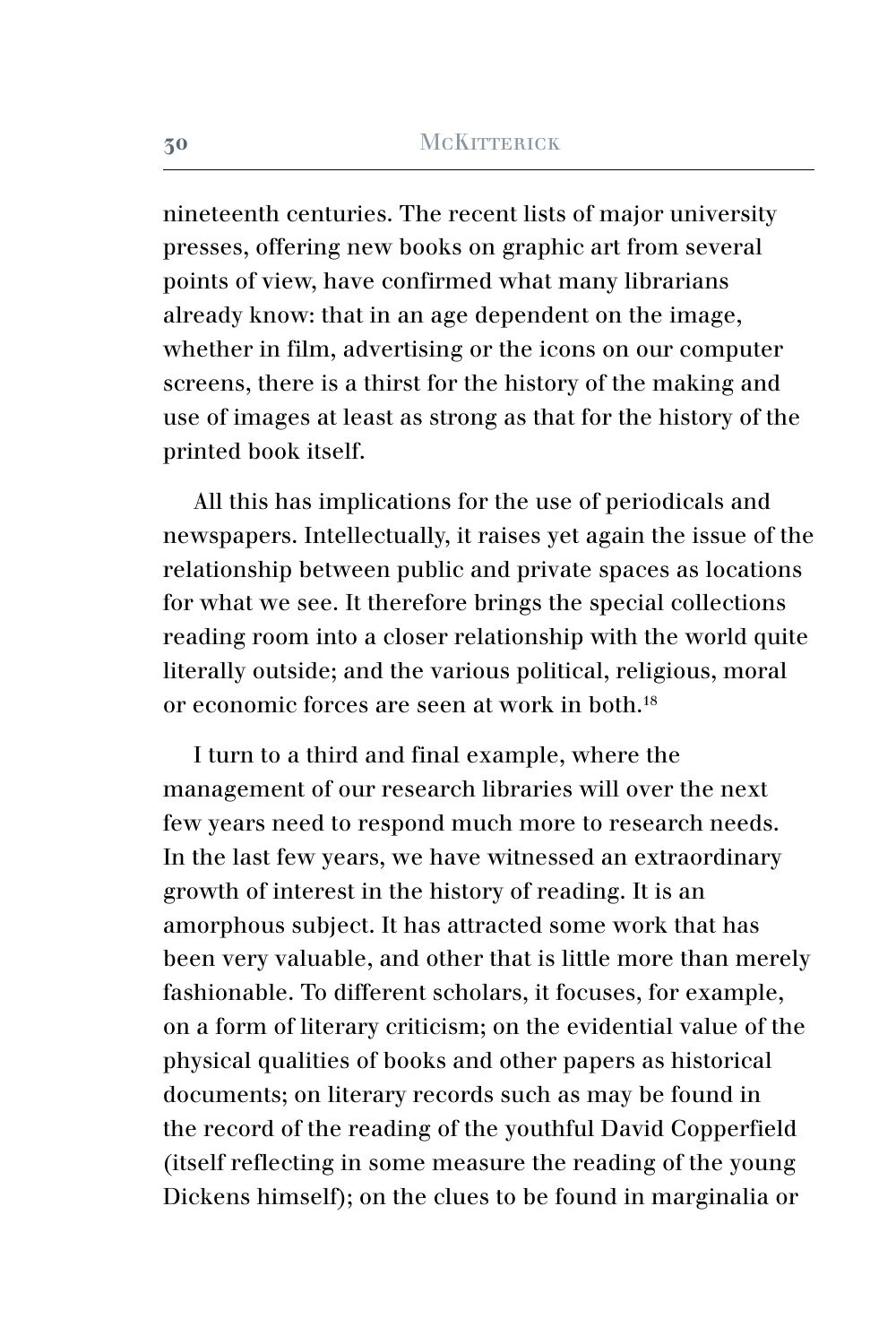nineteenth centuries. The recent lists of major university presses, offering new books on graphic art from several points of view, have confirmed what many librarians already know: that in an age dependent on the image, whether in film, advertising or the icons on our computer screens, there is a thirst for the history of the making and use of images at least as strong as that for the history of the printed book itself.

All this has implications for the use of periodicals and newspapers. Intellectually, it raises yet again the issue of the relationship between public and private spaces as locations for what we see. It therefore brings the special collections reading room into a closer relationship with the world quite literally outside; and the various political, religious, moral or economic forces are seen at work in both.[18]

I turn to a third and final example, where the management of our research libraries will over the next few years need to respond much more to research needs. In the last few years, we have witnessed an extraordinary growth of interest in the history of reading. It is an amorphous subject. It has attracted some work that has been very valuable, and other that is little more than merely fashionable. To different scholars, it focuses, for example, on a form of literary criticism; on the evidential value of the physical qualities of books and other papers as historical documents; on literary records such as may be found in the record of the reading of the youthful David Copperfield (itself reflecting in some measure the reading of the young Dickens himself); on the clues to be found in marginalia or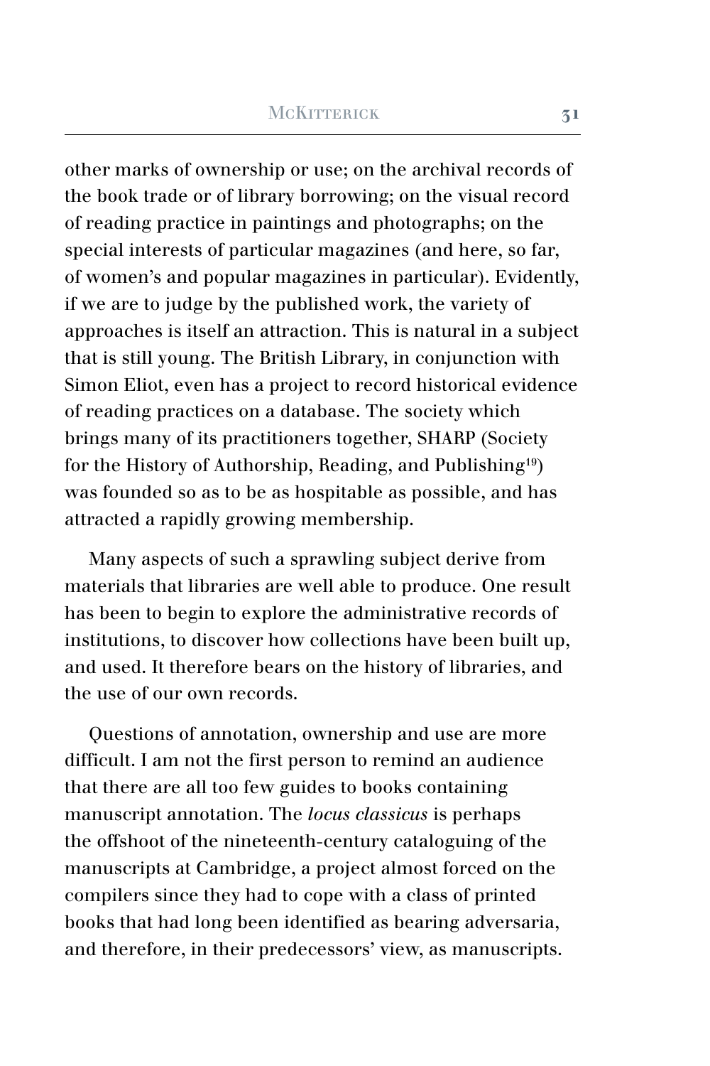other marks of ownership or use; on the archival records of the book trade or of library borrowing; on the visual record of reading practice in paintings and photographs; on the special interests of particular magazines (and here, so far, of women's and popular magazines in particular). Evidently, if we are to judge by the published work, the variety of approaches is itself an attraction. This is natural in a subject that is still young. The British Library, in conjunction with Simon Eliot, even has a project to record historical evidence of reading practices on a database. The society which brings many of its practitioners together, SHARP (Society for the History of Authorship, Reading, and Publishing[19]) was founded so as to be as hospitable as possible, and has attracted a rapidly growing membership.

Many aspects of such a sprawling subject derive from materials that libraries are well able to produce. One result has been to begin to explore the administrative records of institutions, to discover how collections have been built up, and used. It therefore bears on the history of libraries, and the use of our own records.

Questions of annotation, ownership and use are more difficult. I am not the first person to remind an audience that there are all too few guides to books containing manuscript annotation. The *locus classicus* is perhaps the offshoot of the nineteenth-century cataloguing of the manuscripts at Cambridge, a project almost forced on the compilers since they had to cope with a class of printed books that had long been identified as bearing adversaria, and therefore, in their predecessors' view, as manuscripts.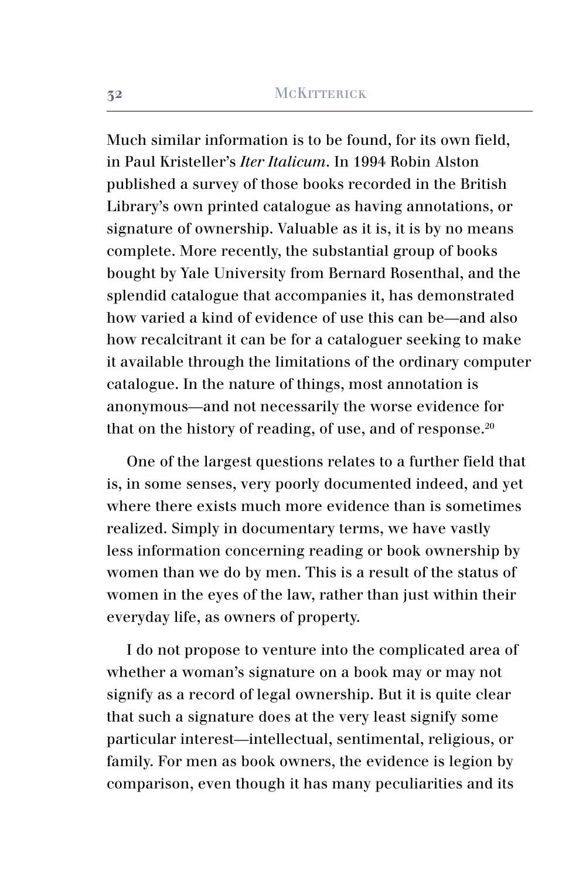Much similar information is to be found, for its own field, in Paul Kristeller's *Iter Italicum*. In 1994 Robin Alston published a survey of those books recorded in the British Library's own printed catalogue as having annotations, or signature of ownership. Valuable as it is, it is by no means complete. More recently, the substantial group of books bought by Yale University from Bernard Rosenthal, and the splendid catalogue that accompanies it, has demonstrated how varied a kind of evidence of use this can be—and also how recalcitrant it can be for a cataloguer seeking to make it available through the limitations of the ordinary computer catalogue. In the nature of things, most annotation is anonymous—and not necessarily the worse evidence for that on the history of reading, of use, and of response.[20]

One of the largest questions relates to a further field that is, in some senses, very poorly documented indeed, and yet where there exists much more evidence than is sometimes realized. Simply in documentary terms, we have vastly less information concerning reading or book ownership by women than we do by men. This is a result of the status of women in the eyes of the law, rather than just within their everyday life, as owners of property.

I do not propose to venture into the complicated area of whether a woman's signature on a book may or may not signify as a record of legal ownership. But it is quite clear that such a signature does at the very least signify some particular interest—intellectual, sentimental, religious, or family. For men as book owners, the evidence is legion by comparison, even though it has many peculiarities and its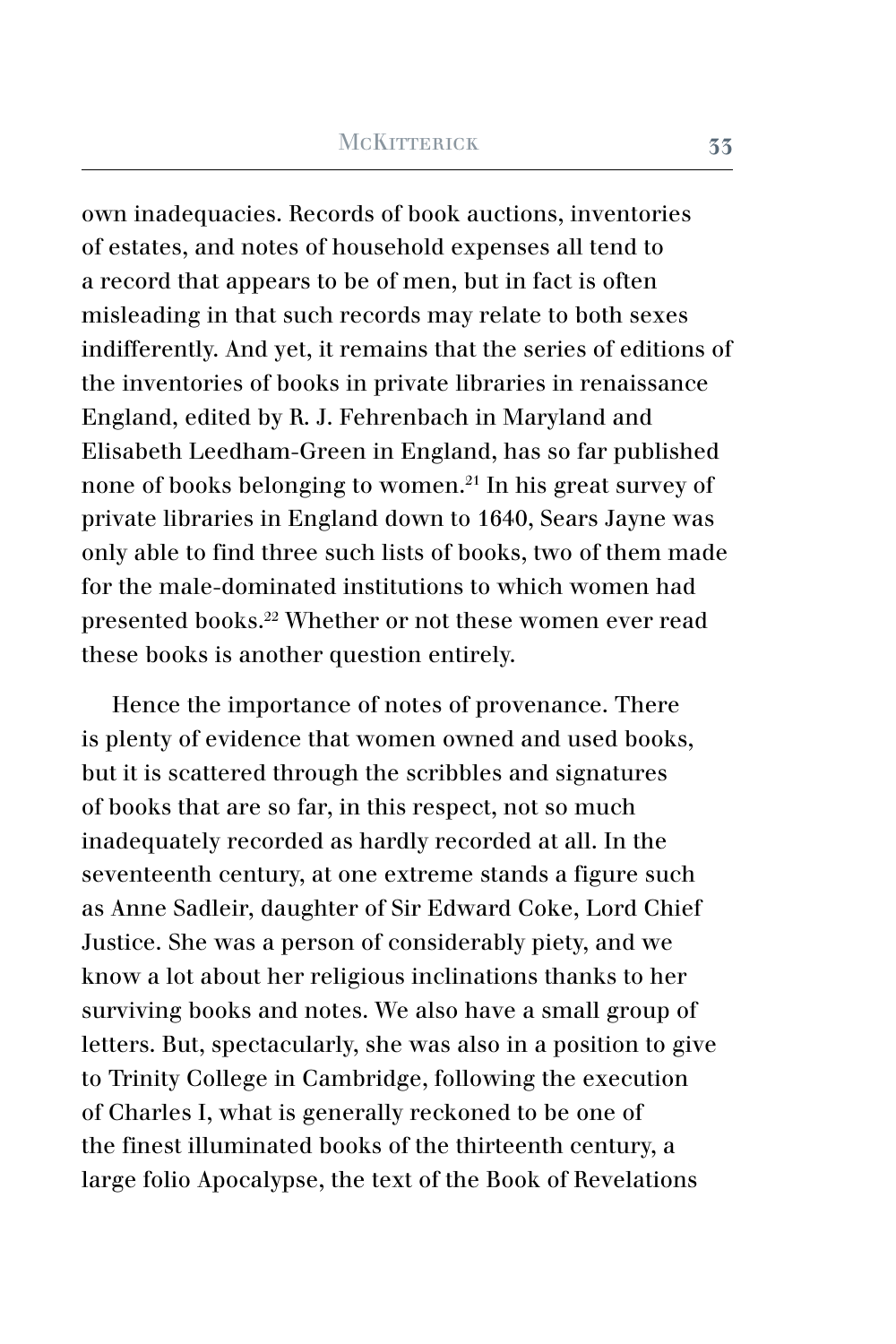own inadequacies. Records of book auctions, inventories of estates, and notes of household expenses all tend to a record that appears to be of men, but in fact is often misleading in that such records may relate to both sexes indifferently. And yet, it remains that the series of editions of the inventories of books in private libraries in renaissance England, edited by R. J. Fehrenbach in Maryland and Elisabeth Leedham-Green in England, has so far published none of books belonging to women.[21] In his great survey of private libraries in England down to 1640, Sears Jayne was only able to find three such lists of books, two of them made for the male-dominated institutions to which women had presented books.[22] Whether or not these women ever read these books is another question entirely.

Hence the importance of notes of provenance. There is plenty of evidence that women owned and used books, but it is scattered through the scribbles and signatures of books that are so far, in this respect, not so much inadequately recorded as hardly recorded at all. In the seventeenth century, at one extreme stands a figure such as Anne Sadleir, daughter of Sir Edward Coke, Lord Chief Justice. She was a person of considerably piety, and we know a lot about her religious inclinations thanks to her surviving books and notes. We also have a small group of letters. But, spectacularly, she was also in a position to give to Trinity College in Cambridge, following the execution of Charles I, what is generally reckoned to be one of the finest illuminated books of the thirteenth century, a large folio Apocalypse, the text of the Book of Revelations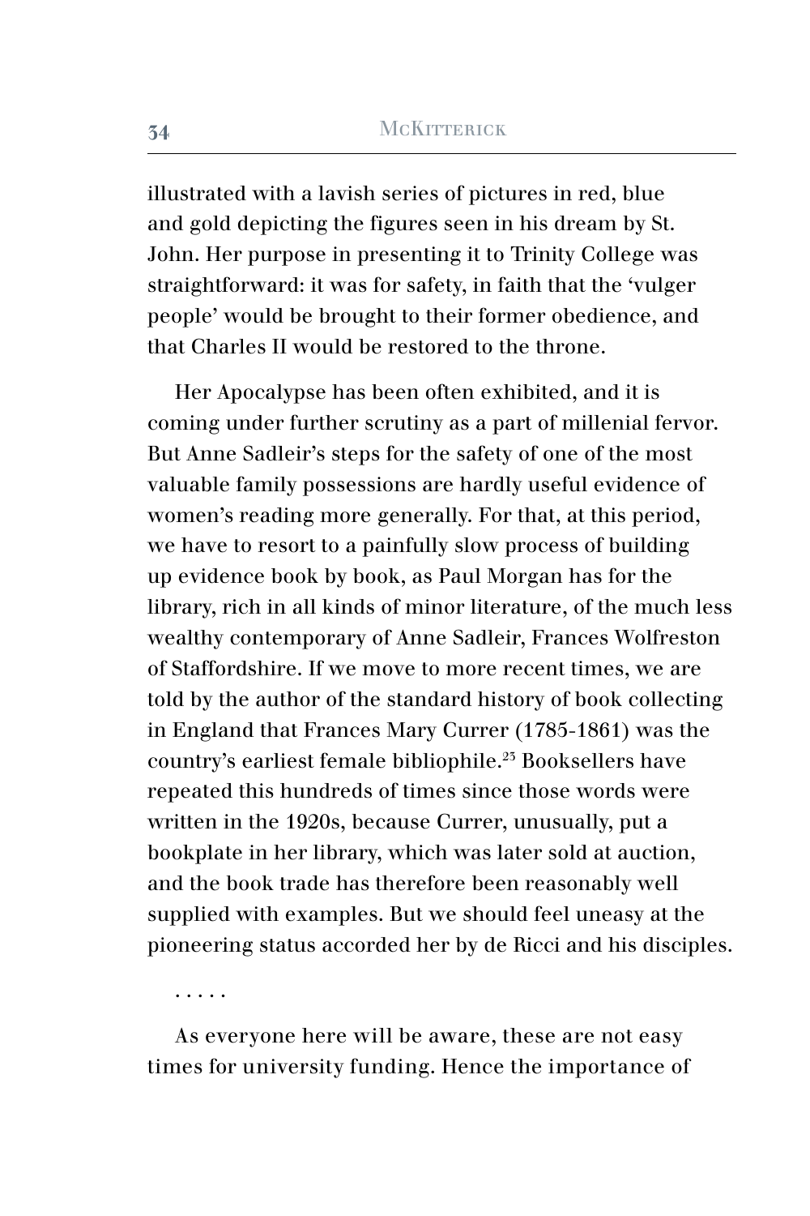illustrated with a lavish series of pictures in red, blue and gold depicting the figures seen in his dream by St. John. Her purpose in presenting it to Trinity College was straightforward: it was for safety, in faith that the 'vulger people' would be brought to their former obedience, and that Charles II would be restored to the throne.

Her Apocalypse has been often exhibited, and it is coming under further scrutiny as a part of millenial fervor. But Anne Sadleir's steps for the safety of one of the most valuable family possessions are hardly useful evidence of women's reading more generally. For that, at this period, we have to resort to a painfully slow process of building up evidence book by book, as Paul Morgan has for the library, rich in all kinds of minor literature, of the much less wealthy contemporary of Anne Sadleir, Frances Wolfreston of Staffordshire. If we move to more recent times, we are told by the author of the standard history of book collecting in England that Frances Mary Currer (1785-1861) was the country's earliest female bibliophile.[23] Booksellers have repeated this hundreds of times since those words were written in the 1920s, because Currer, unusually, put a bookplate in her library, which was later sold at auction, and the book trade has therefore been reasonably well supplied with examples. But we should feel uneasy at the pioneering status accorded her by de Ricci and his disciples.

. . . . .

As everyone here will be aware, these are not easy times for university funding. Hence the importance of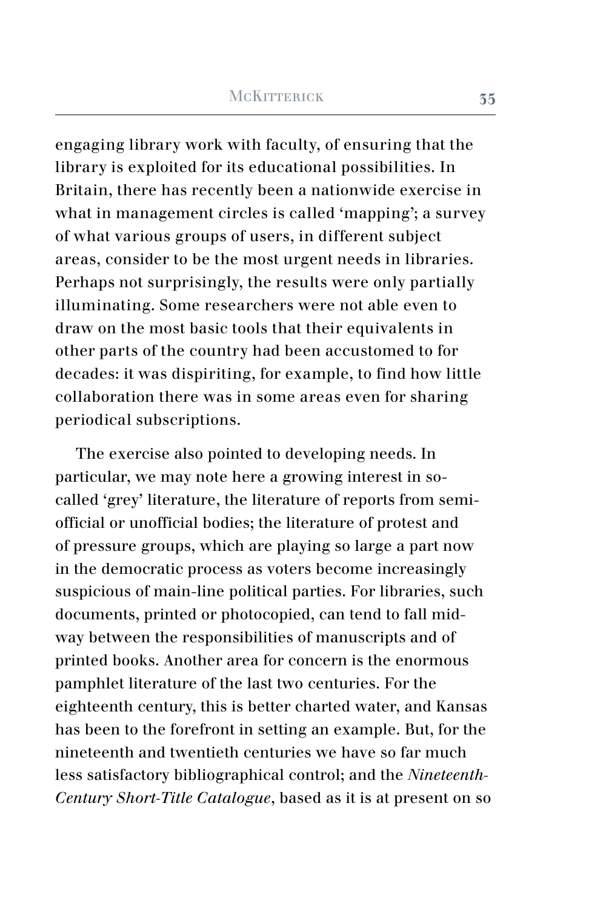engaging library work with faculty, of ensuring that the library is exploited for its educational possibilities. In Britain, there has recently been a nationwide exercise in what in management circles is called 'mapping'; a survey of what various groups of users, in different subject areas, consider to be the most urgent needs in libraries. Perhaps not surprisingly, the results were only partially illuminating. Some researchers were not able even to draw on the most basic tools that their equivalents in other parts of the country had been accustomed to for decades: it was dispiriting, for example, to find how little collaboration there was in some areas even for sharing periodical subscriptions.

The exercise also pointed to developing needs. In particular, we may note here a growing interest in so-called 'grey' literature, the literature of reports from semi-official or unofficial bodies; the literature of protest and of pressure groups, which are playing so large a part now in the democratic process as voters become increasingly suspicious of main-line political parties. For libraries, such documents, printed or photocopied, can tend to fall mid-way between the responsibilities of manuscripts and of printed books. Another area for concern is the enormous pamphlet literature of the last two centuries. For the eighteenth century, this is better charted water, and Kansas has been to the forefront in setting an example. But, for the nineteenth and twentieth centuries we have so far much less satisfactory bibliographical control; and the *Nineteenth-Century Short-Title Catalogue*, based as it is at present on so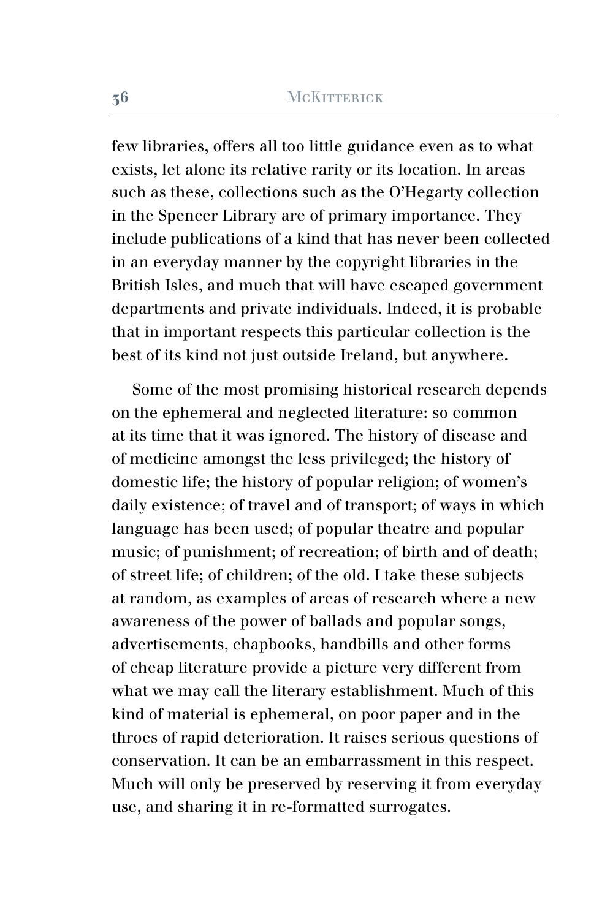few libraries, offers all too little guidance even as to what exists, let alone its relative rarity or its location. In areas such as these, collections such as the O'Hegarty collection in the Spencer Library are of primary importance. They include publications of a kind that has never been collected in an everyday manner by the copyright libraries in the British Isles, and much that will have escaped government departments and private individuals. Indeed, it is probable that in important respects this particular collection is the best of its kind not just outside Ireland, but anywhere.

Some of the most promising historical research depends on the ephemeral and neglected literature: so common at its time that it was ignored. The history of disease and of medicine amongst the less privileged; the history of domestic life; the history of popular religion; of women's daily existence; of travel and of transport; of ways in which language has been used; of popular theatre and popular music; of punishment; of recreation; of birth and of death; of street life; of children; of the old. I take these subjects at random, as examples of areas of research where a new awareness of the power of ballads and popular songs, advertisements, chapbooks, handbills and other forms of cheap literature provide a picture very different from what we may call the literary establishment. Much of this kind of material is ephemeral, on poor paper and in the throes of rapid deterioration. It raises serious questions of conservation. It can be an embarrassment in this respect. Much will only be preserved by reserving it from everyday use, and sharing it in re-formatted surrogates.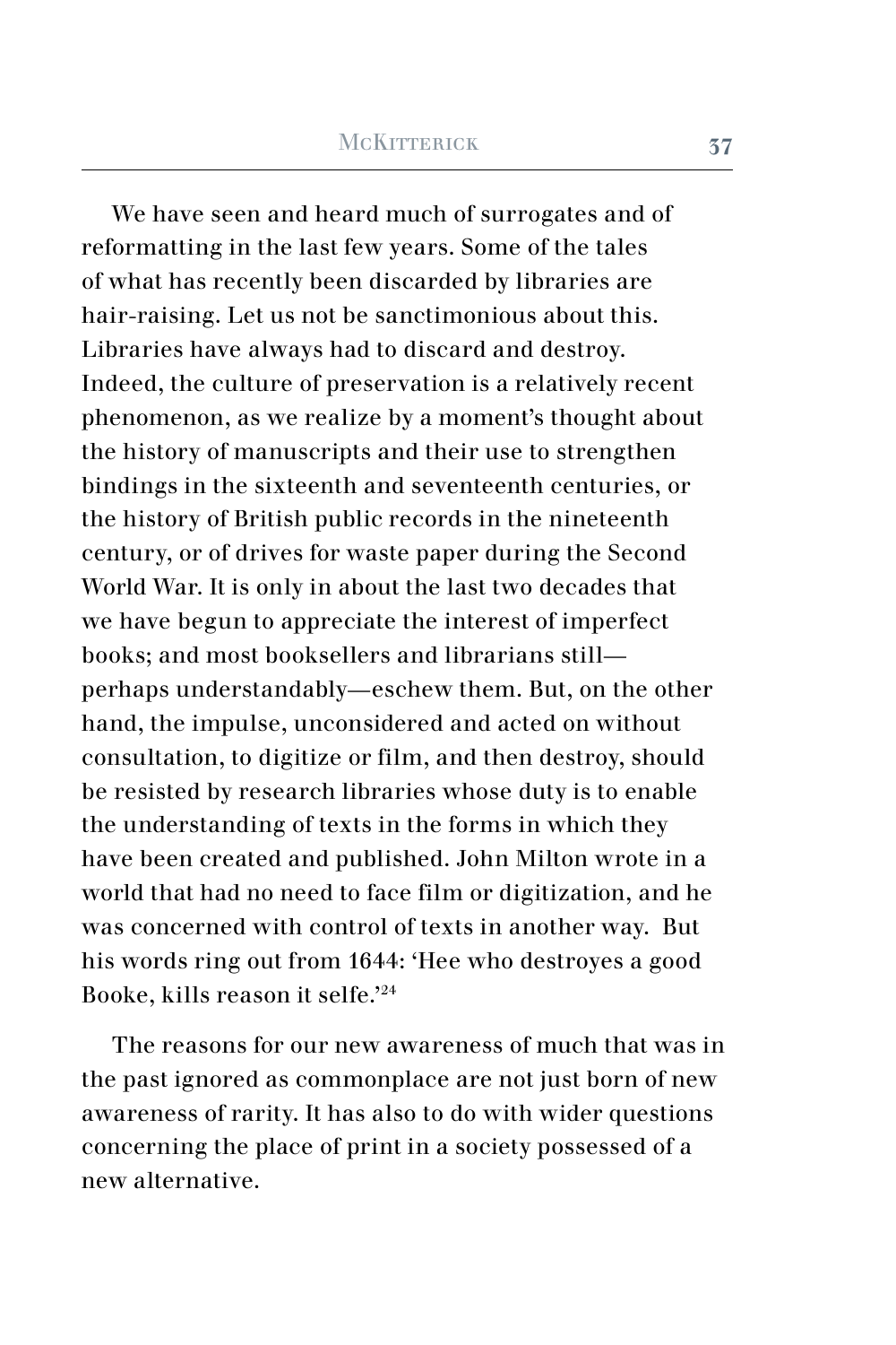We have seen and heard much of surrogates and of reformatting in the last few years. Some of the tales of what has recently been discarded by libraries are hair-raising. Let us not be sanctimonious about this. Libraries have always had to discard and destroy. Indeed, the culture of preservation is a relatively recent phenomenon, as we realize by a moment's thought about the history of manuscripts and their use to strengthen bindings in the sixteenth and seventeenth centuries, or the history of British public records in the nineteenth century, or of drives for waste paper during the Second World War. It is only in about the last two decades that we have begun to appreciate the interest of imperfect books; and most booksellers and librarians still—perhaps understandably—eschew them. But, on the other hand, the impulse, unconsidered and acted on without consultation, to digitize or film, and then destroy, should be resisted by research libraries whose duty is to enable the understanding of texts in the forms in which they have been created and published. John Milton wrote in a world that had no need to face film or digitization, and he was concerned with control of texts in another way. But his words ring out from 1644: 'Hee who destroyes a good Booke, kills reason it selfe.'[24]

The reasons for our new awareness of much that was in the past ignored as commonplace are not just born of new awareness of rarity. It has also to do with wider questions concerning the place of print in a society possessed of a new alternative.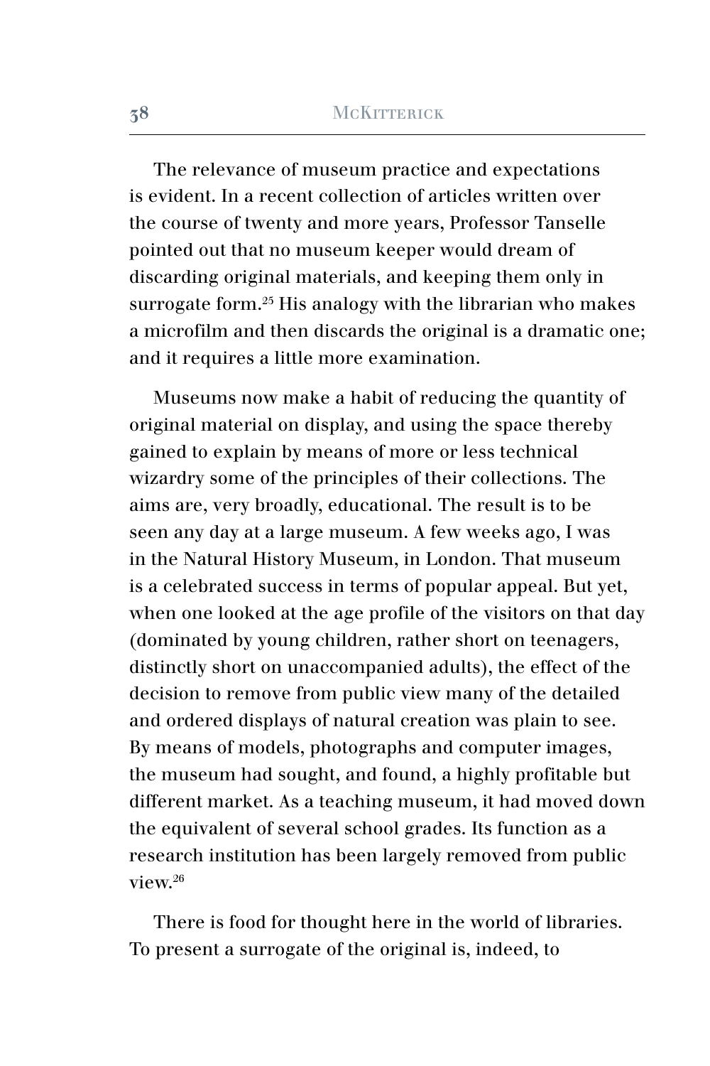The relevance of museum practice and expectations is evident. In a recent collection of articles written over the course of twenty and more years, Professor Tanselle pointed out that no museum keeper would dream of discarding original materials, and keeping them only in surrogate form.[25] His analogy with the librarian who makes a microfilm and then discards the original is a dramatic one; and it requires a little more examination.

Museums now make a habit of reducing the quantity of original material on display, and using the space thereby gained to explain by means of more or less technical wizardry some of the principles of their collections. The aims are, very broadly, educational. The result is to be seen any day at a large museum. A few weeks ago, I was in the Natural History Museum, in London. That museum is a celebrated success in terms of popular appeal. But yet, when one looked at the age profile of the visitors on that day (dominated by young children, rather short on teenagers, distinctly short on unaccompanied adults), the effect of the decision to remove from public view many of the detailed and ordered displays of natural creation was plain to see. By means of models, photographs and computer images, the museum had sought, and found, a highly profitable but different market. As a teaching museum, it had moved down the equivalent of several school grades. Its function as a research institution has been largely removed from public view.[26]

There is food for thought here in the world of libraries. To present a surrogate of the original is, indeed, to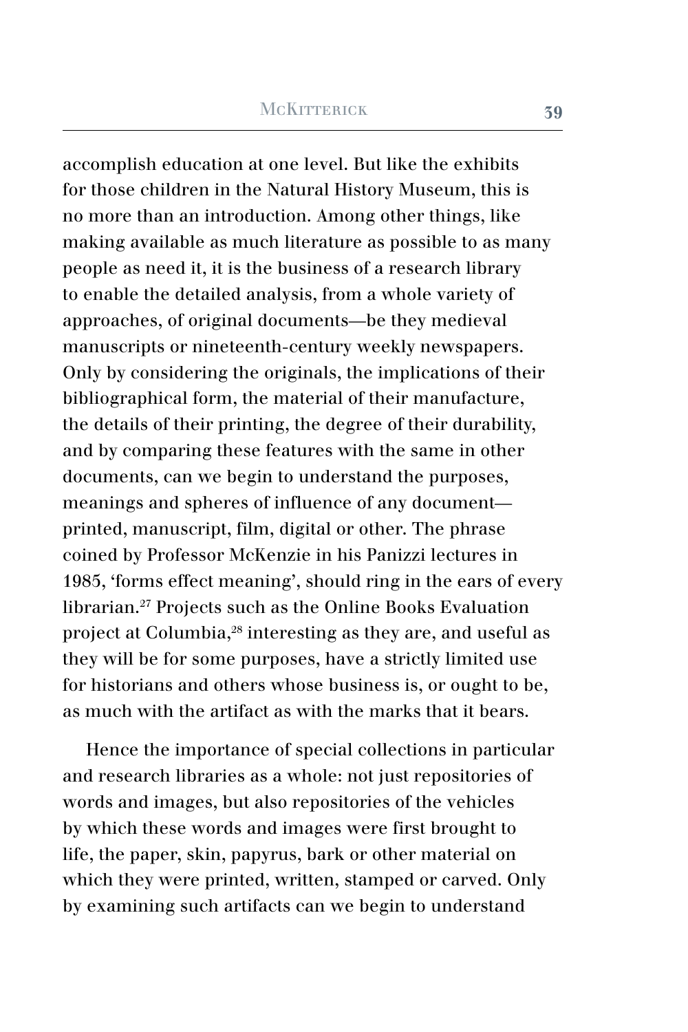accomplish education at one level. But like the exhibits for those children in the Natural History Museum, this is no more than an introduction. Among other things, like making available as much literature as possible to as many people as need it, it is the business of a research library to enable the detailed analysis, from a whole variety of approaches, of original documents—be they medieval manuscripts or nineteenth-century weekly newspapers. Only by considering the originals, the implications of their bibliographical form, the material of their manufacture, the details of their printing, the degree of their durability, and by comparing these features with the same in other documents, can we begin to understand the purposes, meanings and spheres of influence of any document—printed, manuscript, film, digital or other. The phrase coined by Professor McKenzie in his Panizzi lectures in 1985, 'forms effect meaning', should ring in the ears of every librarian.[27] Projects such as the Online Books Evaluation project at Columbia,[28] interesting as they are, and useful as they will be for some purposes, have a strictly limited use for historians and others whose business is, or ought to be, as much with the artifact as with the marks that it bears.

Hence the importance of special collections in particular and research libraries as a whole: not just repositories of words and images, but also repositories of the vehicles by which these words and images were first brought to life, the paper, skin, papyrus, bark or other material on which they were printed, written, stamped or carved. Only by examining such artifacts can we begin to understand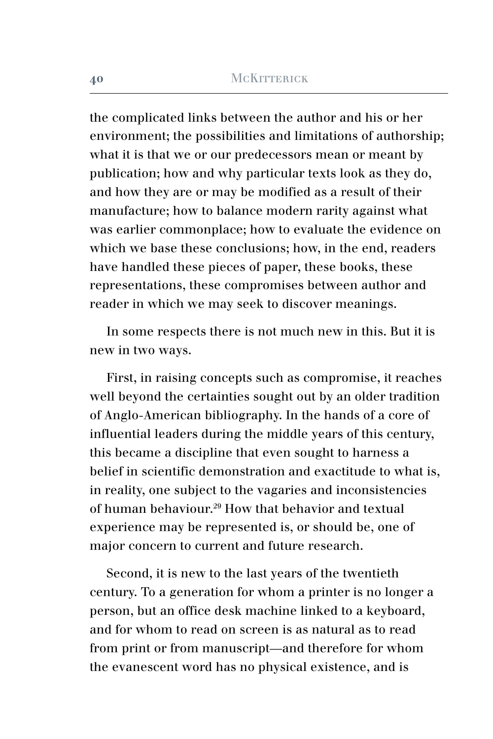the complicated links between the author and his or her environment; the possibilities and limitations of authorship; what it is that we or our predecessors mean or meant by publication; how and why particular texts look as they do, and how they are or may be modified as a result of their manufacture; how to balance modern rarity against what was earlier commonplace; how to evaluate the evidence on which we base these conclusions; how, in the end, readers have handled these pieces of paper, these books, these representations, these compromises between author and reader in which we may seek to discover meanings.

In some respects there is not much new in this. But it is new in two ways.

First, in raising concepts such as compromise, it reaches well beyond the certainties sought out by an older tradition of Anglo-American bibliography. In the hands of a core of influential leaders during the middle years of this century, this became a discipline that even sought to harness a belief in scientific demonstration and exactitude to what is, in reality, one subject to the vagaries and inconsistencies of human behaviour.[29] How that behavior and textual experience may be represented is, or should be, one of major concern to current and future research.

Second, it is new to the last years of the twentieth century. To a generation for whom a printer is no longer a person, but an office desk machine linked to a keyboard, and for whom to read on screen is as natural as to read from print or from manuscript—and therefore for whom the evanescent word has no physical existence, and is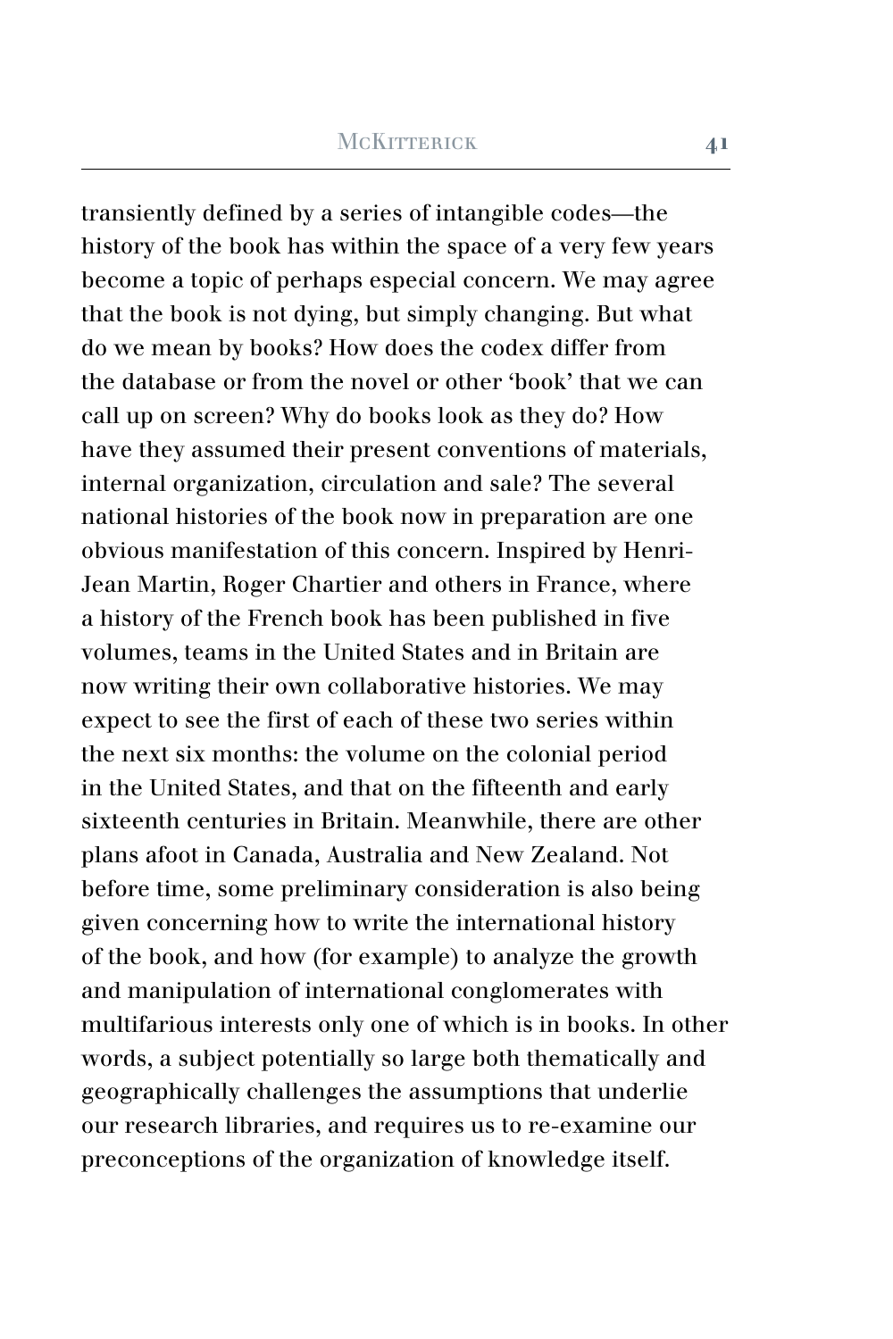transiently defined by a series of intangible codes—the history of the book has within the space of a very few years become a topic of perhaps especial concern. We may agree that the book is not dying, but simply changing. But what do we mean by books? How does the codex differ from the database or from the novel or other 'book' that we can call up on screen? Why do books look as they do? How have they assumed their present conventions of materials, internal organization, circulation and sale? The several national histories of the book now in preparation are one obvious manifestation of this concern. Inspired by Henri-Jean Martin, Roger Chartier and others in France, where a history of the French book has been published in five volumes, teams in the United States and in Britain are now writing their own collaborative histories. We may expect to see the first of each of these two series within the next six months: the volume on the colonial period in the United States, and that on the fifteenth and early sixteenth centuries in Britain. Meanwhile, there are other plans afoot in Canada, Australia and New Zealand. Not before time, some preliminary consideration is also being given concerning how to write the international history of the book, and how (for example) to analyze the growth and manipulation of international conglomerates with multifarious interests only one of which is in books. In other words, a subject potentially so large both thematically and geographically challenges the assumptions that underlie our research libraries, and requires us to re-examine our preconceptions of the organization of knowledge itself.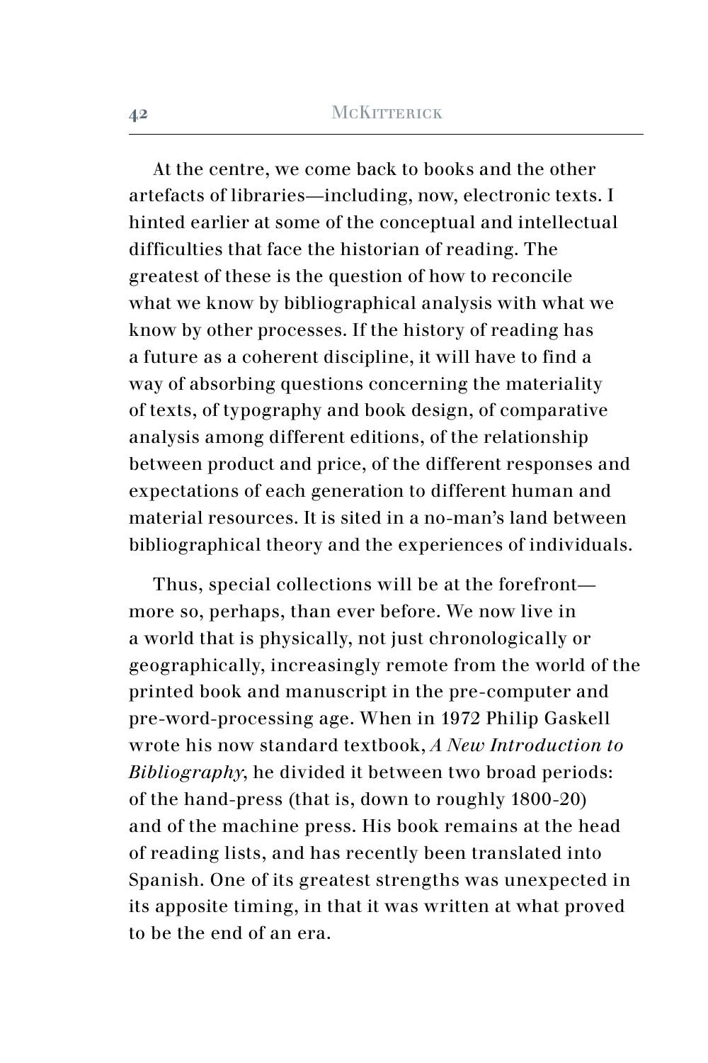At the centre, we come back to books and the other artefacts of libraries—including, now, electronic texts. I hinted earlier at some of the conceptual and intellectual difficulties that face the historian of reading. The greatest of these is the question of how to reconcile what we know by bibliographical analysis with what we know by other processes. If the history of reading has a future as a coherent discipline, it will have to find a way of absorbing questions concerning the materiality of texts, of typography and book design, of comparative analysis among different editions, of the relationship between product and price, of the different responses and expectations of each generation to different human and material resources. It is sited in a no-man's land between bibliographical theory and the experiences of individuals.

Thus, special collections will be at the forefront—more so, perhaps, than ever before. We now live in a world that is physically, not just chronologically or geographically, increasingly remote from the world of the printed book and manuscript in the pre-computer and pre-word-processing age. When in 1972 Philip Gaskell wrote his now standard textbook, *A New Introduction to Bibliography*, he divided it between two broad periods: of the hand-press (that is, down to roughly 1800-20) and of the machine press. His book remains at the head of reading lists, and has recently been translated into Spanish. One of its greatest strengths was unexpected in its apposite timing, in that it was written at what proved to be the end of an era.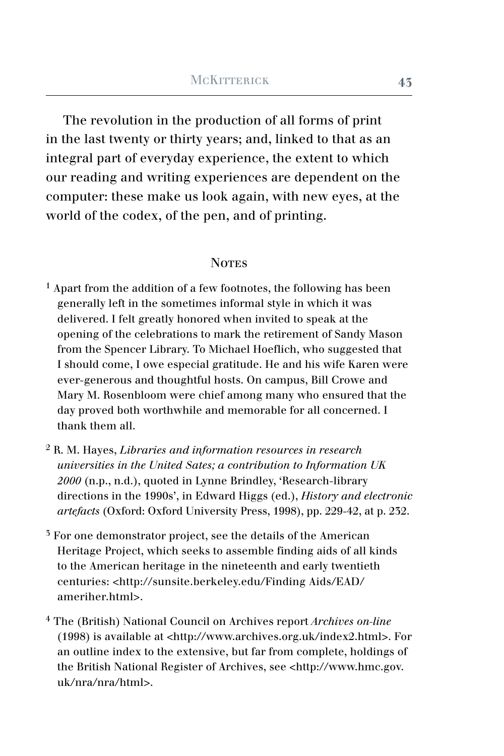The revolution in the production of all forms of print in the last twenty or thirty years; and, linked to that as an integral part of everyday experience, the extent to which our reading and writing experiences are dependent on the computer: these make us look again, with new eyes, at the world of the codex, of the pen, and of printing.

## Notes

[1] Apart from the addition of a few footnotes, the following has been generally left in the sometimes informal style in which it was delivered. I felt greatly honored when invited to speak at the opening of the celebrations to mark the retirement of Sandy Mason from the Spencer Library. To Michael Hoeflich, who suggested that I should come, I owe especial gratitude. He and his wife Karen were ever-generous and thoughtful hosts. On campus, Bill Crowe and Mary M. Rosenbloom were chief among many who ensured that the day proved both worthwhile and memorable for all concerned. I thank them all.

[2] R. M. Hayes, *Libraries and information resources in research universities in the United Sates; a contribution to Information UK 2000* (n.p., n.d.), quoted in Lynne Brindley, 'Research-library directions in the 1990s', in Edward Higgs (ed.), *History and electronic artefacts* (Oxford: Oxford University Press, 1998), pp. 229-42, at p. 232.

[3] For one demonstrator project, see the details of the American Heritage Project, which seeks to assemble finding aids of all kinds to the American heritage in the nineteenth and early twentieth centuries: <http://sunsite.berkeley.edu/Finding Aids/EAD/ameriher.html>.

[4] The (British) National Council on Archives report *Archives on-line* (1998) is available at <http://www.archives.org.uk/index2.html>. For an outline index to the extensive, but far from complete, holdings of the British National Register of Archives, see <http://www.hmc.gov.uk/nra/nra/html>.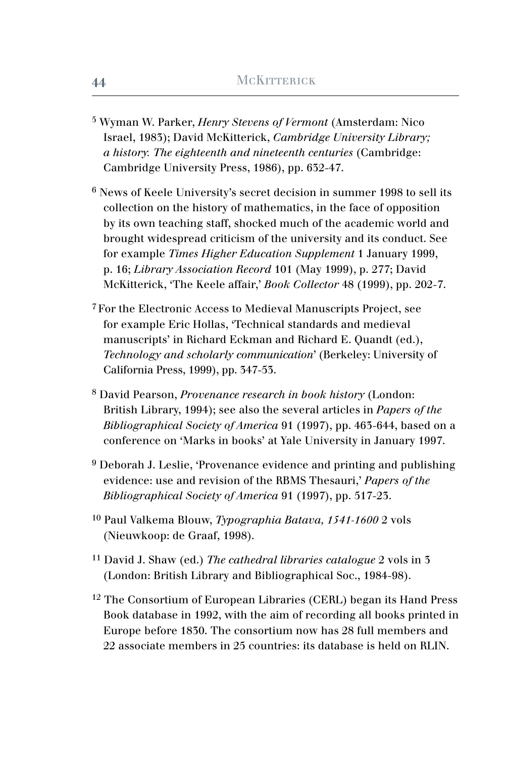[5] Wyman W. Parker, *Henry Stevens of Vermont* (Amsterdam: Nico Israel, 1983); David McKitterick, *Cambridge University Library; a history. The eighteenth and nineteenth centuries* (Cambridge: Cambridge University Press, 1986), pp. 632-47.

[6] News of Keele University's secret decision in summer 1998 to sell its collection on the history of mathematics, in the face of opposition by its own teaching staff, shocked much of the academic world and brought widespread criticism of the university and its conduct. See for example *Times Higher Education Supplement* 1 January 1999, p. 16; *Library Association Record* 101 (May 1999), p. 277; David McKitterick, 'The Keele affair,' *Book Collector* 48 (1999), pp. 202-7.

[7] For the Electronic Access to Medieval Manuscripts Project, see for example Eric Hollas, 'Technical standards and medieval manuscripts' in Richard Eckman and Richard E. Quandt (ed.), *Technology and scholarly communication*' (Berkeley: University of California Press, 1999), pp. 347-53.

[8] David Pearson, *Provenance research in book history* (London: British Library, 1994); see also the several articles in *Papers of the Bibliographical Society of America* 91 (1997), pp. 463-644, based on a conference on 'Marks in books' at Yale University in January 1997.

[9] Deborah J. Leslie, 'Provenance evidence and printing and publishing evidence: use and revision of the RBMS Thesauri,' *Papers of the Bibliographical Society of America* 91 (1997), pp. 517-23.

[10] Paul Valkema Blouw, *Typographia Batava, 1541-1600* 2 vols (Nieuwkoop: de Graaf, 1998).

[11] David J. Shaw (ed.) *The cathedral libraries catalogue* 2 vols in 3 (London: British Library and Bibliographical Soc., 1984-98).

[12] The Consortium of European Libraries (CERL) began its Hand Press Book database in 1992, with the aim of recording all books printed in Europe before 1830. The consortium now has 28 full members and 22 associate members in 25 countries: its database is held on RLIN.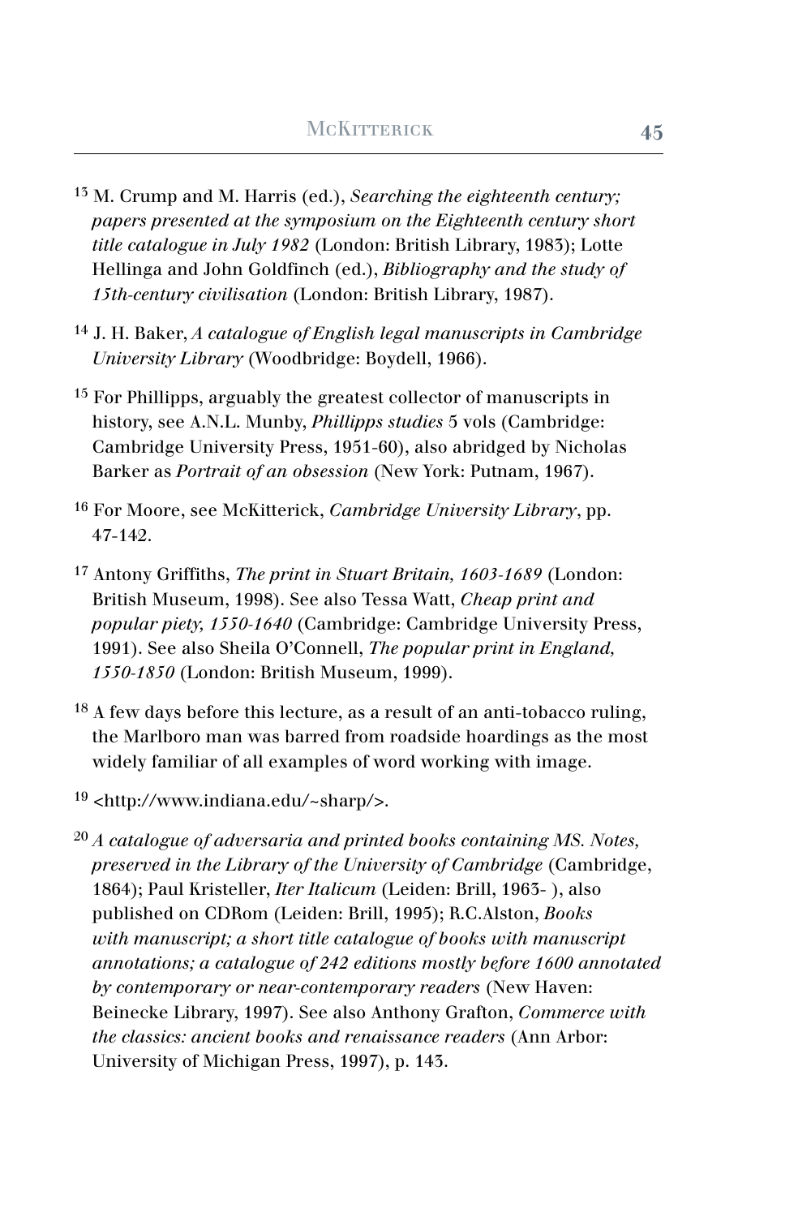[13] M. Crump and M. Harris (ed.), *Searching the eighteenth century; papers presented at the symposium on the Eighteenth century short title catalogue in July 1982* (London: British Library, 1983); Lotte Hellinga and John Goldfinch (ed.), *Bibliography and the study of 15th-century civilisation* (London: British Library, 1987).

[14] J. H. Baker, *A catalogue of English legal manuscripts in Cambridge University Library* (Woodbridge: Boydell, 1966).

[15] For Phillipps, arguably the greatest collector of manuscripts in history, see A.N.L. Munby, *Phillipps studies* 5 vols (Cambridge: Cambridge University Press, 1951-60), also abridged by Nicholas Barker as *Portrait of an obsession* (New York: Putnam, 1967).

[16] For Moore, see McKitterick, *Cambridge University Library*, pp. 47-142.

[17] Antony Griffiths, *The print in Stuart Britain, 1603-1689* (London: British Museum, 1998). See also Tessa Watt, *Cheap print and popular piety, 1550-1640* (Cambridge: Cambridge University Press, 1991). See also Sheila O'Connell, *The popular print in England, 1550-1850* (London: British Museum, 1999).

[18] A few days before this lecture, as a result of an anti-tobacco ruling, the Marlboro man was barred from roadside hoardings as the most widely familiar of all examples of word working with image.

[19] <http://www.indiana.edu/~sharp/>.

[20] *A catalogue of adversaria and printed books containing MS. Notes, preserved in the Library of the University of Cambridge* (Cambridge, 1864); Paul Kristeller, *Iter Italicum* (Leiden: Brill, 1963- ), also published on CDRom (Leiden: Brill, 1995); R.C.Alston, *Books with manuscript; a short title catalogue of books with manuscript annotations; a catalogue of 242 editions mostly before 1600 annotated by contemporary or near-contemporary readers* (New Haven: Beinecke Library, 1997). See also Anthony Grafton, *Commerce with the classics: ancient books and renaissance readers* (Ann Arbor: University of Michigan Press, 1997), p. 143.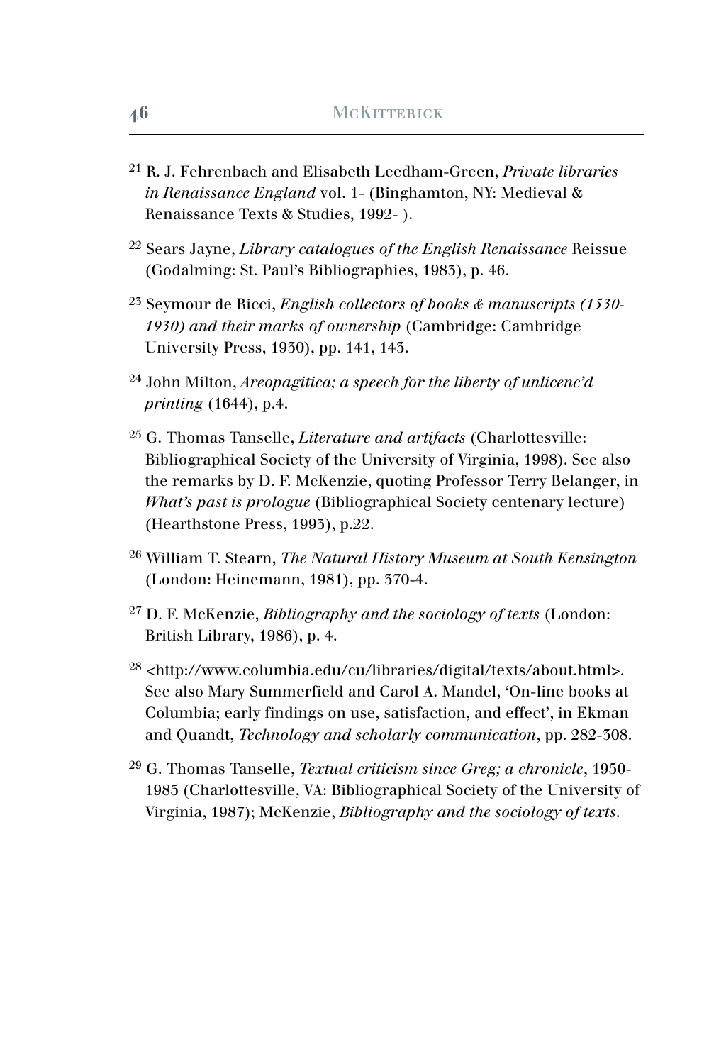[21] R. J. Fehrenbach and Elisabeth Leedham-Green, *Private libraries in Renaissance England* vol. 1- (Binghamton, NY: Medieval & Renaissance Texts & Studies, 1992- ).

[22] Sears Jayne, *Library catalogues of the English Renaissance* Reissue (Godalming: St. Paul's Bibliographies, 1983), p. 46.

[23] Seymour de Ricci, *English collectors of books & manuscripts (1530-1930) and their marks of ownership* (Cambridge: Cambridge University Press, 1930), pp. 141, 143.

[24] John Milton, *Areopagitica; a speech for the liberty of unlicenc'd printing* (1644), p.4.

[25] G. Thomas Tanselle, *Literature and artifacts* (Charlottesville: Bibliographical Society of the University of Virginia, 1998). See also the remarks by D. F. McKenzie, quoting Professor Terry Belanger, in *What's past is prologue* (Bibliographical Society centenary lecture) (Hearthstone Press, 1993), p.22.

[26] William T. Stearn, *The Natural History Museum at South Kensington* (London: Heinemann, 1981), pp. 370-4.

[27] D. F. McKenzie, *Bibliography and the sociology of texts* (London: British Library, 1986), p. 4.

[28] <http://www.columbia.edu/cu/libraries/digital/texts/about.html>. See also Mary Summerfield and Carol A. Mandel, 'On-line books at Columbia; early findings on use, satisfaction, and effect', in Ekman and Quandt, *Technology and scholarly communication*, pp. 282-308.

[29] G. Thomas Tanselle, *Textual criticism since Greg; a chronicle*, 1950-1985 (Charlottesville, VA: Bibliographical Society of the University of Virginia, 1987); McKenzie, *Bibliography and the sociology of texts*.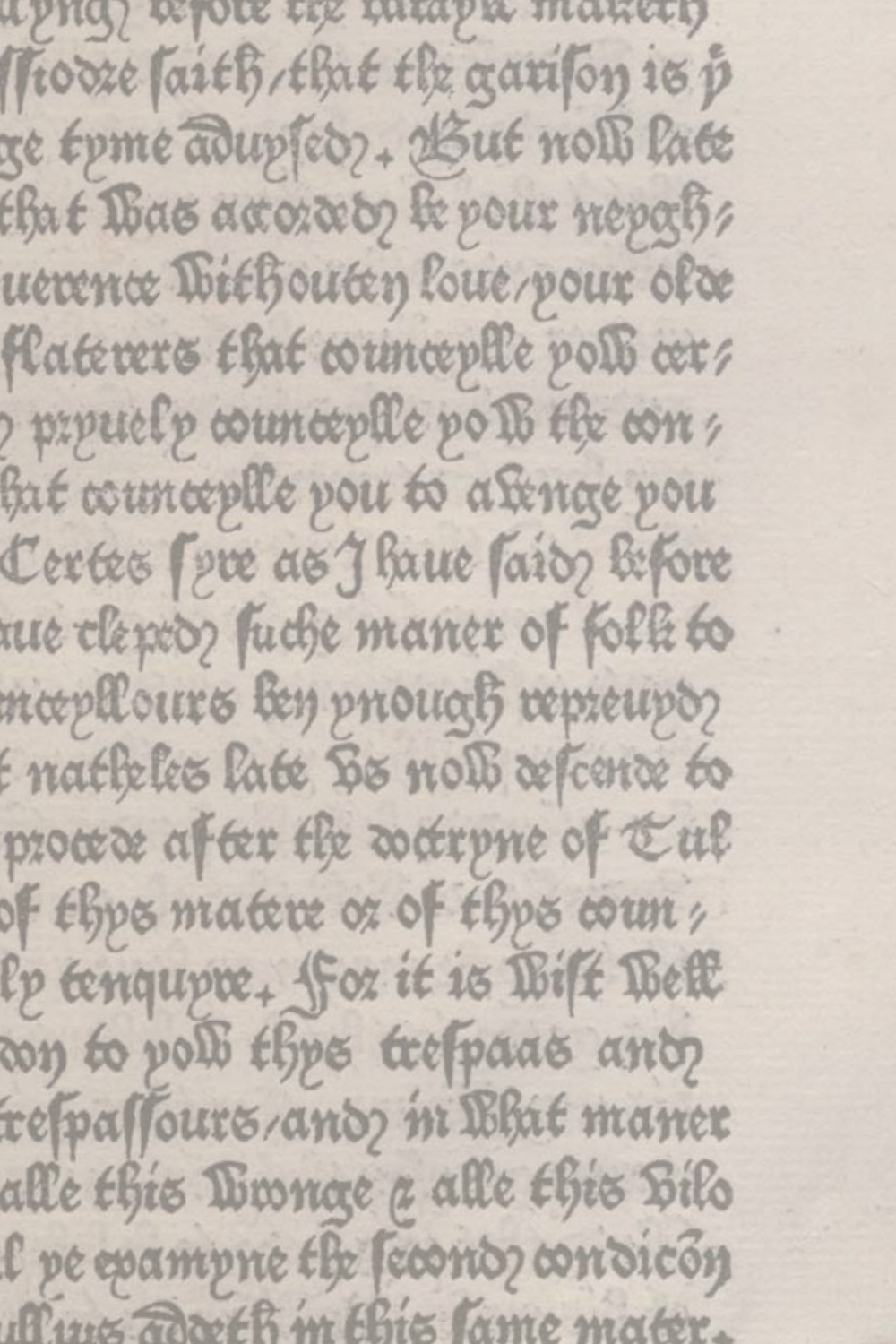lyngh before the ... maketh
Isidore saith/that the garison is ye
ge tyme adupsed. But now late
that was accorded be your neygh;
uerence withouten loue/your olde
flaterers that counceylle yow cer;
pryuely counceylle yow the con;
hat counceylle you to awenge you
Certes syre as I haue said before
aue cleped suche maner of folk to
nceyllours ben ynough repreuyd
t natheles late vs now descende to
procede after the doctryne of Tul
of thys matere or of thys coun;
ly tenquyre. For it is wist well
don to yow thys trespaas and
trespassours/and in what maner
alle this wronge & alle this vilo
l ye examyne the second condicōn
ullius addeth in this same mater.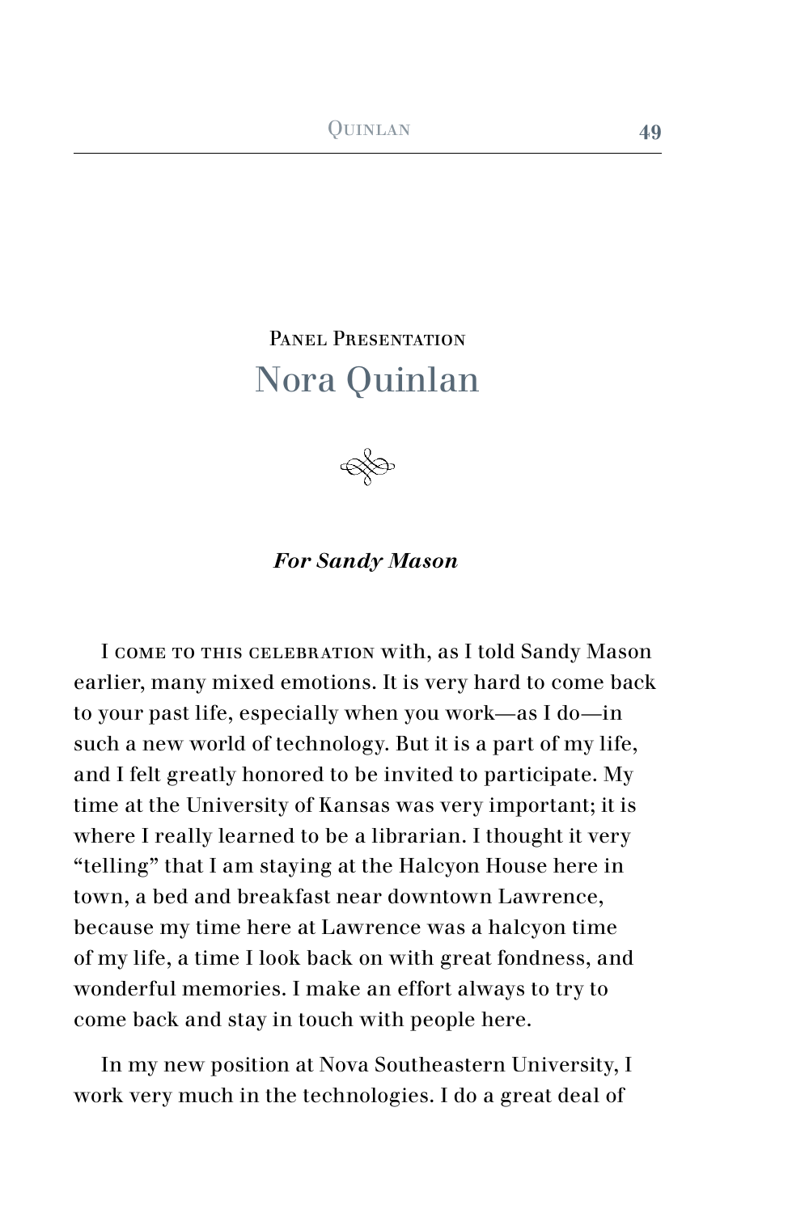## Panel Presentation

# Nora Quinlan

***For Sandy Mason***

I come to this celebration with, as I told Sandy Mason earlier, many mixed emotions. It is very hard to come back to your past life, especially when you work—as I do—in such a new world of technology. But it is a part of my life, and I felt greatly honored to be invited to participate. My time at the University of Kansas was very important; it is where I really learned to be a librarian. I thought it very "telling" that I am staying at the Halcyon House here in town, a bed and breakfast near downtown Lawrence, because my time here at Lawrence was a halcyon time of my life, a time I look back on with great fondness, and wonderful memories. I make an effort always to try to come back and stay in touch with people here.

In my new position at Nova Southeastern University, I work very much in the technologies. I do a great deal of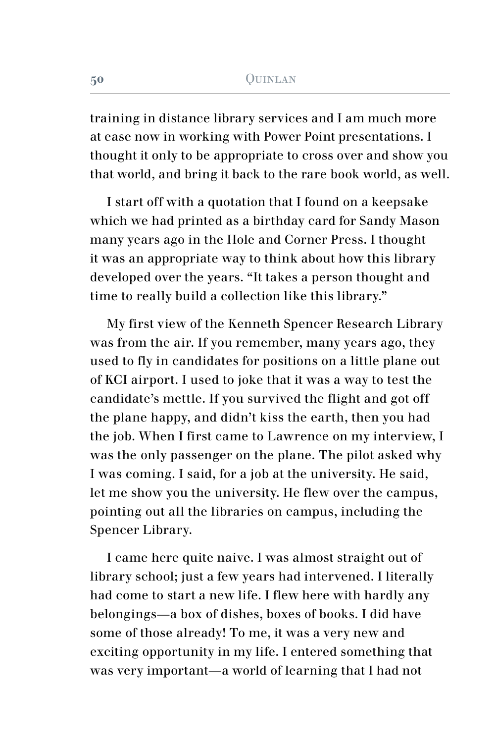training in distance library services and I am much more at ease now in working with Power Point presentations. I thought it only to be appropriate to cross over and show you that world, and bring it back to the rare book world, as well.

I start off with a quotation that I found on a keepsake which we had printed as a birthday card for Sandy Mason many years ago in the Hole and Corner Press. I thought it was an appropriate way to think about how this library developed over the years. "It takes a person thought and time to really build a collection like this library."

My first view of the Kenneth Spencer Research Library was from the air. If you remember, many years ago, they used to fly in candidates for positions on a little plane out of KCI airport. I used to joke that it was a way to test the candidate's mettle. If you survived the flight and got off the plane happy, and didn't kiss the earth, then you had the job. When I first came to Lawrence on my interview, I was the only passenger on the plane. The pilot asked why I was coming. I said, for a job at the university. He said, let me show you the university. He flew over the campus, pointing out all the libraries on campus, including the Spencer Library.

I came here quite naive. I was almost straight out of library school; just a few years had intervened. I literally had come to start a new life. I flew here with hardly any belongings—a box of dishes, boxes of books. I did have some of those already! To me, it was a very new and exciting opportunity in my life. I entered something that was very important—a world of learning that I had not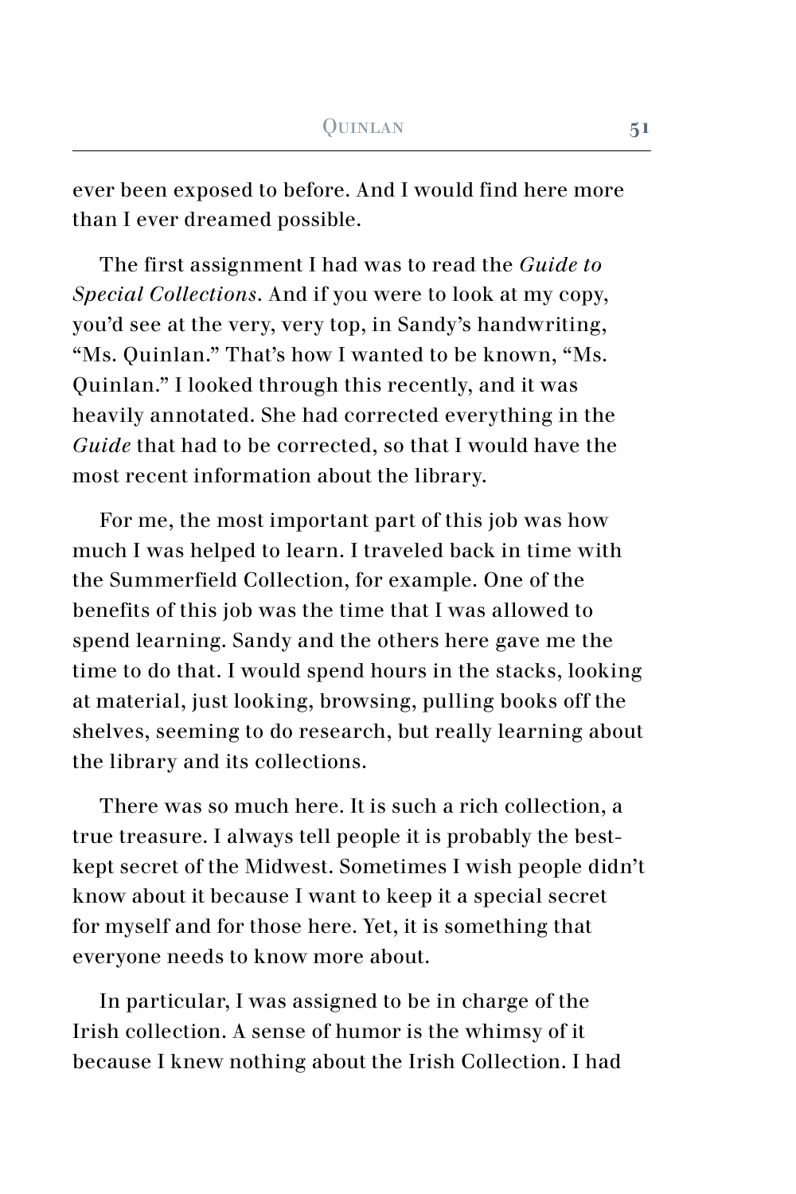ever been exposed to before. And I would find here more than I ever dreamed possible.

The first assignment I had was to read the *Guide to Special Collections*. And if you were to look at my copy, you'd see at the very, very top, in Sandy's handwriting, "Ms. Quinlan." That's how I wanted to be known, "Ms. Quinlan." I looked through this recently, and it was heavily annotated. She had corrected everything in the *Guide* that had to be corrected, so that I would have the most recent information about the library.

For me, the most important part of this job was how much I was helped to learn. I traveled back in time with the Summerfield Collection, for example. One of the benefits of this job was the time that I was allowed to spend learning. Sandy and the others here gave me the time to do that. I would spend hours in the stacks, looking at material, just looking, browsing, pulling books off the shelves, seeming to do research, but really learning about the library and its collections.

There was so much here. It is such a rich collection, a true treasure. I always tell people it is probably the best-kept secret of the Midwest. Sometimes I wish people didn't know about it because I want to keep it a special secret for myself and for those here. Yet, it is something that everyone needs to know more about.

In particular, I was assigned to be in charge of the Irish collection. A sense of humor is the whimsy of it because I knew nothing about the Irish Collection. I had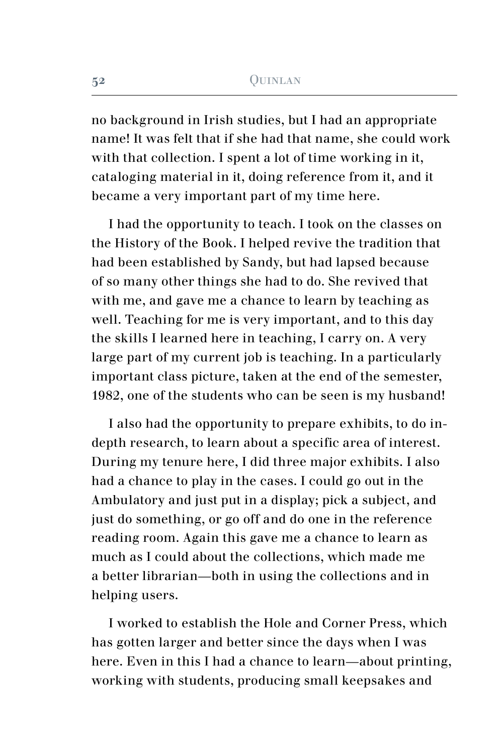no background in Irish studies, but I had an appropriate name! It was felt that if she had that name, she could work with that collection. I spent a lot of time working in it, cataloging material in it, doing reference from it, and it became a very important part of my time here.

I had the opportunity to teach. I took on the classes on the History of the Book. I helped revive the tradition that had been established by Sandy, but had lapsed because of so many other things she had to do. She revived that with me, and gave me a chance to learn by teaching as well. Teaching for me is very important, and to this day the skills I learned here in teaching, I carry on. A very large part of my current job is teaching. In a particularly important class picture, taken at the end of the semester, 1982, one of the students who can be seen is my husband!

I also had the opportunity to prepare exhibits, to do in-depth research, to learn about a specific area of interest. During my tenure here, I did three major exhibits. I also had a chance to play in the cases. I could go out in the Ambulatory and just put in a display; pick a subject, and just do something, or go off and do one in the reference reading room. Again this gave me a chance to learn as much as I could about the collections, which made me a better librarian—both in using the collections and in helping users.

I worked to establish the Hole and Corner Press, which has gotten larger and better since the days when I was here. Even in this I had a chance to learn—about printing, working with students, producing small keepsakes and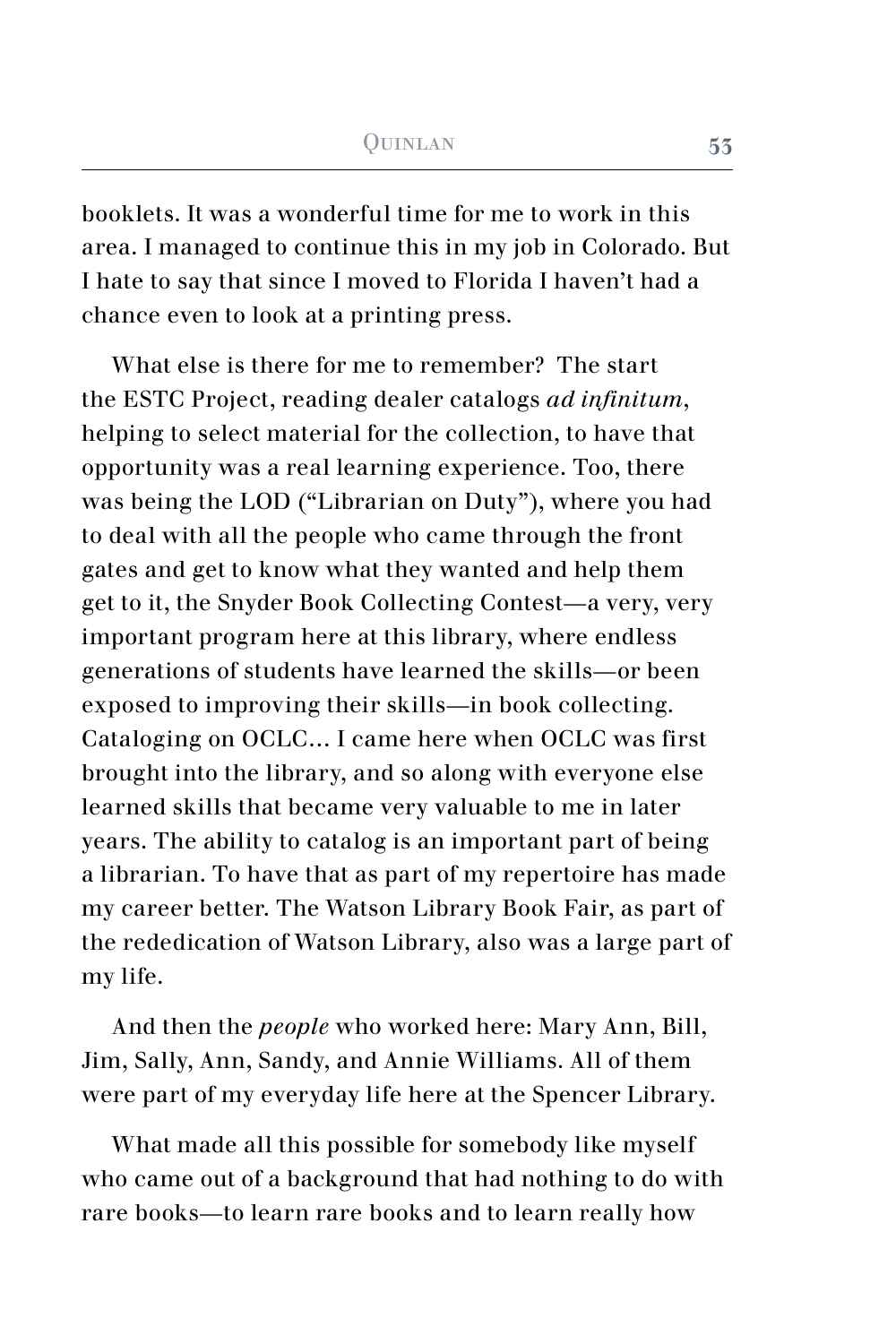booklets. It was a wonderful time for me to work in this area. I managed to continue this in my job in Colorado. But I hate to say that since I moved to Florida I haven't had a chance even to look at a printing press.

What else is there for me to remember? The start the ESTC Project, reading dealer catalogs *ad infinitum*, helping to select material for the collection, to have that opportunity was a real learning experience. Too, there was being the LOD ("Librarian on Duty"), where you had to deal with all the people who came through the front gates and get to know what they wanted and help them get to it, the Snyder Book Collecting Contest—a very, very important program here at this library, where endless generations of students have learned the skills—or been exposed to improving their skills—in book collecting. Cataloging on OCLC… I came here when OCLC was first brought into the library, and so along with everyone else learned skills that became very valuable to me in later years. The ability to catalog is an important part of being a librarian. To have that as part of my repertoire has made my career better. The Watson Library Book Fair, as part of the rededication of Watson Library, also was a large part of my life.

And then the *people* who worked here: Mary Ann, Bill, Jim, Sally, Ann, Sandy, and Annie Williams. All of them were part of my everyday life here at the Spencer Library.

What made all this possible for somebody like myself who came out of a background that had nothing to do with rare books—to learn rare books and to learn really how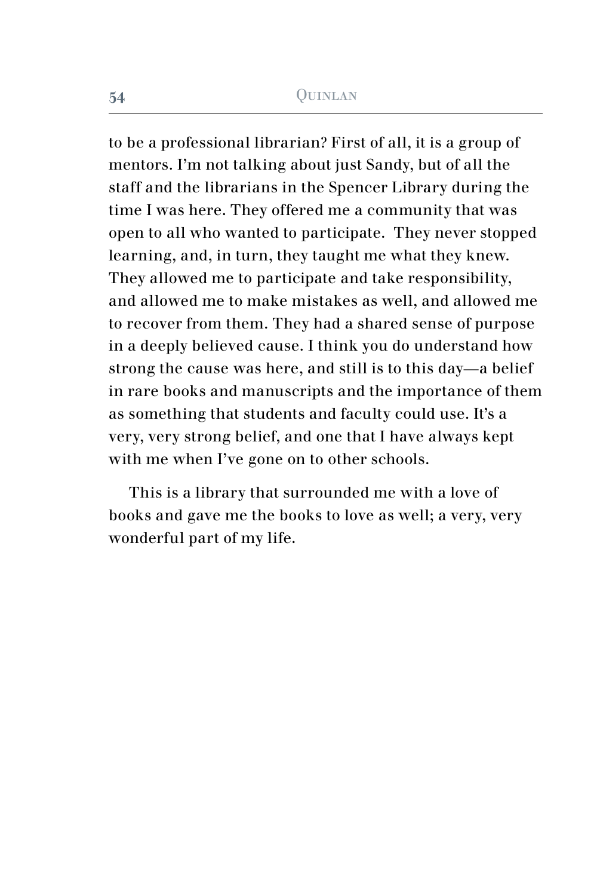to be a professional librarian? First of all, it is a group of mentors. I'm not talking about just Sandy, but of all the staff and the librarians in the Spencer Library during the time I was here. They offered me a community that was open to all who wanted to participate. They never stopped learning, and, in turn, they taught me what they knew. They allowed me to participate and take responsibility, and allowed me to make mistakes as well, and allowed me to recover from them. They had a shared sense of purpose in a deeply believed cause. I think you do understand how strong the cause was here, and still is to this day—a belief in rare books and manuscripts and the importance of them as something that students and faculty could use. It's a very, very strong belief, and one that I have always kept with me when I've gone on to other schools.

This is a library that surrounded me with a love of books and gave me the books to love as well; a very, very wonderful part of my life.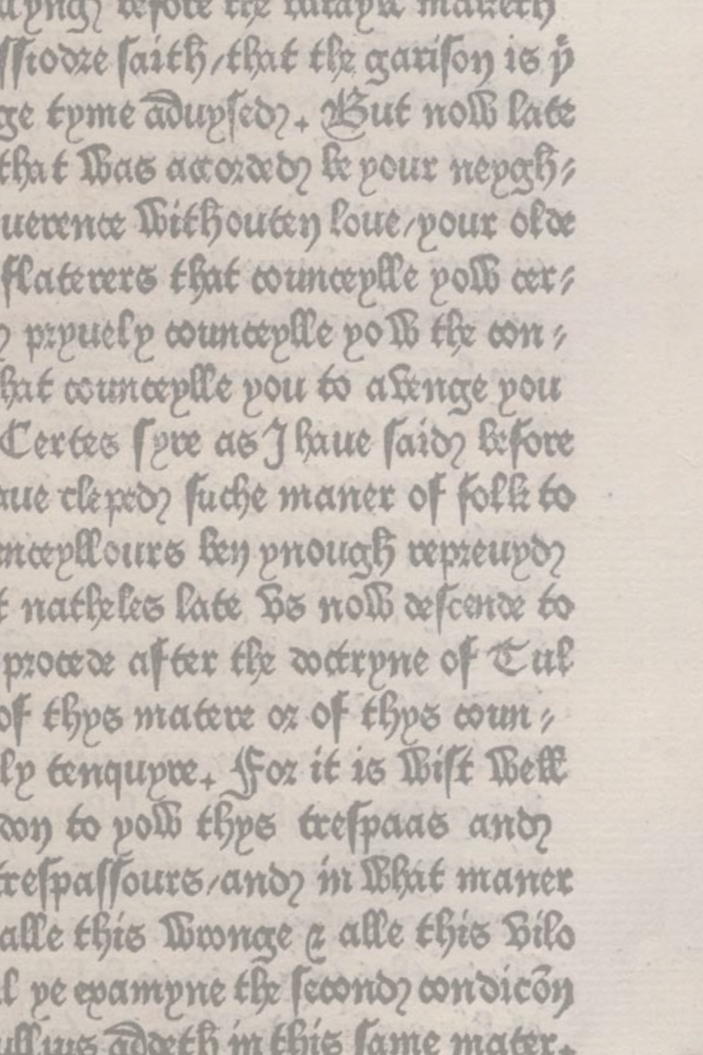ynge before the takynge maketh
ſiodre ſaith/that the gariſon is ẏ
ge tyme aduyſed+ But now late
that was accorded be your neygh/
uerence withouten loue/your olde
flaterers that councepſle yow cer/
pryuely councepſle yow the con/
hat councepſle you to awenge you
Certes ſyre as I haue ſaid before
aue cleped ſuche maner of folk to
ncepſlours ben ynough repreuyd
t natheles late vs now deſcende to
procede after the doctryne of Tul
of thys matere or of thys coun/
ly tenquyre+ For it is wiſt well
don to yow thys treſpaas and
treſpaſſours/and in what maner
alle this wronge & alle this vilo
l ye examyne the ſecond condicōn
ullius addeth in this ſame mater+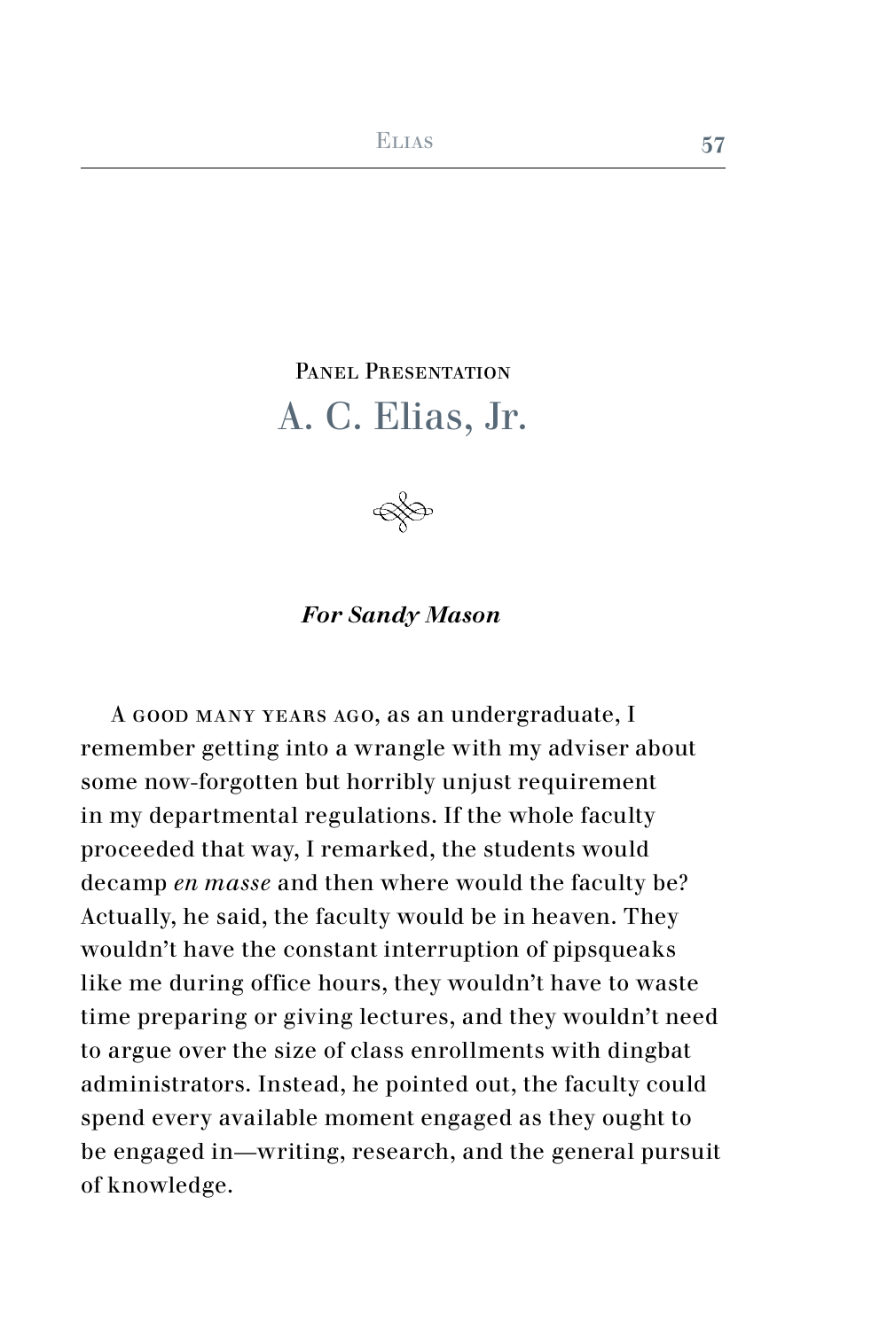## Panel Presentation

# A. C. Elias, Jr.

***For Sandy Mason***

A good many years ago, as an undergraduate, I remember getting into a wrangle with my adviser about some now-forgotten but horribly unjust requirement in my departmental regulations. If the whole faculty proceeded that way, I remarked, the students would decamp *en masse* and then where would the faculty be? Actually, he said, the faculty would be in heaven. They wouldn't have the constant interruption of pipsqueaks like me during office hours, they wouldn't have to waste time preparing or giving lectures, and they wouldn't need to argue over the size of class enrollments with dingbat administrators. Instead, he pointed out, the faculty could spend every available moment engaged as they ought to be engaged in—writing, research, and the general pursuit of knowledge.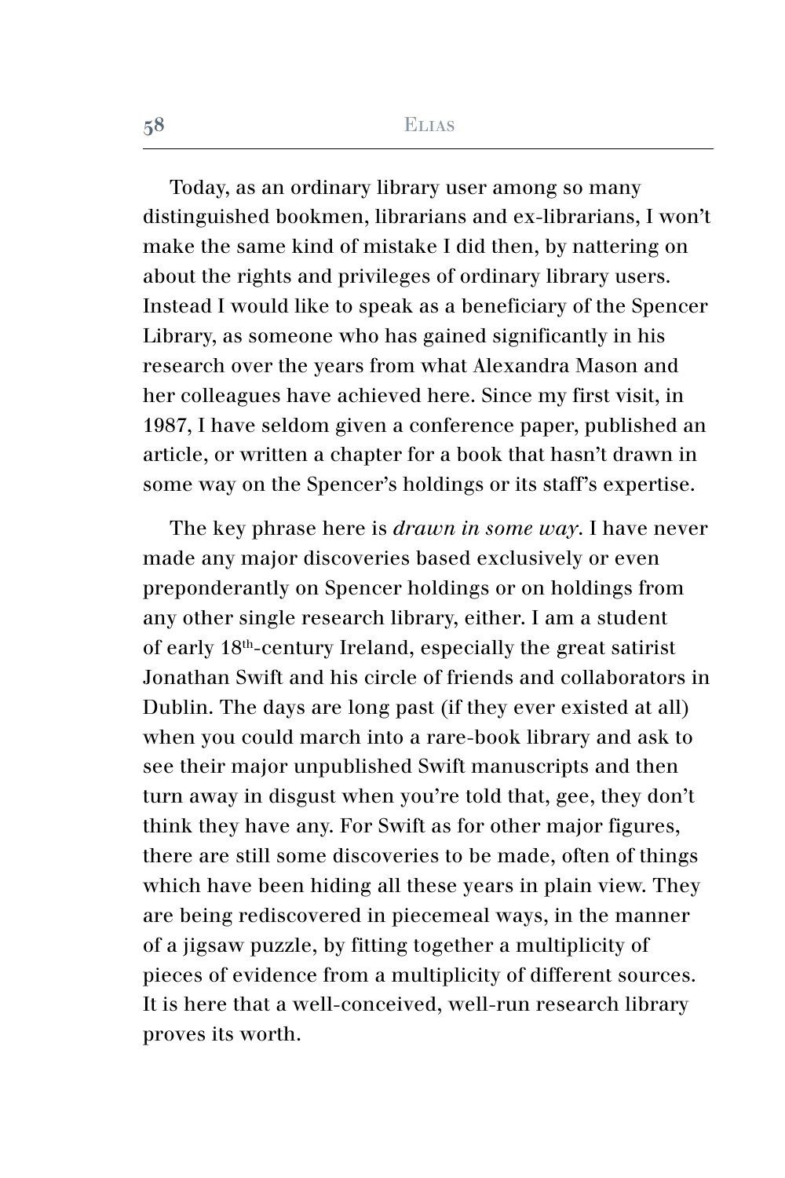Today, as an ordinary library user among so many distinguished bookmen, librarians and ex-librarians, I won't make the same kind of mistake I did then, by nattering on about the rights and privileges of ordinary library users. Instead I would like to speak as a beneficiary of the Spencer Library, as someone who has gained significantly in his research over the years from what Alexandra Mason and her colleagues have achieved here. Since my first visit, in 1987, I have seldom given a conference paper, published an article, or written a chapter for a book that hasn't drawn in some way on the Spencer's holdings or its staff's expertise.

The key phrase here is *drawn in some way*. I have never made any major discoveries based exclusively or even preponderantly on Spencer holdings or on holdings from any other single research library, either. I am a student of early 18th-century Ireland, especially the great satirist Jonathan Swift and his circle of friends and collaborators in Dublin. The days are long past (if they ever existed at all) when you could march into a rare-book library and ask to see their major unpublished Swift manuscripts and then turn away in disgust when you're told that, gee, they don't think they have any. For Swift as for other major figures, there are still some discoveries to be made, often of things which have been hiding all these years in plain view. They are being rediscovered in piecemeal ways, in the manner of a jigsaw puzzle, by fitting together a multiplicity of pieces of evidence from a multiplicity of different sources. It is here that a well-conceived, well-run research library proves its worth.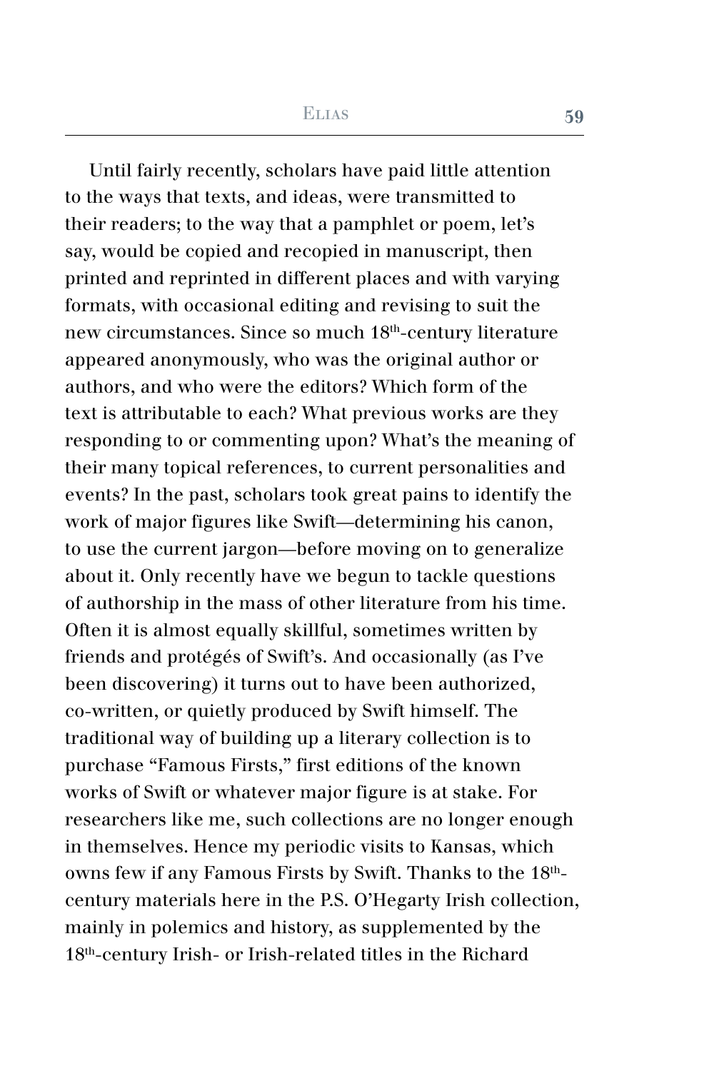Until fairly recently, scholars have paid little attention to the ways that texts, and ideas, were transmitted to their readers; to the way that a pamphlet or poem, let's say, would be copied and recopied in manuscript, then printed and reprinted in different places and with varying formats, with occasional editing and revising to suit the new circumstances. Since so much 18th-century literature appeared anonymously, who was the original author or authors, and who were the editors? Which form of the text is attributable to each? What previous works are they responding to or commenting upon? What's the meaning of their many topical references, to current personalities and events? In the past, scholars took great pains to identify the work of major figures like Swift—determining his canon, to use the current jargon—before moving on to generalize about it. Only recently have we begun to tackle questions of authorship in the mass of other literature from his time. Often it is almost equally skillful, sometimes written by friends and protégés of Swift's. And occasionally (as I've been discovering) it turns out to have been authorized, co-written, or quietly produced by Swift himself. The traditional way of building up a literary collection is to purchase "Famous Firsts," first editions of the known works of Swift or whatever major figure is at stake. For researchers like me, such collections are no longer enough in themselves. Hence my periodic visits to Kansas, which owns few if any Famous Firsts by Swift. Thanks to the 18th-century materials here in the P.S. O'Hegarty Irish collection, mainly in polemics and history, as supplemented by the 18th-century Irish- or Irish-related titles in the Richard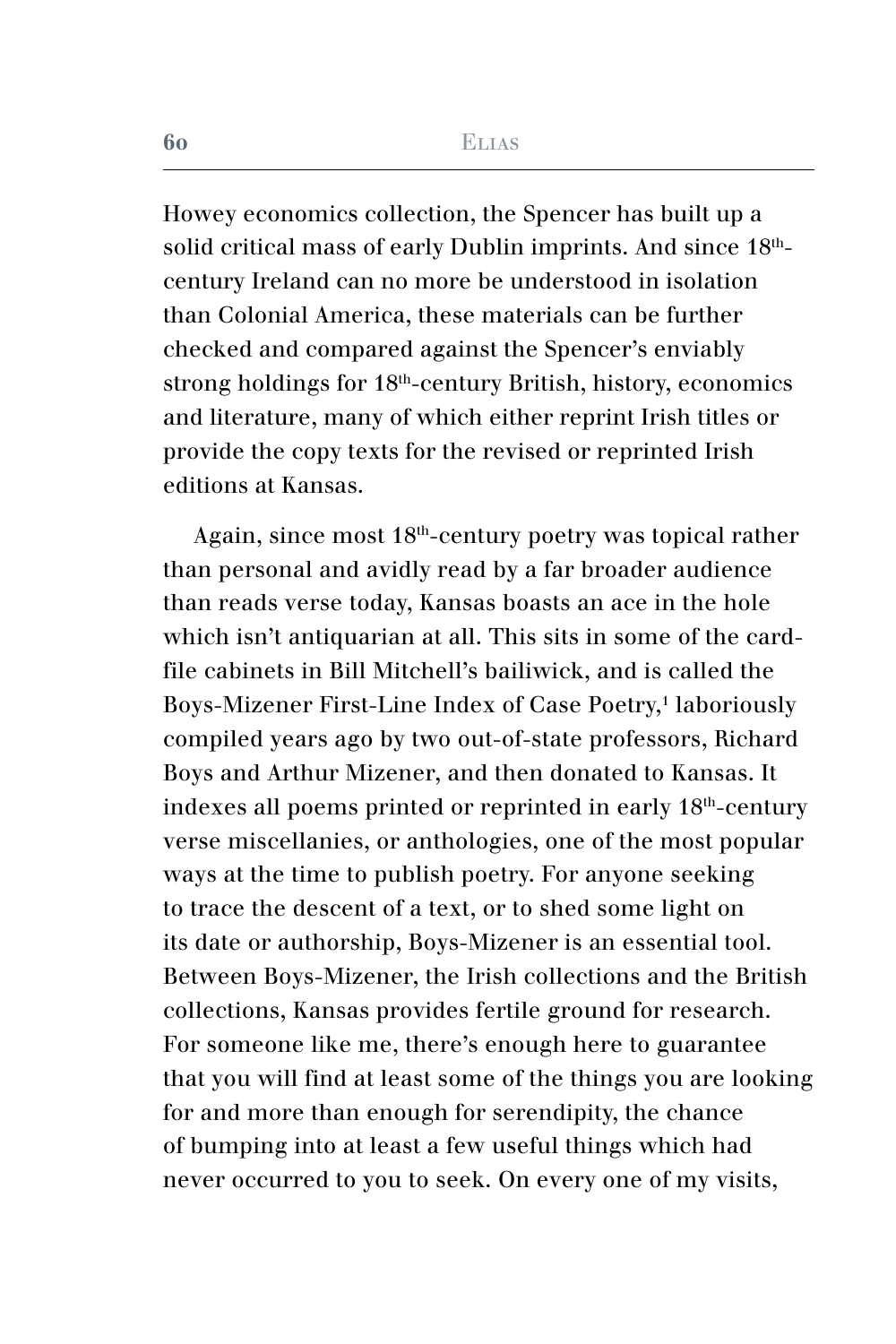Howey economics collection, the Spencer has built up a solid critical mass of early Dublin imprints. And since 18th-century Ireland can no more be understood in isolation than Colonial America, these materials can be further checked and compared against the Spencer's enviably strong holdings for 18th-century British, history, economics and literature, many of which either reprint Irish titles or provide the copy texts for the revised or reprinted Irish editions at Kansas.

Again, since most 18th-century poetry was topical rather than personal and avidly read by a far broader audience than reads verse today, Kansas boasts an ace in the hole which isn't antiquarian at all. This sits in some of the card-file cabinets in Bill Mitchell's bailiwick, and is called the Boys-Mizener First-Line Index of Case Poetry,[1] laboriously compiled years ago by two out-of-state professors, Richard Boys and Arthur Mizener, and then donated to Kansas. It indexes all poems printed or reprinted in early 18th-century verse miscellanies, or anthologies, one of the most popular ways at the time to publish poetry. For anyone seeking to trace the descent of a text, or to shed some light on its date or authorship, Boys-Mizener is an essential tool. Between Boys-Mizener, the Irish collections and the British collections, Kansas provides fertile ground for research. For someone like me, there's enough here to guarantee that you will find at least some of the things you are looking for and more than enough for serendipity, the chance of bumping into at least a few useful things which had never occurred to you to seek. On every one of my visits,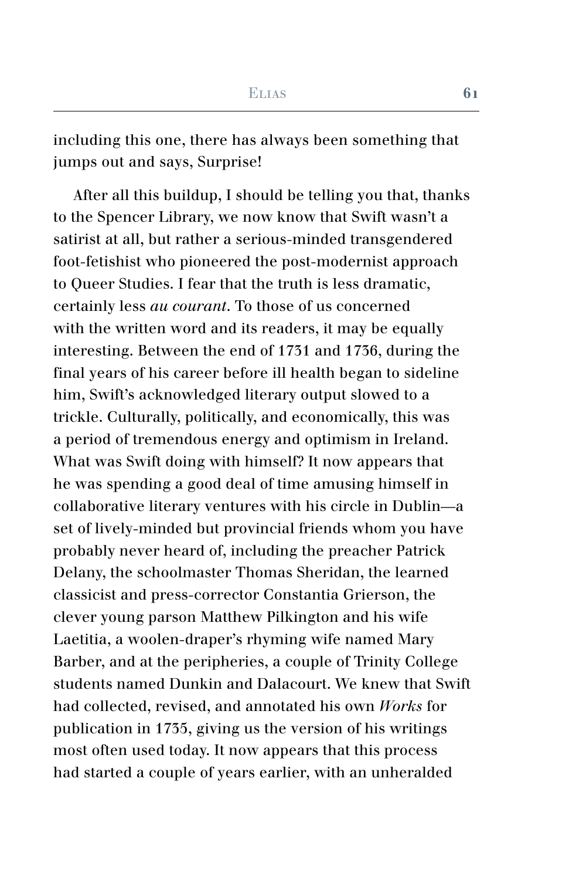including this one, there has always been something that jumps out and says, Surprise!

After all this buildup, I should be telling you that, thanks to the Spencer Library, we now know that Swift wasn't a satirist at all, but rather a serious-minded transgendered foot-fetishist who pioneered the post-modernist approach to Queer Studies. I fear that the truth is less dramatic, certainly less *au courant*. To those of us concerned with the written word and its readers, it may be equally interesting. Between the end of 1731 and 1736, during the final years of his career before ill health began to sideline him, Swift's acknowledged literary output slowed to a trickle. Culturally, politically, and economically, this was a period of tremendous energy and optimism in Ireland. What was Swift doing with himself? It now appears that he was spending a good deal of time amusing himself in collaborative literary ventures with his circle in Dublin—a set of lively-minded but provincial friends whom you have probably never heard of, including the preacher Patrick Delany, the schoolmaster Thomas Sheridan, the learned classicist and press-corrector Constantia Grierson, the clever young parson Matthew Pilkington and his wife Laetitia, a woolen-draper's rhyming wife named Mary Barber, and at the peripheries, a couple of Trinity College students named Dunkin and Dalacourt. We knew that Swift had collected, revised, and annotated his own *Works* for publication in 1735, giving us the version of his writings most often used today. It now appears that this process had started a couple of years earlier, with an unheralded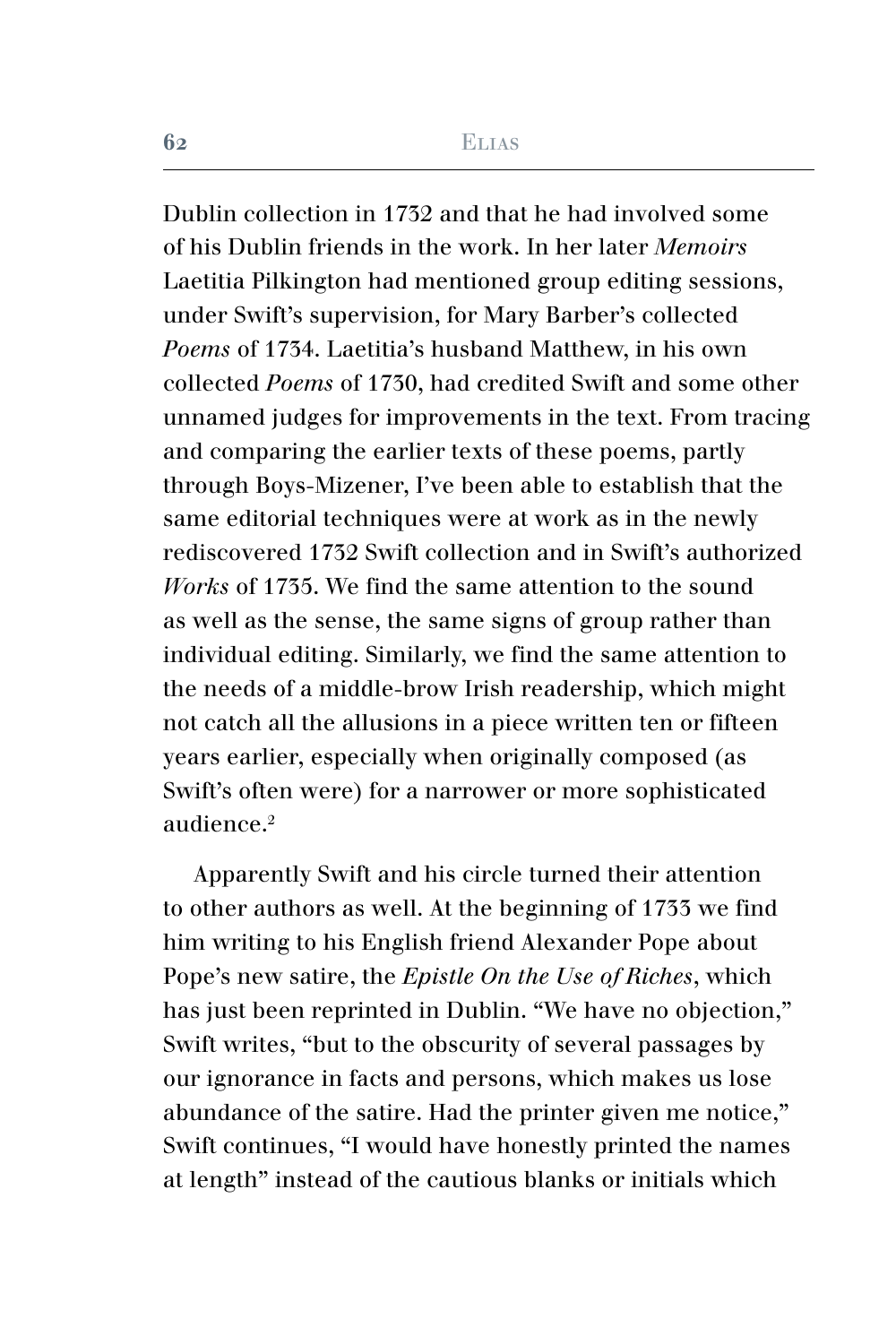Dublin collection in 1732 and that he had involved some of his Dublin friends in the work. In her later *Memoirs* Laetitia Pilkington had mentioned group editing sessions, under Swift's supervision, for Mary Barber's collected *Poems* of 1734. Laetitia's husband Matthew, in his own collected *Poems* of 1730, had credited Swift and some other unnamed judges for improvements in the text. From tracing and comparing the earlier texts of these poems, partly through Boys-Mizener, I've been able to establish that the same editorial techniques were at work as in the newly rediscovered 1732 Swift collection and in Swift's authorized *Works* of 1735. We find the same attention to the sound as well as the sense, the same signs of group rather than individual editing. Similarly, we find the same attention to the needs of a middle-brow Irish readership, which might not catch all the allusions in a piece written ten or fifteen years earlier, especially when originally composed (as Swift's often were) for a narrower or more sophisticated audience.[2]

Apparently Swift and his circle turned their attention to other authors as well. At the beginning of 1733 we find him writing to his English friend Alexander Pope about Pope's new satire, the *Epistle On the Use of Riches*, which has just been reprinted in Dublin. "We have no objection," Swift writes, "but to the obscurity of several passages by our ignorance in facts and persons, which makes us lose abundance of the satire. Had the printer given me notice," Swift continues, "I would have honestly printed the names at length" instead of the cautious blanks or initials which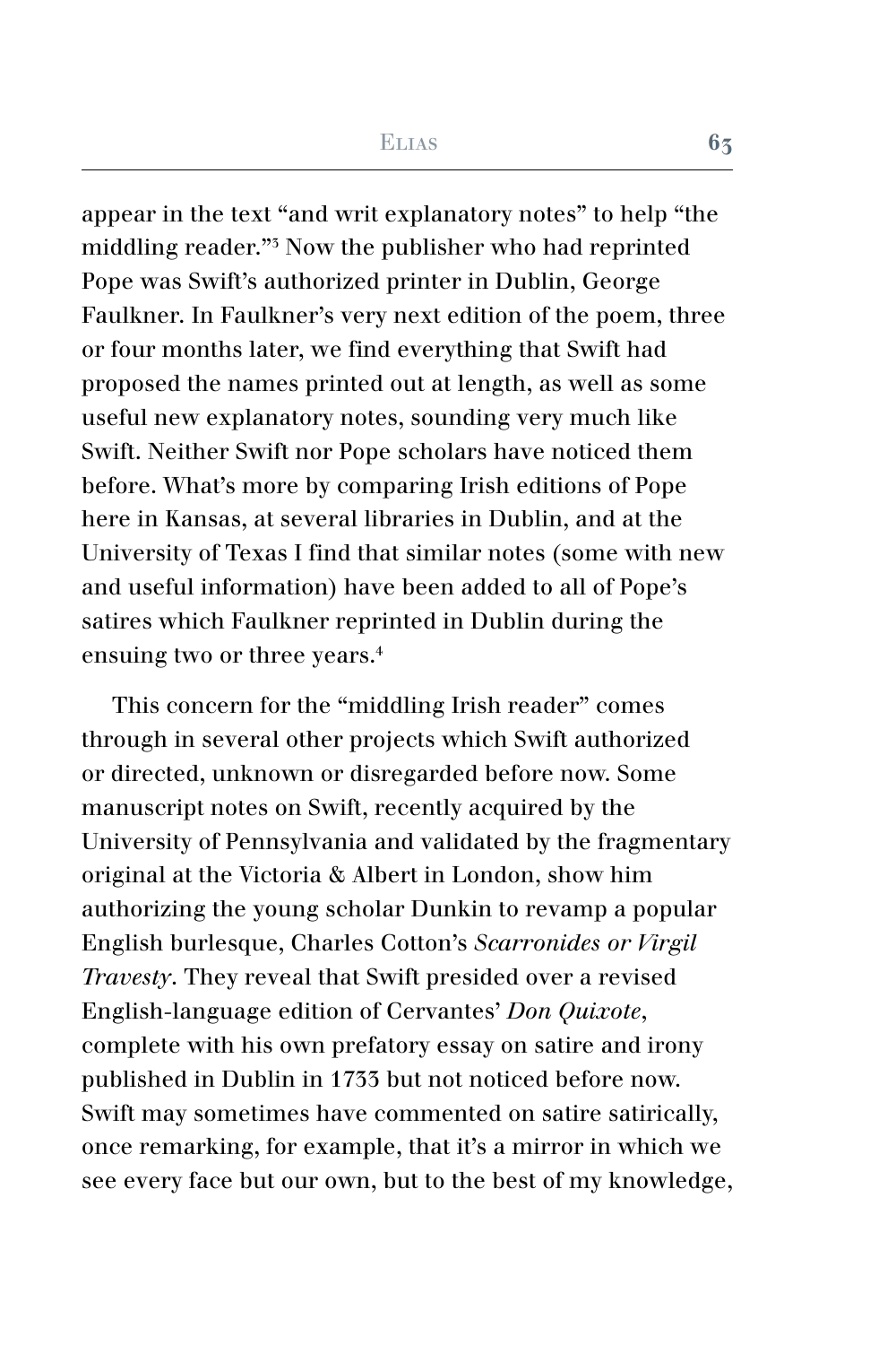appear in the text "and writ explanatory notes" to help "the middling reader."[3] Now the publisher who had reprinted Pope was Swift's authorized printer in Dublin, George Faulkner. In Faulkner's very next edition of the poem, three or four months later, we find everything that Swift had proposed the names printed out at length, as well as some useful new explanatory notes, sounding very much like Swift. Neither Swift nor Pope scholars have noticed them before. What's more by comparing Irish editions of Pope here in Kansas, at several libraries in Dublin, and at the University of Texas I find that similar notes (some with new and useful information) have been added to all of Pope's satires which Faulkner reprinted in Dublin during the ensuing two or three years.[4]

This concern for the "middling Irish reader" comes through in several other projects which Swift authorized or directed, unknown or disregarded before now. Some manuscript notes on Swift, recently acquired by the University of Pennsylvania and validated by the fragmentary original at the Victoria & Albert in London, show him authorizing the young scholar Dunkin to revamp a popular English burlesque, Charles Cotton's *Scarronides or Virgil Travesty*. They reveal that Swift presided over a revised English-language edition of Cervantes' *Don Quixote*, complete with his own prefatory essay on satire and irony published in Dublin in 1733 but not noticed before now. Swift may sometimes have commented on satire satirically, once remarking, for example, that it's a mirror in which we see every face but our own, but to the best of my knowledge,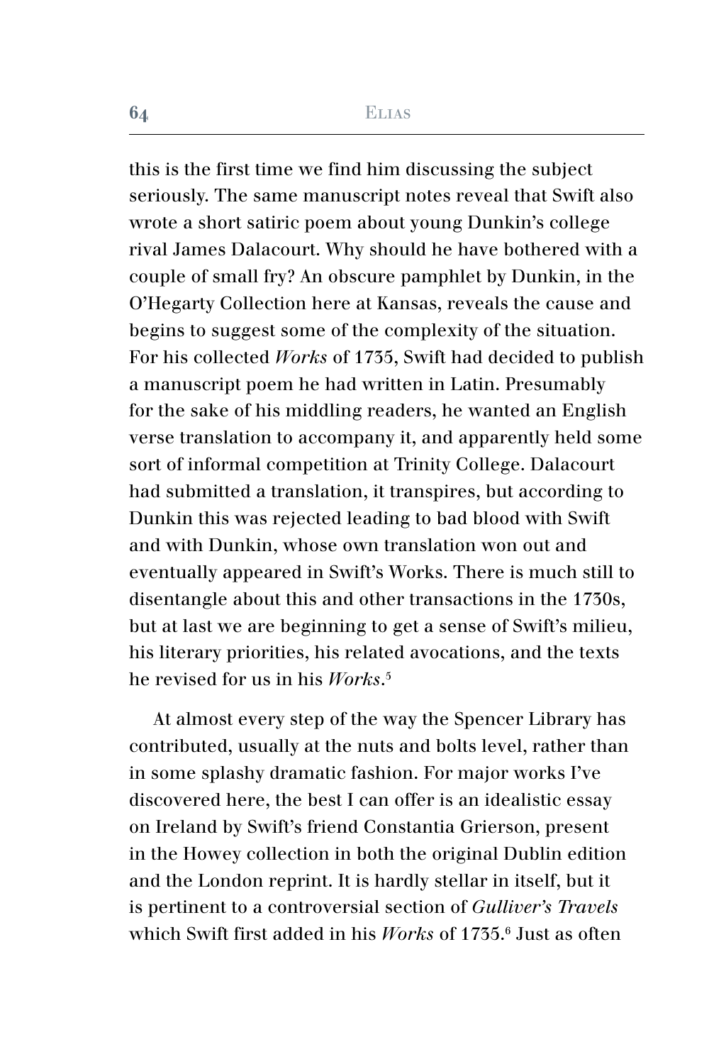this is the first time we find him discussing the subject seriously. The same manuscript notes reveal that Swift also wrote a short satiric poem about young Dunkin's college rival James Dalacourt. Why should he have bothered with a couple of small fry? An obscure pamphlet by Dunkin, in the O'Hegarty Collection here at Kansas, reveals the cause and begins to suggest some of the complexity of the situation. For his collected *Works* of 1735, Swift had decided to publish a manuscript poem he had written in Latin. Presumably for the sake of his middling readers, he wanted an English verse translation to accompany it, and apparently held some sort of informal competition at Trinity College. Dalacourt had submitted a translation, it transpires, but according to Dunkin this was rejected leading to bad blood with Swift and with Dunkin, whose own translation won out and eventually appeared in Swift's Works. There is much still to disentangle about this and other transactions in the 1730s, but at last we are beginning to get a sense of Swift's milieu, his literary priorities, his related avocations, and the texts he revised for us in his *Works*.[5]

At almost every step of the way the Spencer Library has contributed, usually at the nuts and bolts level, rather than in some splashy dramatic fashion. For major works I've discovered here, the best I can offer is an idealistic essay on Ireland by Swift's friend Constantia Grierson, present in the Howey collection in both the original Dublin edition and the London reprint. It is hardly stellar in itself, but it is pertinent to a controversial section of *Gulliver's Travels* which Swift first added in his *Works* of 1735.[6] Just as often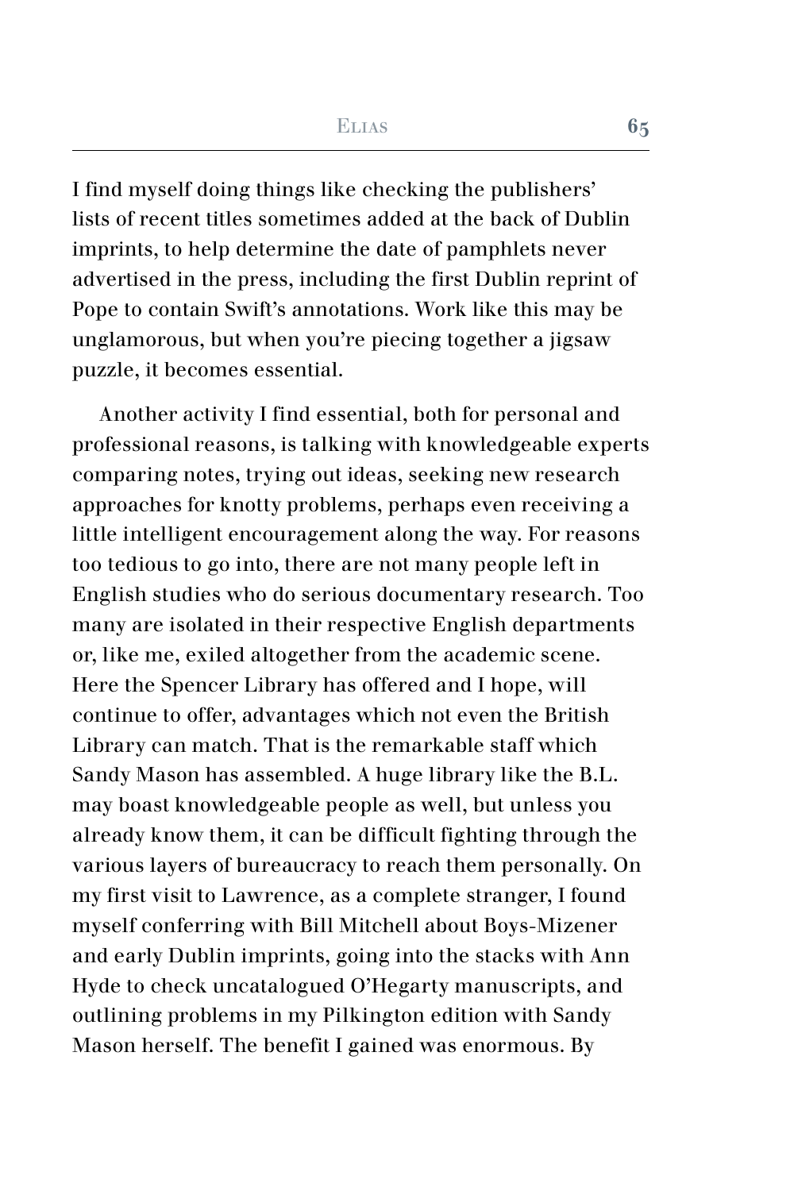I find myself doing things like checking the publishers' lists of recent titles sometimes added at the back of Dublin imprints, to help determine the date of pamphlets never advertised in the press, including the first Dublin reprint of Pope to contain Swift's annotations. Work like this may be unglamorous, but when you're piecing together a jigsaw puzzle, it becomes essential.

Another activity I find essential, both for personal and professional reasons, is talking with knowledgeable experts comparing notes, trying out ideas, seeking new research approaches for knotty problems, perhaps even receiving a little intelligent encouragement along the way. For reasons too tedious to go into, there are not many people left in English studies who do serious documentary research. Too many are isolated in their respective English departments or, like me, exiled altogether from the academic scene. Here the Spencer Library has offered and I hope, will continue to offer, advantages which not even the British Library can match. That is the remarkable staff which Sandy Mason has assembled. A huge library like the B.L. may boast knowledgeable people as well, but unless you already know them, it can be difficult fighting through the various layers of bureaucracy to reach them personally. On my first visit to Lawrence, as a complete stranger, I found myself conferring with Bill Mitchell about Boys-Mizener and early Dublin imprints, going into the stacks with Ann Hyde to check uncatalogued O'Hegarty manuscripts, and outlining problems in my Pilkington edition with Sandy Mason herself. The benefit I gained was enormous. By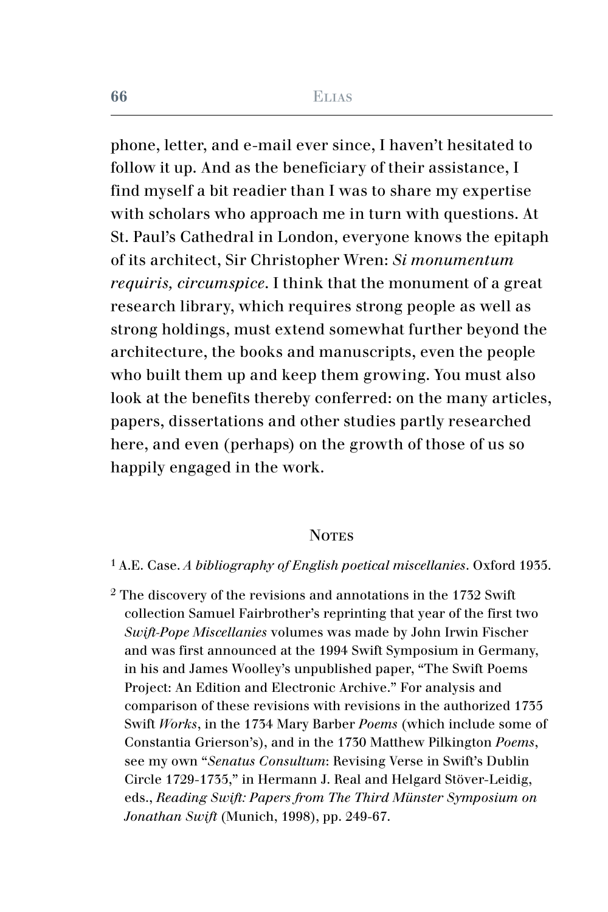phone, letter, and e-mail ever since, I haven't hesitated to follow it up. And as the beneficiary of their assistance, I find myself a bit readier than I was to share my expertise with scholars who approach me in turn with questions. At St. Paul's Cathedral in London, everyone knows the epitaph of its architect, Sir Christopher Wren: *Si monumentum requiris, circumspice*. I think that the monument of a great research library, which requires strong people as well as strong holdings, must extend somewhat further beyond the architecture, the books and manuscripts, even the people who built them up and keep them growing. You must also look at the benefits thereby conferred: on the many articles, papers, dissertations and other studies partly researched here, and even (perhaps) on the growth of those of us so happily engaged in the work.

## Notes

[1] A.E. Case. *A bibliography of English poetical miscellanies*. Oxford 1935.

[2] The discovery of the revisions and annotations in the 1732 Swift collection Samuel Fairbrother's reprinting that year of the first two *Swift-Pope Miscellanies* volumes was made by John Irwin Fischer and was first announced at the 1994 Swift Symposium in Germany, in his and James Woolley's unpublished paper, "The Swift Poems Project: An Edition and Electronic Archive." For analysis and comparison of these revisions with revisions in the authorized 1735 Swift *Works*, in the 1734 Mary Barber *Poems* (which include some of Constantia Grierson's), and in the 1730 Matthew Pilkington *Poems*, see my own "*Senatus Consultum*: Revising Verse in Swift's Dublin Circle 1729-1735," in Hermann J. Real and Helgard Stöver-Leidig, eds., *Reading Swift: Papers from The Third Münster Symposium on Jonathan Swift* (Munich, 1998), pp. 249-67.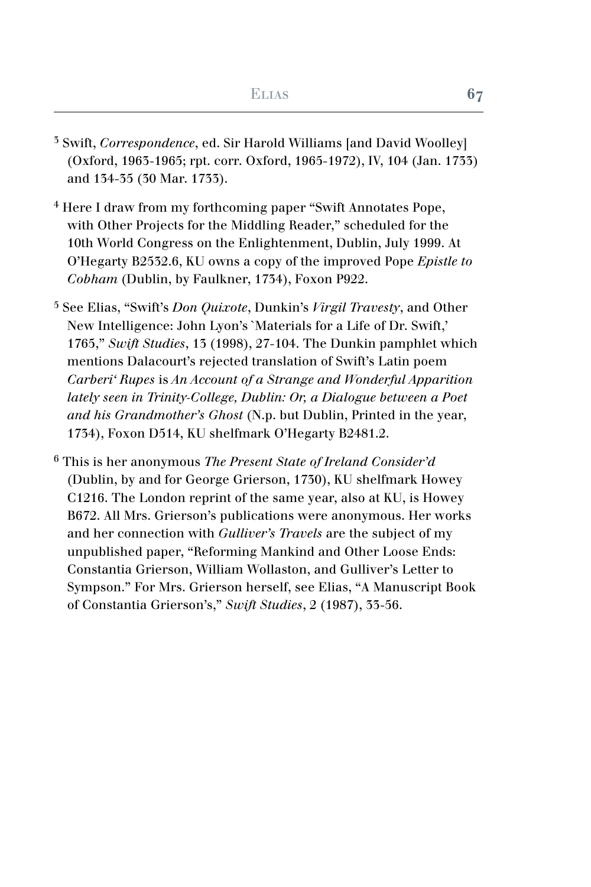[3] Swift, *Correspondence*, ed. Sir Harold Williams [and David Woolley] (Oxford, 1963-1965; rpt. corr. Oxford, 1965-1972), IV, 104 (Jan. 1733) and 134-35 (30 Mar. 1733).

[4] Here I draw from my forthcoming paper "Swift Annotates Pope, with Other Projects for the Middling Reader," scheduled for the 10th World Congress on the Enlightenment, Dublin, July 1999. At O'Hegarty B2532.6, KU owns a copy of the improved Pope *Epistle to Cobham* (Dublin, by Faulkner, 1734), Foxon P922.

[5] See Elias, "Swift's *Don Quixote*, Dunkin's *Virgil Travesty*, and Other New Intelligence: John Lyon's `Materials for a Life of Dr. Swift,' 1765," *Swift Studies*, 13 (1998), 27-104. The Dunkin pamphlet which mentions Dalacourt's rejected translation of Swift's Latin poem *Carberi' Rupes* is *An Account of a Strange and Wonderful Apparition lately seen in Trinity-College, Dublin: Or, a Dialogue between a Poet and his Grandmother's Ghost* (N.p. but Dublin, Printed in the year, 1734), Foxon D514, KU shelfmark O'Hegarty B2481.2.

[6] This is her anonymous *The Present State of Ireland Consider'd* (Dublin, by and for George Grierson, 1730), KU shelfmark Howey C1216. The London reprint of the same year, also at KU, is Howey B672. All Mrs. Grierson's publications were anonymous. Her works and her connection with *Gulliver's Travels* are the subject of my unpublished paper, "Reforming Mankind and Other Loose Ends: Constantia Grierson, William Wollaston, and Gulliver's Letter to Sympson." For Mrs. Grierson herself, see Elias, "A Manuscript Book of Constantia Grierson's," *Swift Studies*, 2 (1987), 33-56.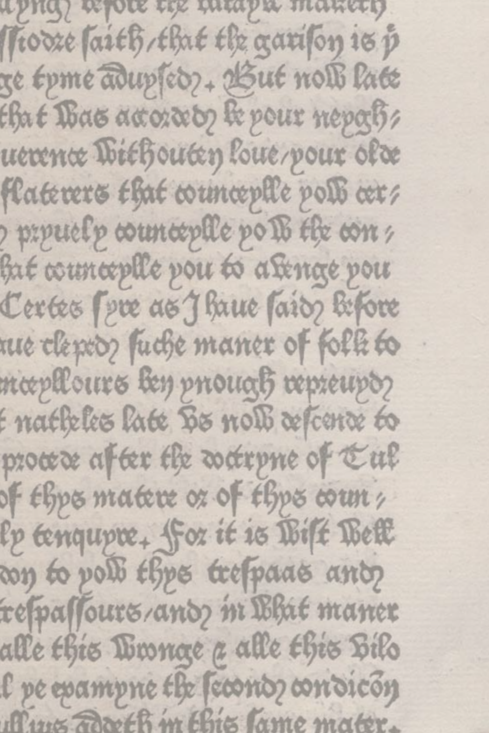ly[n]ge before the vitayle maketh
[I]ssiodre saith/that the garison is ye
ge tyme aduysed. But now late
that was accorded be your neygh/
uerence without loue/your olde
flaterers that councepled you cer/
pryuely councepled you the con/
hat councepled you to a venge you
Certes syre as I haue said before
aue cleped suche maner of folk to
ncepllours ben ynough repreuyd
t natheles late vs now descende to
procede after the doctryne of Tul
of thys matere or of thys coun/
ly tenquyre. For it is wist well
don to you thys trespaas and
trespassours/and in what maner
alle this wronge & alle this vilo
l ye examyne the second condicon
ullius addeth in this same mater.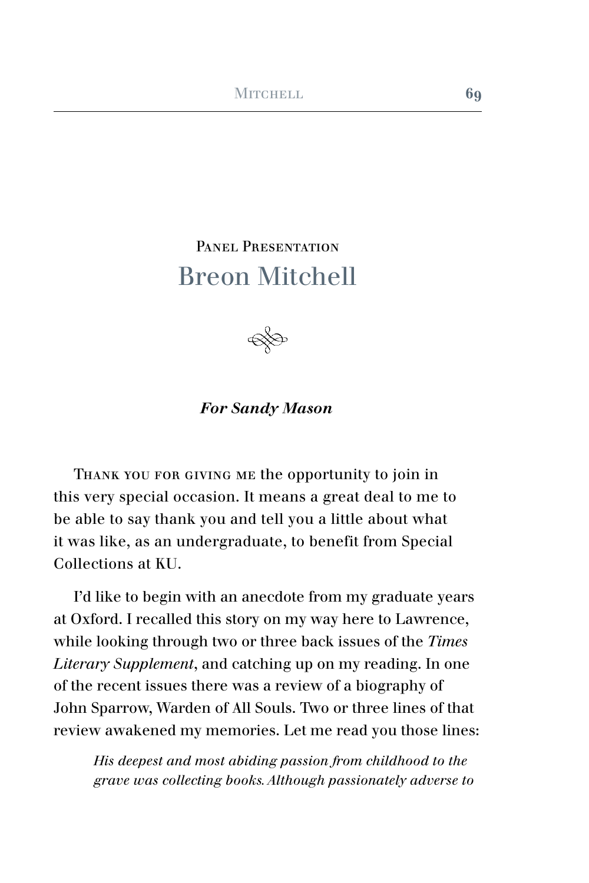# Panel Presentation
# Breon Mitchell

***For Sandy Mason***

Thank you for giving me the opportunity to join in this very special occasion. It means a great deal to me to be able to say thank you and tell you a little about what it was like, as an undergraduate, to benefit from Special Collections at KU.

I'd like to begin with an anecdote from my graduate years at Oxford. I recalled this story on my way here to Lawrence, while looking through two or three back issues of the *Times Literary Supplement*, and catching up on my reading. In one of the recent issues there was a review of a biography of John Sparrow, Warden of All Souls. Two or three lines of that review awakened my memories. Let me read you those lines:

> *His deepest and most abiding passion from childhood to the grave was collecting books. Although passionately adverse to*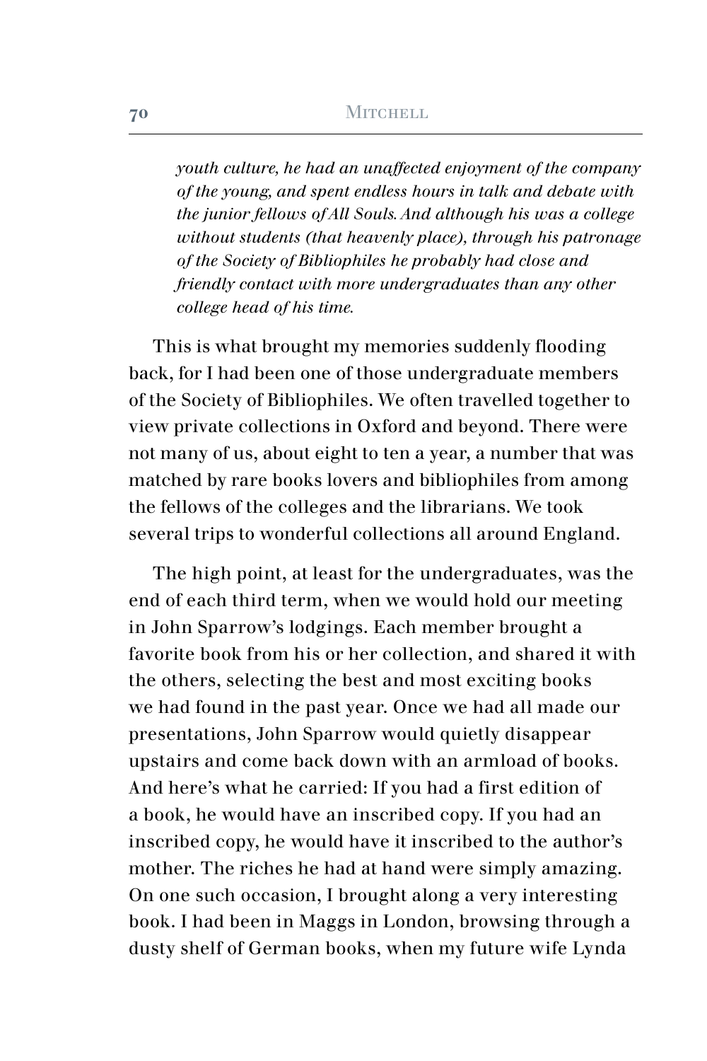*youth culture, he had an unaffected enjoyment of the company of the young, and spent endless hours in talk and debate with the junior fellows of All Souls. And although his was a college without students (that heavenly place), through his patronage of the Society of Bibliophiles he probably had close and friendly contact with more undergraduates than any other college head of his time.*

This is what brought my memories suddenly flooding back, for I had been one of those undergraduate members of the Society of Bibliophiles. We often travelled together to view private collections in Oxford and beyond. There were not many of us, about eight to ten a year, a number that was matched by rare books lovers and bibliophiles from among the fellows of the colleges and the librarians. We took several trips to wonderful collections all around England.

The high point, at least for the undergraduates, was the end of each third term, when we would hold our meeting in John Sparrow's lodgings. Each member brought a favorite book from his or her collection, and shared it with the others, selecting the best and most exciting books we had found in the past year. Once we had all made our presentations, John Sparrow would quietly disappear upstairs and come back down with an armload of books. And here's what he carried: If you had a first edition of a book, he would have an inscribed copy. If you had an inscribed copy, he would have it inscribed to the author's mother. The riches he had at hand were simply amazing. On one such occasion, I brought along a very interesting book. I had been in Maggs in London, browsing through a dusty shelf of German books, when my future wife Lynda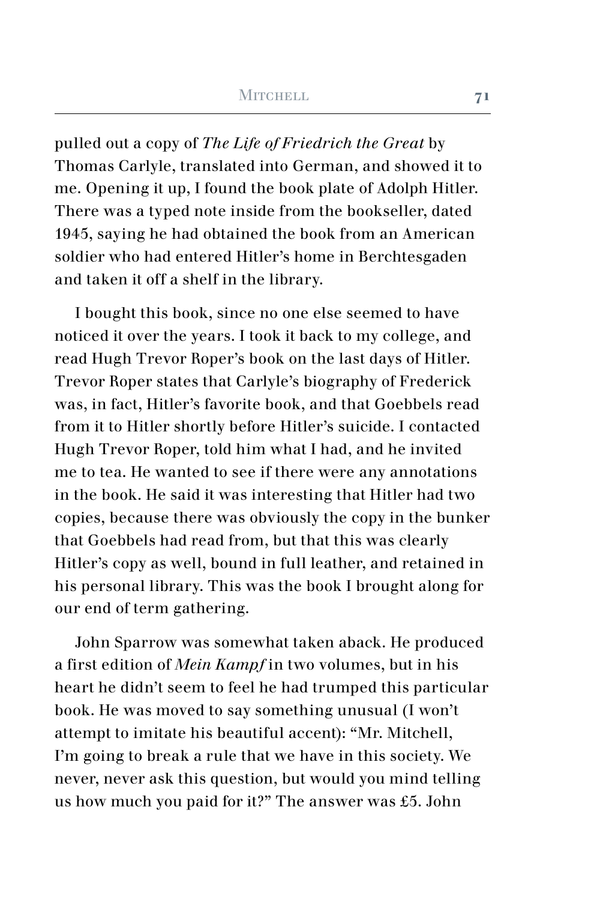pulled out a copy of *The Life of Friedrich the Great* by Thomas Carlyle, translated into German, and showed it to me. Opening it up, I found the book plate of Adolph Hitler. There was a typed note inside from the bookseller, dated 1945, saying he had obtained the book from an American soldier who had entered Hitler's home in Berchtesgaden and taken it off a shelf in the library.

I bought this book, since no one else seemed to have noticed it over the years. I took it back to my college, and read Hugh Trevor Roper's book on the last days of Hitler. Trevor Roper states that Carlyle's biography of Frederick was, in fact, Hitler's favorite book, and that Goebbels read from it to Hitler shortly before Hitler's suicide. I contacted Hugh Trevor Roper, told him what I had, and he invited me to tea. He wanted to see if there were any annotations in the book. He said it was interesting that Hitler had two copies, because there was obviously the copy in the bunker that Goebbels had read from, but that this was clearly Hitler's copy as well, bound in full leather, and retained in his personal library. This was the book I brought along for our end of term gathering.

John Sparrow was somewhat taken aback. He produced a first edition of *Mein Kampf* in two volumes, but in his heart he didn't seem to feel he had trumped this particular book. He was moved to say something unusual (I won't attempt to imitate his beautiful accent): "Mr. Mitchell, I'm going to break a rule that we have in this society. We never, never ask this question, but would you mind telling us how much you paid for it?" The answer was £5. John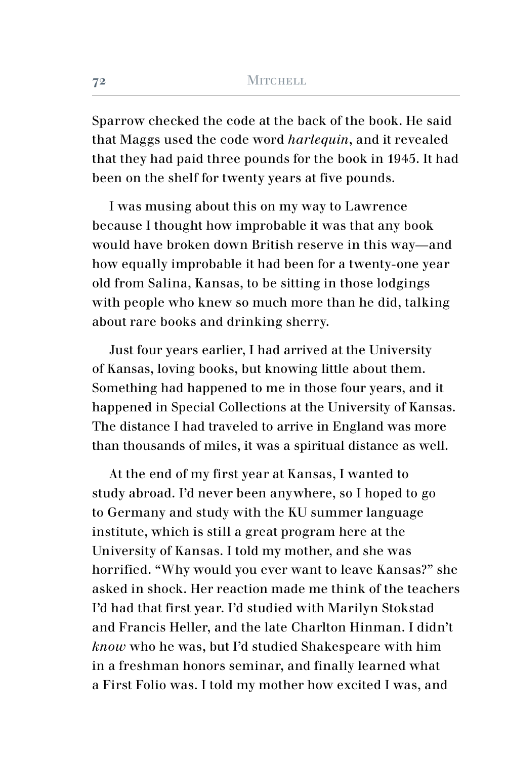Sparrow checked the code at the back of the book. He said that Maggs used the code word *harlequin*, and it revealed that they had paid three pounds for the book in 1945. It had been on the shelf for twenty years at five pounds.

I was musing about this on my way to Lawrence because I thought how improbable it was that any book would have broken down British reserve in this way—and how equally improbable it had been for a twenty-one year old from Salina, Kansas, to be sitting in those lodgings with people who knew so much more than he did, talking about rare books and drinking sherry.

Just four years earlier, I had arrived at the University of Kansas, loving books, but knowing little about them. Something had happened to me in those four years, and it happened in Special Collections at the University of Kansas. The distance I had traveled to arrive in England was more than thousands of miles, it was a spiritual distance as well.

At the end of my first year at Kansas, I wanted to study abroad. I'd never been anywhere, so I hoped to go to Germany and study with the KU summer language institute, which is still a great program here at the University of Kansas. I told my mother, and she was horrified. "Why would you ever want to leave Kansas?" she asked in shock. Her reaction made me think of the teachers I'd had that first year. I'd studied with Marilyn Stokstad and Francis Heller, and the late Charlton Hinman. I didn't *know* who he was, but I'd studied Shakespeare with him in a freshman honors seminar, and finally learned what a First Folio was. I told my mother how excited I was, and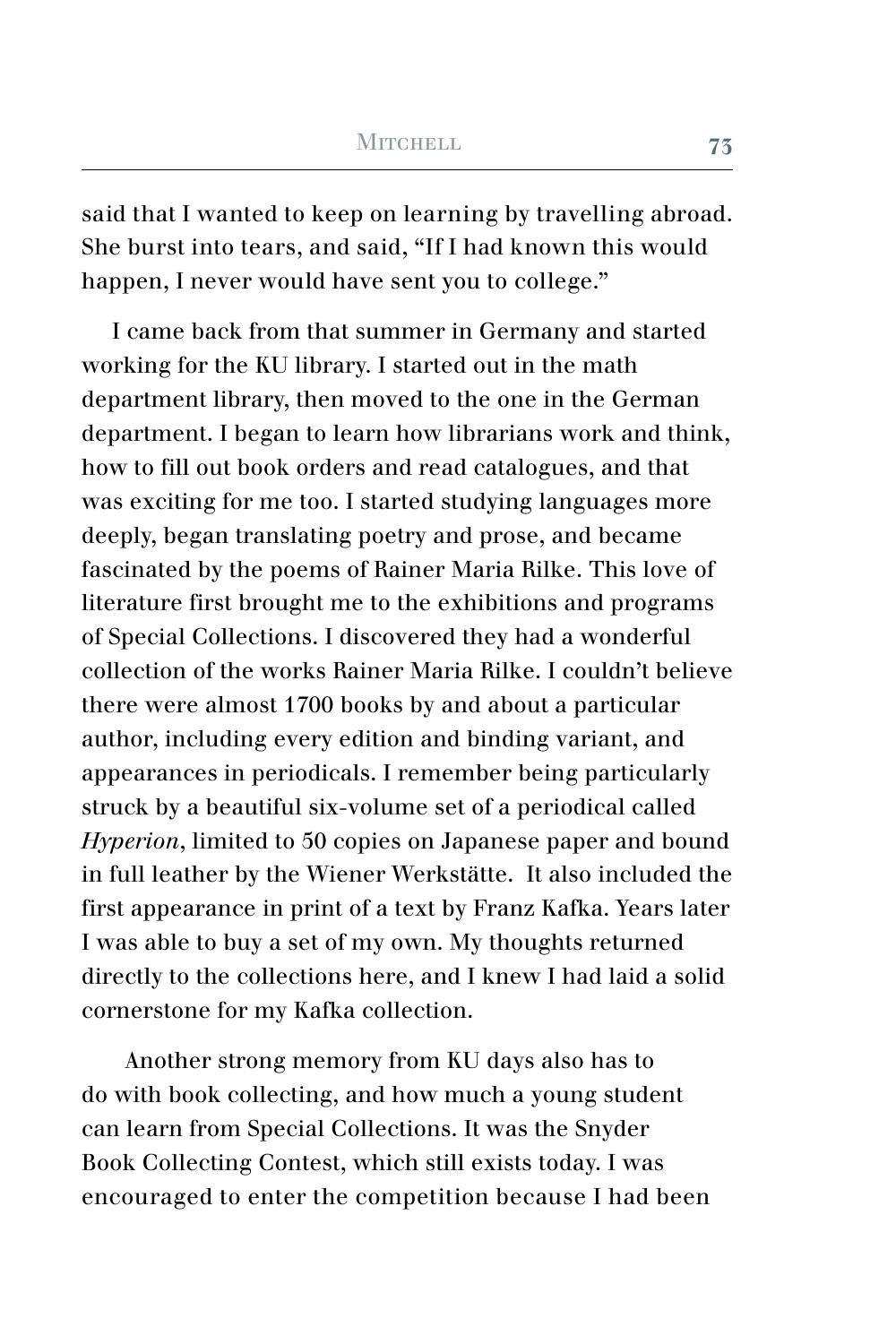said that I wanted to keep on learning by travelling abroad. She burst into tears, and said, "If I had known this would happen, I never would have sent you to college."

I came back from that summer in Germany and started working for the KU library. I started out in the math department library, then moved to the one in the German department. I began to learn how librarians work and think, how to fill out book orders and read catalogues, and that was exciting for me too. I started studying languages more deeply, began translating poetry and prose, and became fascinated by the poems of Rainer Maria Rilke. This love of literature first brought me to the exhibitions and programs of Special Collections. I discovered they had a wonderful collection of the works Rainer Maria Rilke. I couldn't believe there were almost 1700 books by and about a particular author, including every edition and binding variant, and appearances in periodicals. I remember being particularly struck by a beautiful six-volume set of a periodical called *Hyperion*, limited to 50 copies on Japanese paper and bound in full leather by the Wiener Werkstätte. It also included the first appearance in print of a text by Franz Kafka. Years later I was able to buy a set of my own. My thoughts returned directly to the collections here, and I knew I had laid a solid cornerstone for my Kafka collection.

Another strong memory from KU days also has to do with book collecting, and how much a young student can learn from Special Collections. It was the Snyder Book Collecting Contest, which still exists today. I was encouraged to enter the competition because I had been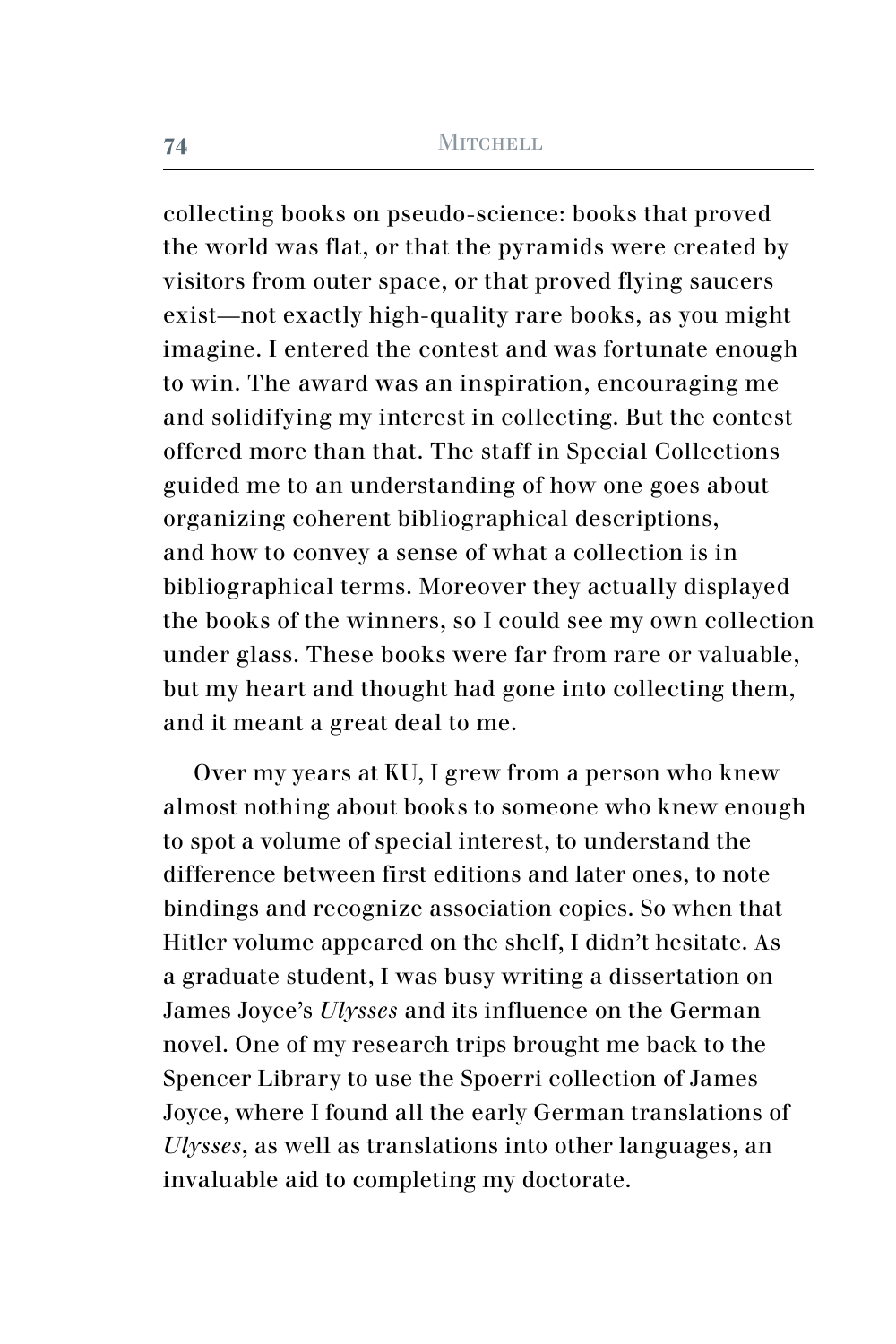collecting books on pseudo-science: books that proved the world was flat, or that the pyramids were created by visitors from outer space, or that proved flying saucers exist—not exactly high-quality rare books, as you might imagine. I entered the contest and was fortunate enough to win. The award was an inspiration, encouraging me and solidifying my interest in collecting. But the contest offered more than that. The staff in Special Collections guided me to an understanding of how one goes about organizing coherent bibliographical descriptions, and how to convey a sense of what a collection is in bibliographical terms. Moreover they actually displayed the books of the winners, so I could see my own collection under glass. These books were far from rare or valuable, but my heart and thought had gone into collecting them, and it meant a great deal to me.

Over my years at KU, I grew from a person who knew almost nothing about books to someone who knew enough to spot a volume of special interest, to understand the difference between first editions and later ones, to note bindings and recognize association copies. So when that Hitler volume appeared on the shelf, I didn't hesitate. As a graduate student, I was busy writing a dissertation on James Joyce's *Ulysses* and its influence on the German novel. One of my research trips brought me back to the Spencer Library to use the Spoerri collection of James Joyce, where I found all the early German translations of *Ulysses*, as well as translations into other languages, an invaluable aid to completing my doctorate.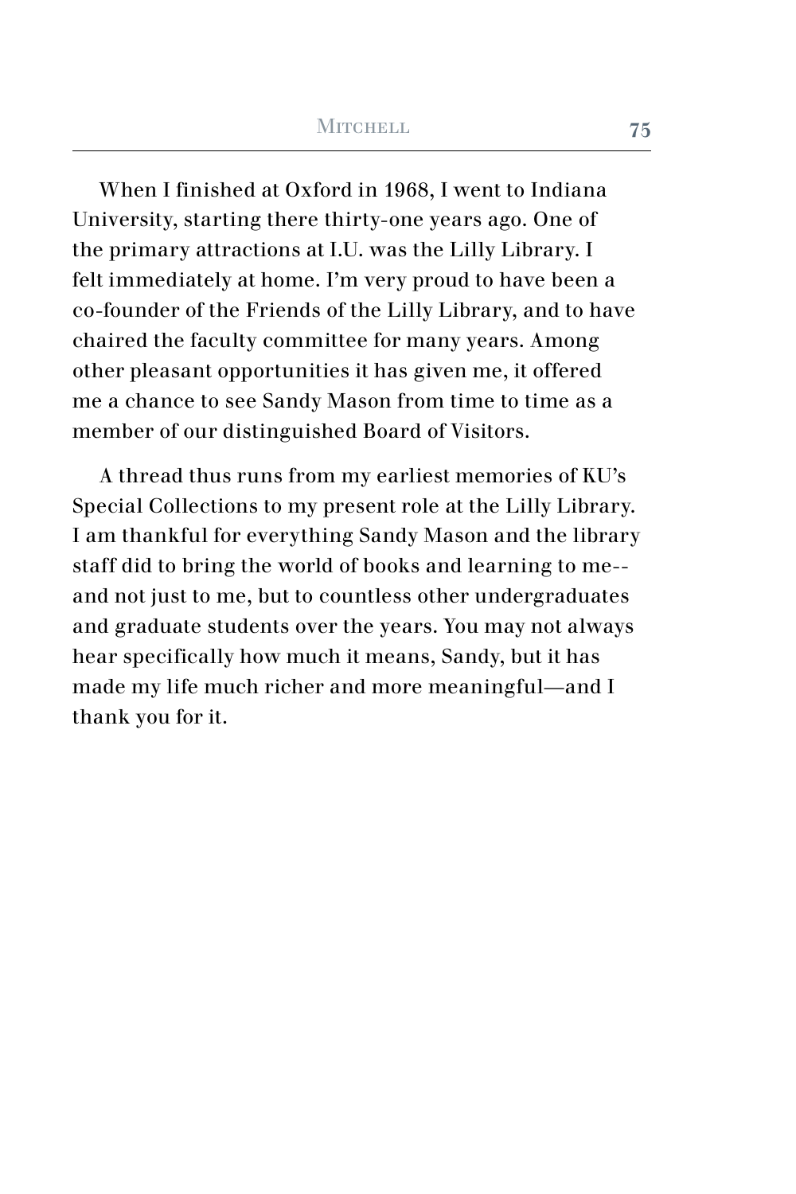When I finished at Oxford in 1968, I went to Indiana University, starting there thirty-one years ago. One of the primary attractions at I.U. was the Lilly Library. I felt immediately at home. I'm very proud to have been a co-founder of the Friends of the Lilly Library, and to have chaired the faculty committee for many years. Among other pleasant opportunities it has given me, it offered me a chance to see Sandy Mason from time to time as a member of our distinguished Board of Visitors.

A thread thus runs from my earliest memories of KU's Special Collections to my present role at the Lilly Library. I am thankful for everything Sandy Mason and the library staff did to bring the world of books and learning to me--and not just to me, but to countless other undergraduates and graduate students over the years. You may not always hear specifically how much it means, Sandy, but it has made my life much richer and more meaningful—and I thank you for it.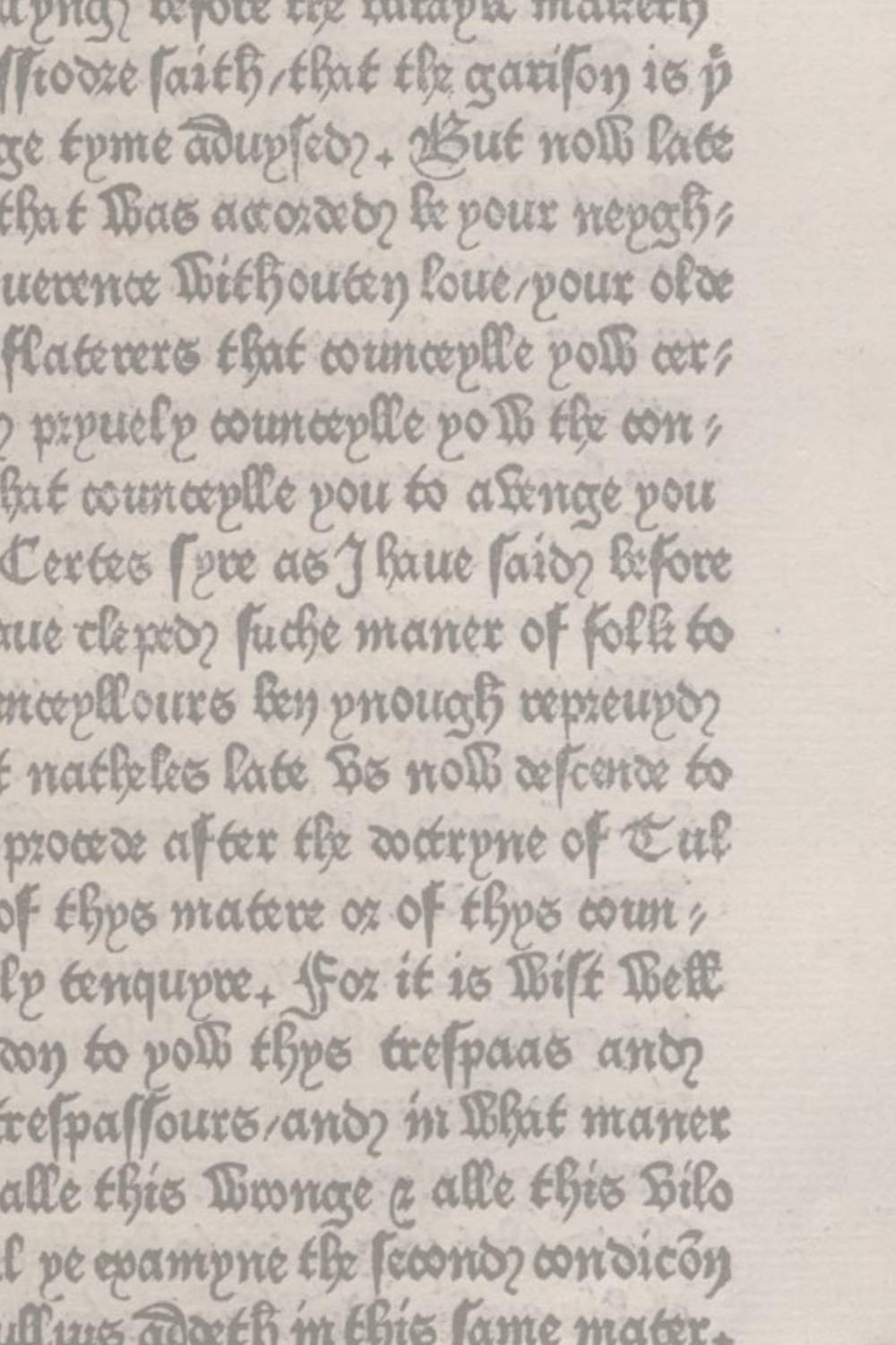lyng) before the batayle maketh
ſſiodre ſaith / that the gariſon is ẏ
ge tyme aduyſed) . But now late
that was accorded) be your neygh‑
uerence without loue / your olde
flaterers that councepll e yow cer‑
) pryuely councepll e yow the con‑
hat councepll e you to a benge you
Certes ſyre as I haue ſaid) before
aue cleped) ſuche maner of folk to
unceyllours ben ynough repreuyd)
t natheles late vs now deſcende to
procede after the doctryne of Tul
of thys matere or of thys coun‑
ly tenquyre . For it is wiſt well
don to yow thys treſpaas and)
treſpaſſours / and) in what maner
alle this wronge & alle this vilo
l ye examyne the ſecond) condicōn
ullius addeth in this ſame mater .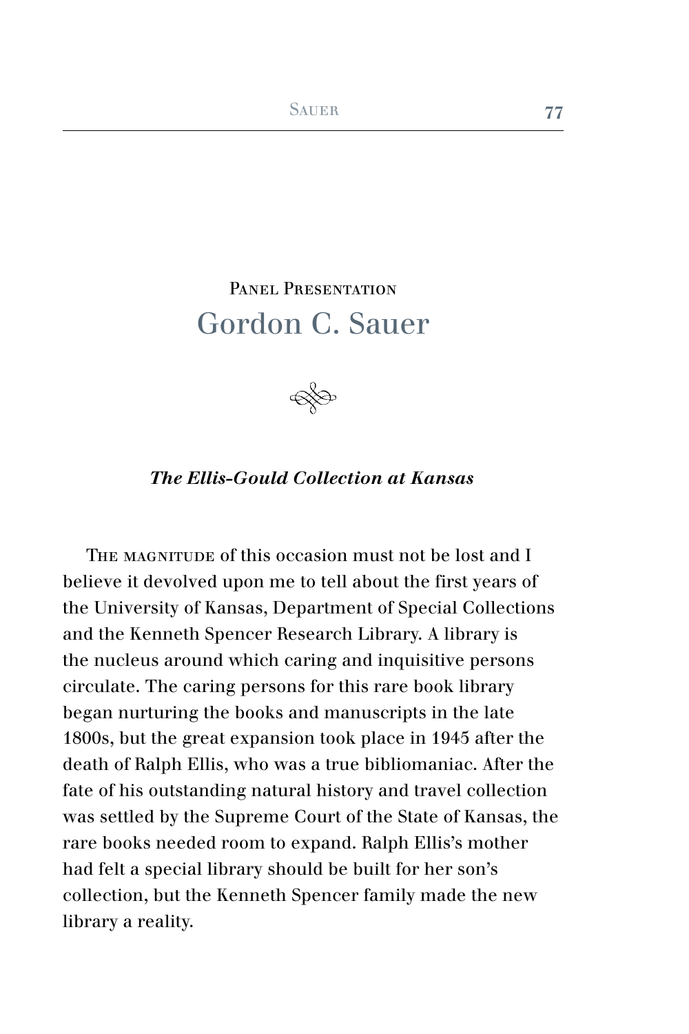Panel Presentation

# Gordon C. Sauer

### *The Ellis-Gould Collection at Kansas*

The magnitude of this occasion must not be lost and I believe it devolved upon me to tell about the first years of the University of Kansas, Department of Special Collections and the Kenneth Spencer Research Library. A library is the nucleus around which caring and inquisitive persons circulate. The caring persons for this rare book library began nurturing the books and manuscripts in the late 1800s, but the great expansion took place in 1945 after the death of Ralph Ellis, who was a true bibliomaniac. After the fate of his outstanding natural history and travel collection was settled by the Supreme Court of the State of Kansas, the rare books needed room to expand. Ralph Ellis's mother had felt a special library should be built for her son's collection, but the Kenneth Spencer family made the new library a reality.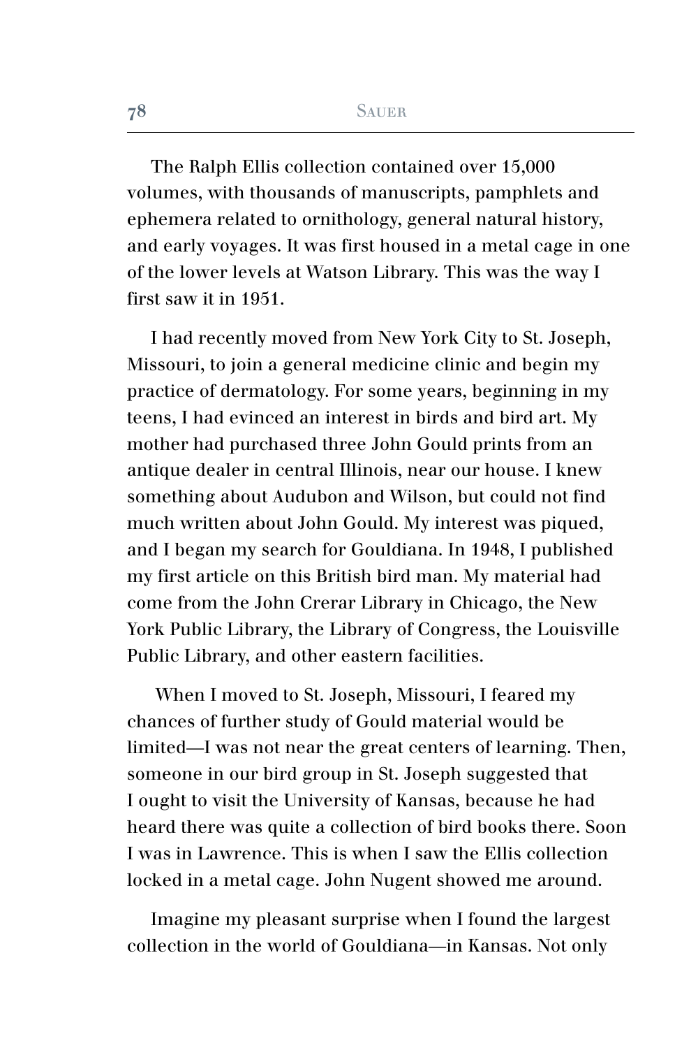The Ralph Ellis collection contained over 15,000 volumes, with thousands of manuscripts, pamphlets and ephemera related to ornithology, general natural history, and early voyages. It was first housed in a metal cage in one of the lower levels at Watson Library. This was the way I first saw it in 1951.

I had recently moved from New York City to St. Joseph, Missouri, to join a general medicine clinic and begin my practice of dermatology. For some years, beginning in my teens, I had evinced an interest in birds and bird art. My mother had purchased three John Gould prints from an antique dealer in central Illinois, near our house. I knew something about Audubon and Wilson, but could not find much written about John Gould. My interest was piqued, and I began my search for Gouldiana. In 1948, I published my first article on this British bird man. My material had come from the John Crerar Library in Chicago, the New York Public Library, the Library of Congress, the Louisville Public Library, and other eastern facilities.

When I moved to St. Joseph, Missouri, I feared my chances of further study of Gould material would be limited—I was not near the great centers of learning. Then, someone in our bird group in St. Joseph suggested that I ought to visit the University of Kansas, because he had heard there was quite a collection of bird books there. Soon I was in Lawrence. This is when I saw the Ellis collection locked in a metal cage. John Nugent showed me around.

Imagine my pleasant surprise when I found the largest collection in the world of Gouldiana—in Kansas. Not only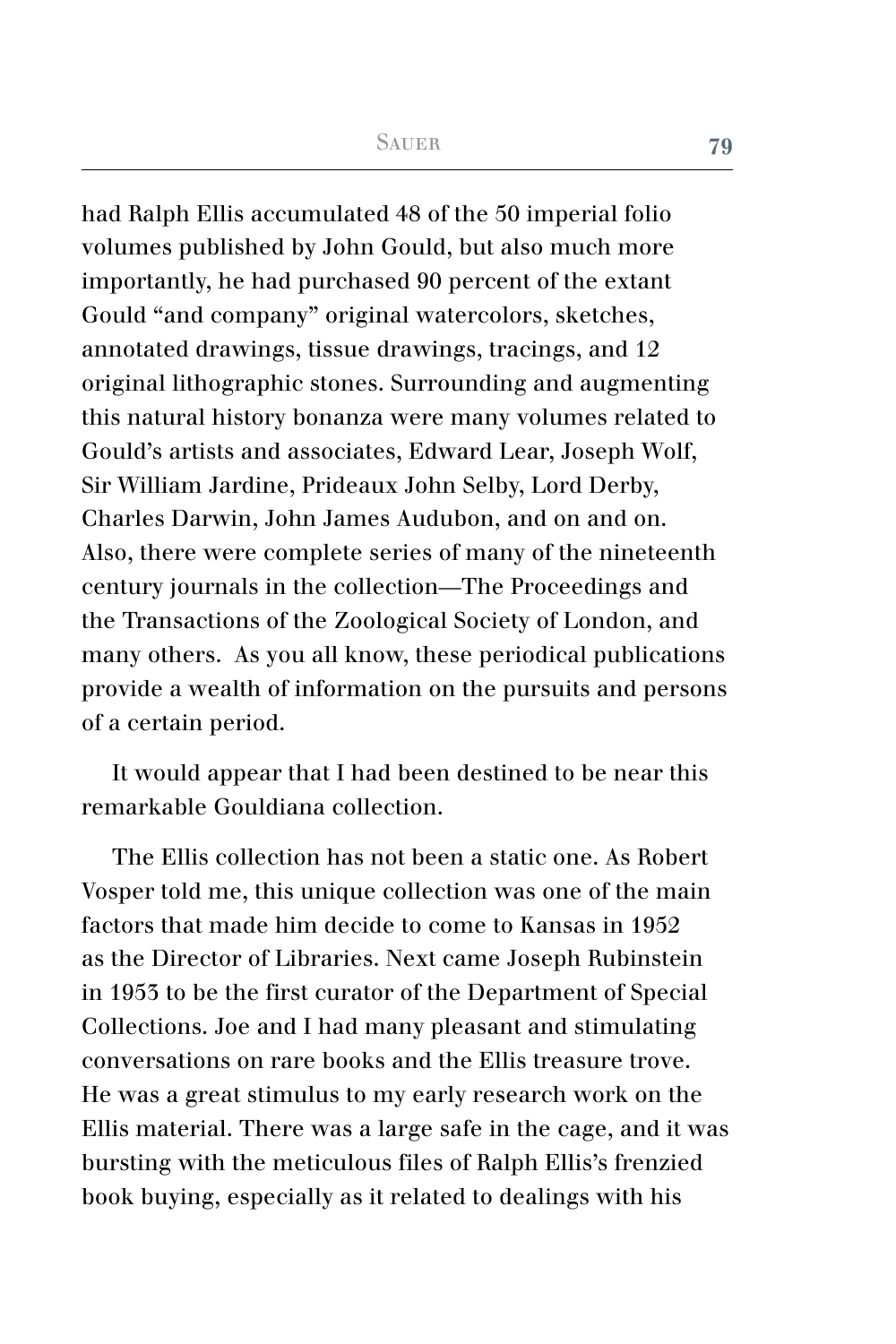had Ralph Ellis accumulated 48 of the 50 imperial folio volumes published by John Gould, but also much more importantly, he had purchased 90 percent of the extant Gould "and company" original watercolors, sketches, annotated drawings, tissue drawings, tracings, and 12 original lithographic stones. Surrounding and augmenting this natural history bonanza were many volumes related to Gould's artists and associates, Edward Lear, Joseph Wolf, Sir William Jardine, Prideaux John Selby, Lord Derby, Charles Darwin, John James Audubon, and on and on. Also, there were complete series of many of the nineteenth century journals in the collection—The Proceedings and the Transactions of the Zoological Society of London, and many others. As you all know, these periodical publications provide a wealth of information on the pursuits and persons of a certain period.

It would appear that I had been destined to be near this remarkable Gouldiana collection.

The Ellis collection has not been a static one. As Robert Vosper told me, this unique collection was one of the main factors that made him decide to come to Kansas in 1952 as the Director of Libraries. Next came Joseph Rubinstein in 1953 to be the first curator of the Department of Special Collections. Joe and I had many pleasant and stimulating conversations on rare books and the Ellis treasure trove. He was a great stimulus to my early research work on the Ellis material. There was a large safe in the cage, and it was bursting with the meticulous files of Ralph Ellis's frenzied book buying, especially as it related to dealings with his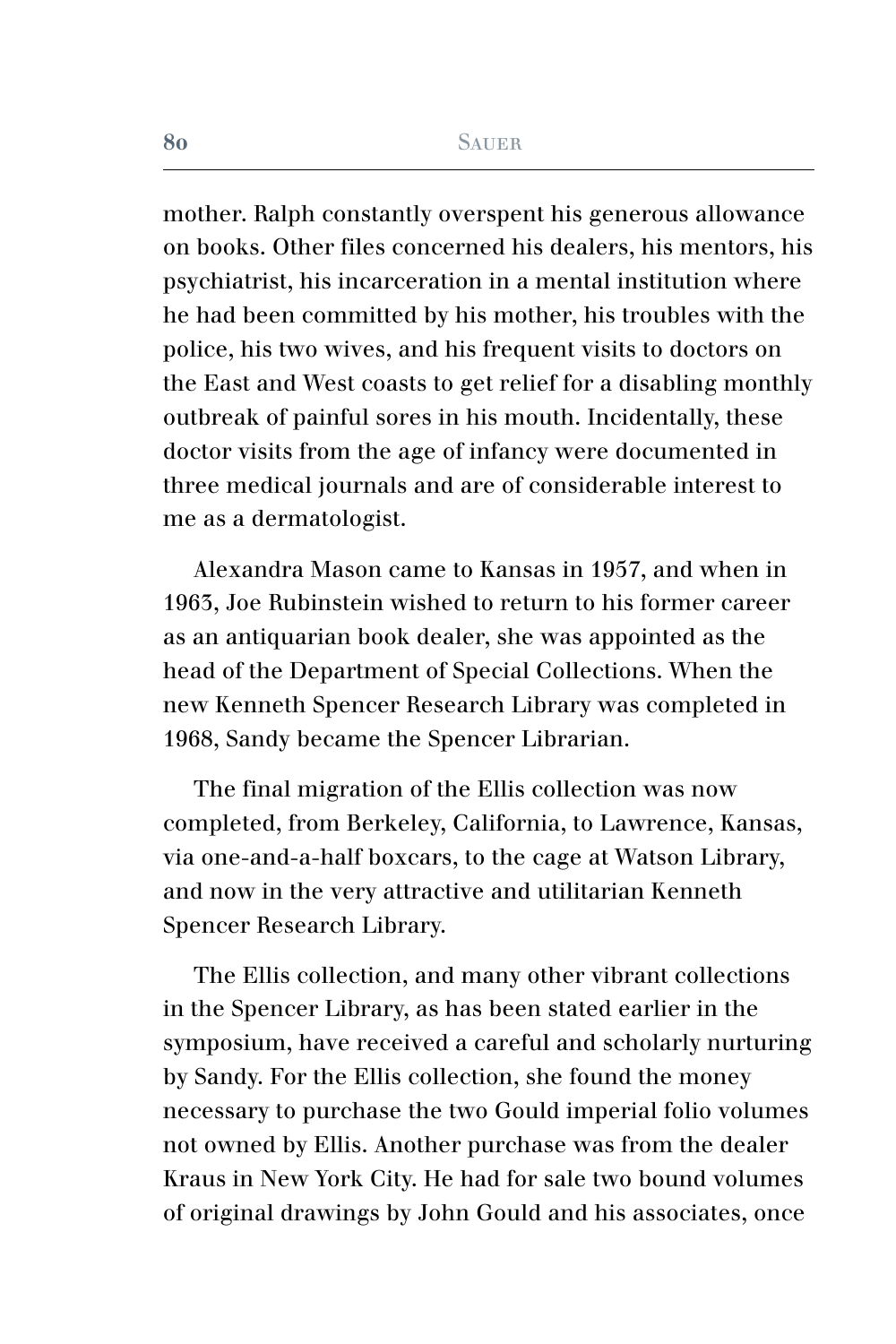mother. Ralph constantly overspent his generous allowance on books. Other files concerned his dealers, his mentors, his psychiatrist, his incarceration in a mental institution where he had been committed by his mother, his troubles with the police, his two wives, and his frequent visits to doctors on the East and West coasts to get relief for a disabling monthly outbreak of painful sores in his mouth. Incidentally, these doctor visits from the age of infancy were documented in three medical journals and are of considerable interest to me as a dermatologist.

Alexandra Mason came to Kansas in 1957, and when in 1963, Joe Rubinstein wished to return to his former career as an antiquarian book dealer, she was appointed as the head of the Department of Special Collections. When the new Kenneth Spencer Research Library was completed in 1968, Sandy became the Spencer Librarian.

The final migration of the Ellis collection was now completed, from Berkeley, California, to Lawrence, Kansas, via one-and-a-half boxcars, to the cage at Watson Library, and now in the very attractive and utilitarian Kenneth Spencer Research Library.

The Ellis collection, and many other vibrant collections in the Spencer Library, as has been stated earlier in the symposium, have received a careful and scholarly nurturing by Sandy. For the Ellis collection, she found the money necessary to purchase the two Gould imperial folio volumes not owned by Ellis. Another purchase was from the dealer Kraus in New York City. He had for sale two bound volumes of original drawings by John Gould and his associates, once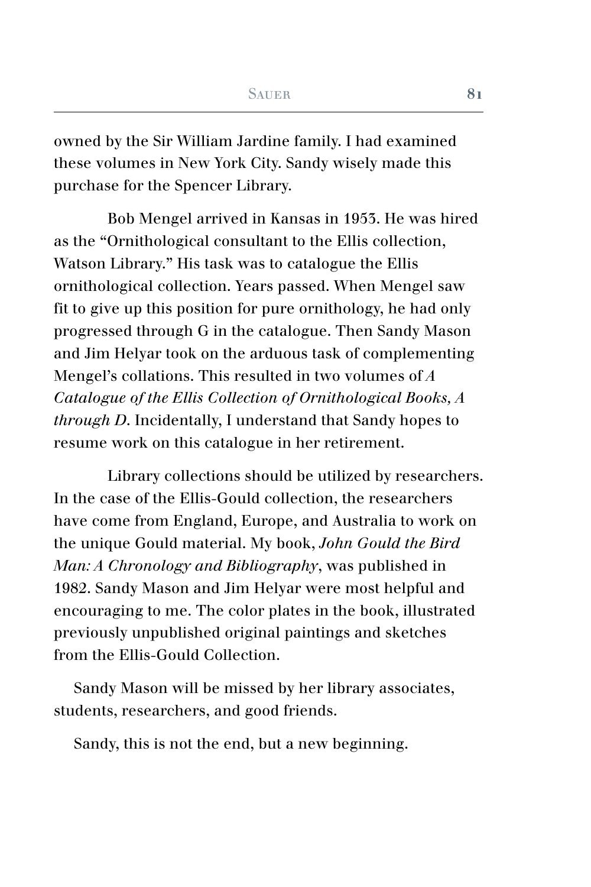owned by the Sir William Jardine family. I had examined these volumes in New York City. Sandy wisely made this purchase for the Spencer Library.

Bob Mengel arrived in Kansas in 1953. He was hired as the "Ornithological consultant to the Ellis collection, Watson Library." His task was to catalogue the Ellis ornithological collection. Years passed. When Mengel saw fit to give up this position for pure ornithology, he had only progressed through G in the catalogue. Then Sandy Mason and Jim Helyar took on the arduous task of complementing Mengel's collations. This resulted in two volumes of *A Catalogue of the Ellis Collection of Ornithological Books, A through D*. Incidentally, I understand that Sandy hopes to resume work on this catalogue in her retirement.

Library collections should be utilized by researchers. In the case of the Ellis-Gould collection, the researchers have come from England, Europe, and Australia to work on the unique Gould material. My book, *John Gould the Bird Man: A Chronology and Bibliography*, was published in 1982. Sandy Mason and Jim Helyar were most helpful and encouraging to me. The color plates in the book, illustrated previously unpublished original paintings and sketches from the Ellis-Gould Collection.

Sandy Mason will be missed by her library associates, students, researchers, and good friends.

Sandy, this is not the end, but a new beginning.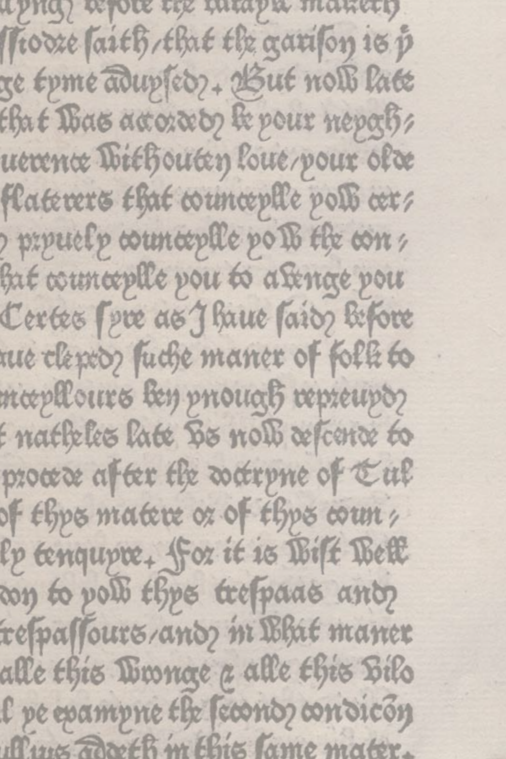lyngh before the malady maketh
ſſiodre ſaith / that the gariſon is ẏͤ
ge tyme aduyſed . But now late
that was accorded be your neygh ⸗
uerence withouten loue / your olde
flaterers that councepllle yow cer ⸗
pryuely councepllle yow the con ⸗
hat councepllle you to awenge you
Certes ſyre as I haue ſaid before
aue cleped ſuche maner of folk to
unceyllours ben ynough repreuyd
natheles late vs now deſcende to
procede after the doctryne of Tul
of thys matere or of thys coun ⸗
ly tenquyre . For it is wiſt well
don to yow thys treſpaas and
treſpaſſours / and in what maner
alle this wronge & alle this vilo
yl ye examyne the ſecond condicōn
ullius addeth in this ſame mater .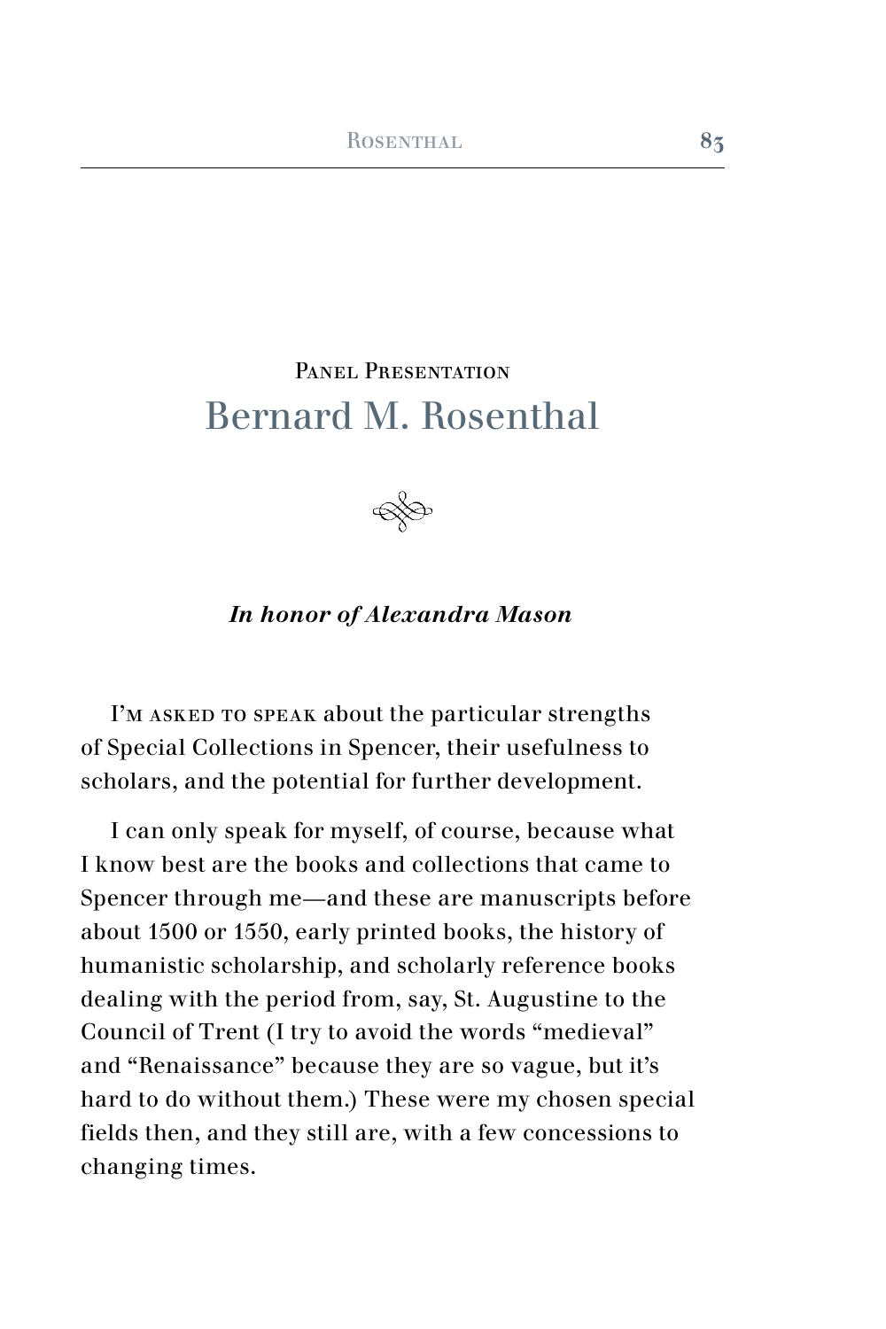Panel Presentation

# Bernard M. Rosenthal

***In honor of Alexandra Mason***

I'm asked to speak about the particular strengths of Special Collections in Spencer, their usefulness to scholars, and the potential for further development.

I can only speak for myself, of course, because what I know best are the books and collections that came to Spencer through me—and these are manuscripts before about 1500 or 1550, early printed books, the history of humanistic scholarship, and scholarly reference books dealing with the period from, say, St. Augustine to the Council of Trent (I try to avoid the words "medieval" and "Renaissance" because they are so vague, but it's hard to do without them.) These were my chosen special fields then, and they still are, with a few concessions to changing times.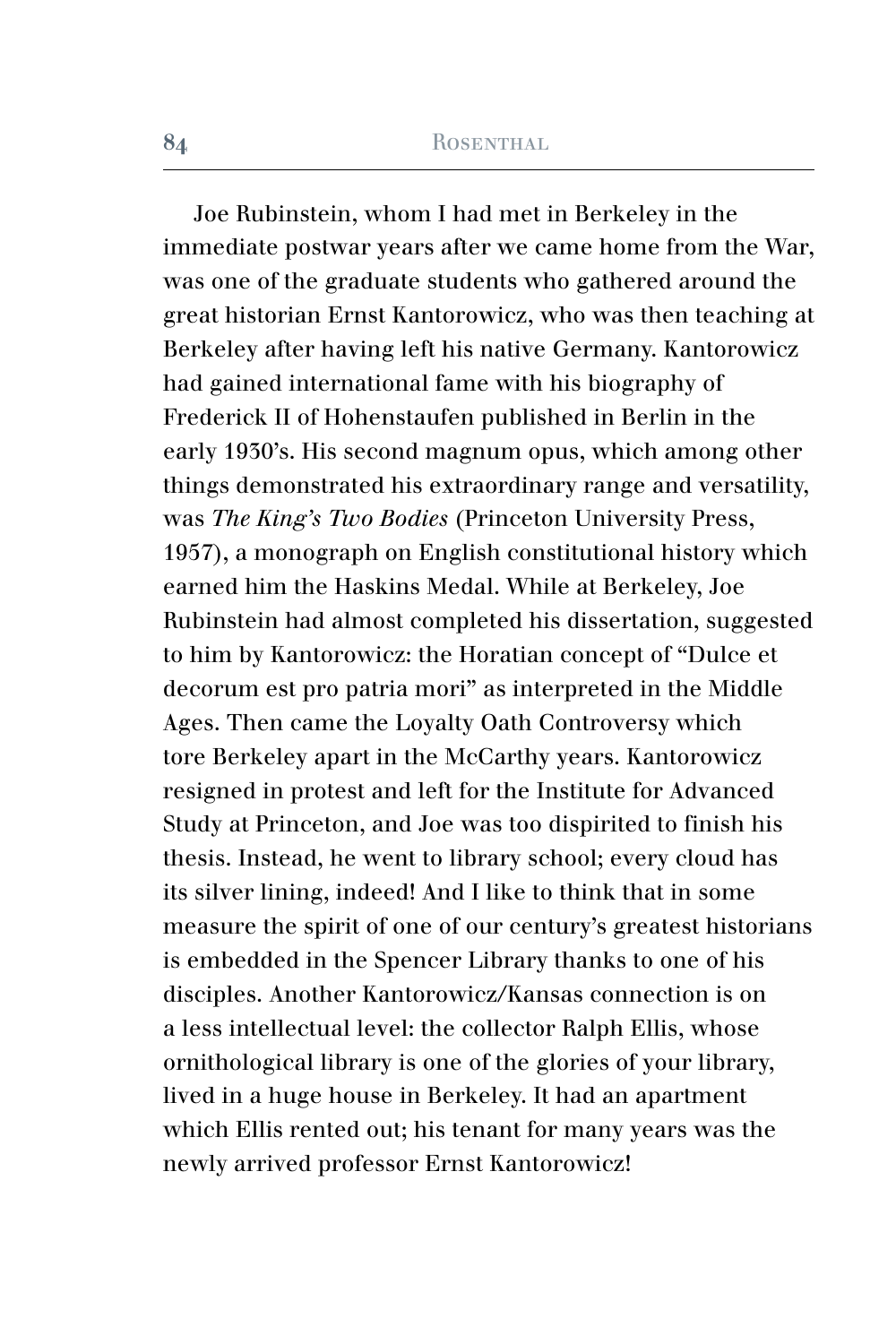Joe Rubinstein, whom I had met in Berkeley in the immediate postwar years after we came home from the War, was one of the graduate students who gathered around the great historian Ernst Kantorowicz, who was then teaching at Berkeley after having left his native Germany. Kantorowicz had gained international fame with his biography of Frederick II of Hohenstaufen published in Berlin in the early 1930's. His second magnum opus, which among other things demonstrated his extraordinary range and versatility, was *The King's Two Bodies* (Princeton University Press, 1957), a monograph on English constitutional history which earned him the Haskins Medal. While at Berkeley, Joe Rubinstein had almost completed his dissertation, suggested to him by Kantorowicz: the Horatian concept of "Dulce et decorum est pro patria mori" as interpreted in the Middle Ages. Then came the Loyalty Oath Controversy which tore Berkeley apart in the McCarthy years. Kantorowicz resigned in protest and left for the Institute for Advanced Study at Princeton, and Joe was too dispirited to finish his thesis. Instead, he went to library school; every cloud has its silver lining, indeed! And I like to think that in some measure the spirit of one of our century's greatest historians is embedded in the Spencer Library thanks to one of his disciples. Another Kantorowicz/Kansas connection is on a less intellectual level: the collector Ralph Ellis, whose ornithological library is one of the glories of your library, lived in a huge house in Berkeley. It had an apartment which Ellis rented out; his tenant for many years was the newly arrived professor Ernst Kantorowicz!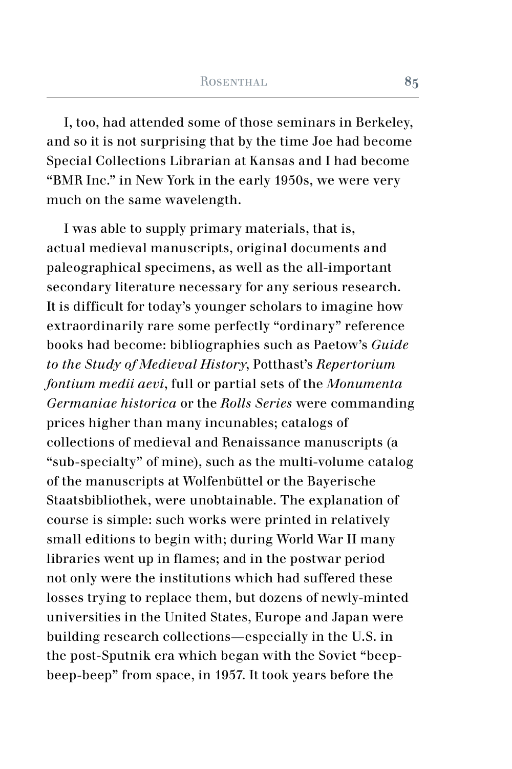I, too, had attended some of those seminars in Berkeley, and so it is not surprising that by the time Joe had become Special Collections Librarian at Kansas and I had become "BMR Inc." in New York in the early 1950s, we were very much on the same wavelength.

I was able to supply primary materials, that is, actual medieval manuscripts, original documents and paleographical specimens, as well as the all-important secondary literature necessary for any serious research. It is difficult for today's younger scholars to imagine how extraordinarily rare some perfectly "ordinary" reference books had become: bibliographies such as Paetow's *Guide to the Study of Medieval History*, Potthast's *Repertorium fontium medii aevi*, full or partial sets of the *Monumenta Germaniae historica* or the *Rolls Series* were commanding prices higher than many incunables; catalogs of collections of medieval and Renaissance manuscripts (a "sub-specialty" of mine), such as the multi-volume catalog of the manuscripts at Wolfenbüttel or the Bayerische Staatsbibliothek, were unobtainable. The explanation of course is simple: such works were printed in relatively small editions to begin with; during World War II many libraries went up in flames; and in the postwar period not only were the institutions which had suffered these losses trying to replace them, but dozens of newly-minted universities in the United States, Europe and Japan were building research collections—especially in the U.S. in the post-Sputnik era which began with the Soviet "beep-beep-beep" from space, in 1957. It took years before the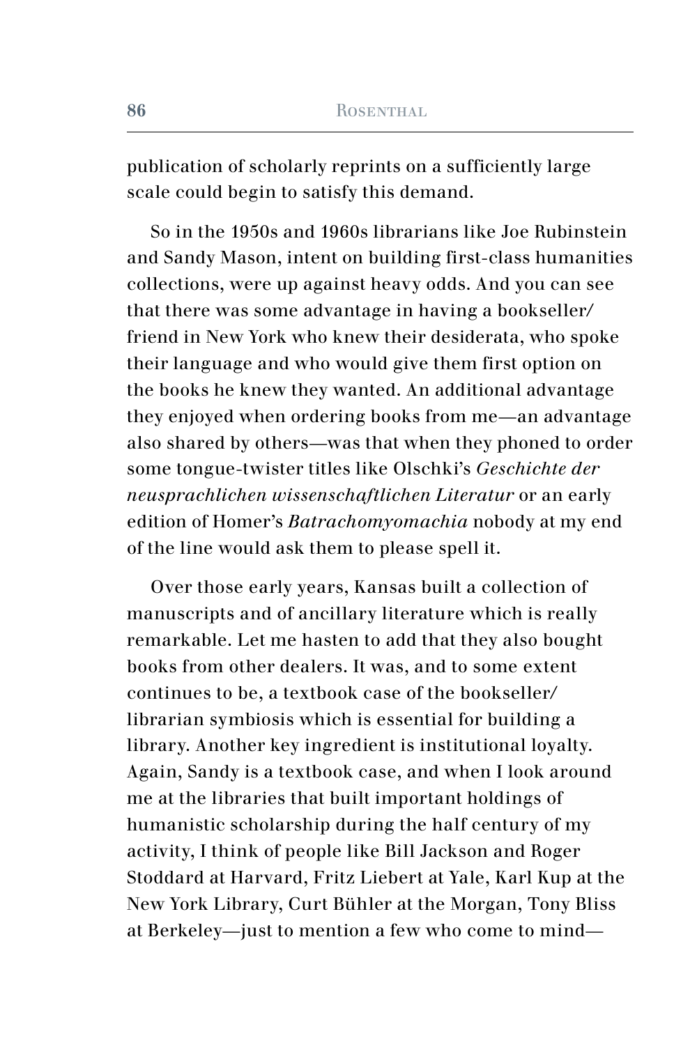publication of scholarly reprints on a sufficiently large scale could begin to satisfy this demand.

So in the 1950s and 1960s librarians like Joe Rubinstein and Sandy Mason, intent on building first-class humanities collections, were up against heavy odds. And you can see that there was some advantage in having a bookseller/friend in New York who knew their desiderata, who spoke their language and who would give them first option on the books he knew they wanted. An additional advantage they enjoyed when ordering books from me—an advantage also shared by others—was that when they phoned to order some tongue-twister titles like Olschki's *Geschichte der neusprachlichen wissenschaftlichen Literatur* or an early edition of Homer's *Batrachomyomachia* nobody at my end of the line would ask them to please spell it.

Over those early years, Kansas built a collection of manuscripts and of ancillary literature which is really remarkable. Let me hasten to add that they also bought books from other dealers. It was, and to some extent continues to be, a textbook case of the bookseller/librarian symbiosis which is essential for building a library. Another key ingredient is institutional loyalty. Again, Sandy is a textbook case, and when I look around me at the libraries that built important holdings of humanistic scholarship during the half century of my activity, I think of people like Bill Jackson and Roger Stoddard at Harvard, Fritz Liebert at Yale, Karl Kup at the New York Library, Curt Bühler at the Morgan, Tony Bliss at Berkeley—just to mention a few who come to mind—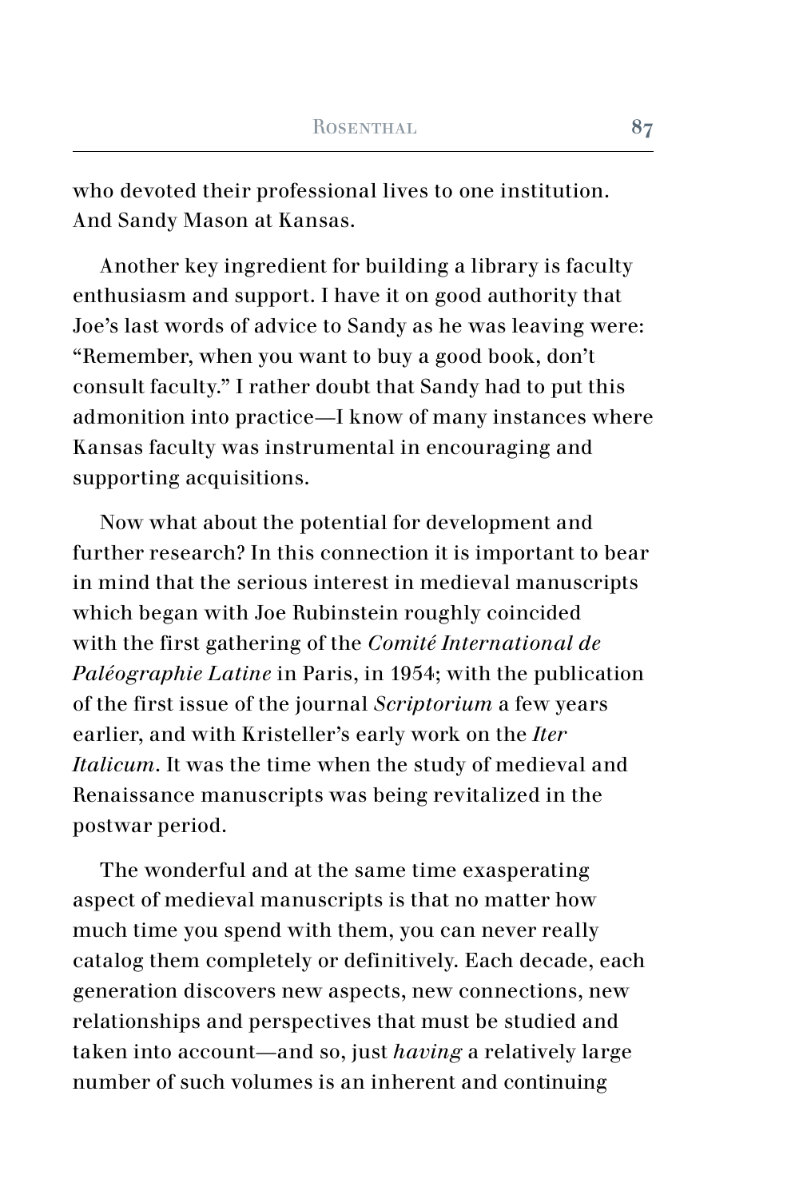who devoted their professional lives to one institution. And Sandy Mason at Kansas.

Another key ingredient for building a library is faculty enthusiasm and support. I have it on good authority that Joe's last words of advice to Sandy as he was leaving were: "Remember, when you want to buy a good book, don't consult faculty." I rather doubt that Sandy had to put this admonition into practice—I know of many instances where Kansas faculty was instrumental in encouraging and supporting acquisitions.

Now what about the potential for development and further research? In this connection it is important to bear in mind that the serious interest in medieval manuscripts which began with Joe Rubinstein roughly coincided with the first gathering of the *Comité International de Paléographie Latine* in Paris, in 1954; with the publication of the first issue of the journal *Scriptorium* a few years earlier, and with Kristeller's early work on the *Iter Italicum*. It was the time when the study of medieval and Renaissance manuscripts was being revitalized in the postwar period.

The wonderful and at the same time exasperating aspect of medieval manuscripts is that no matter how much time you spend with them, you can never really catalog them completely or definitively. Each decade, each generation discovers new aspects, new connections, new relationships and perspectives that must be studied and taken into account—and so, just *having* a relatively large number of such volumes is an inherent and continuing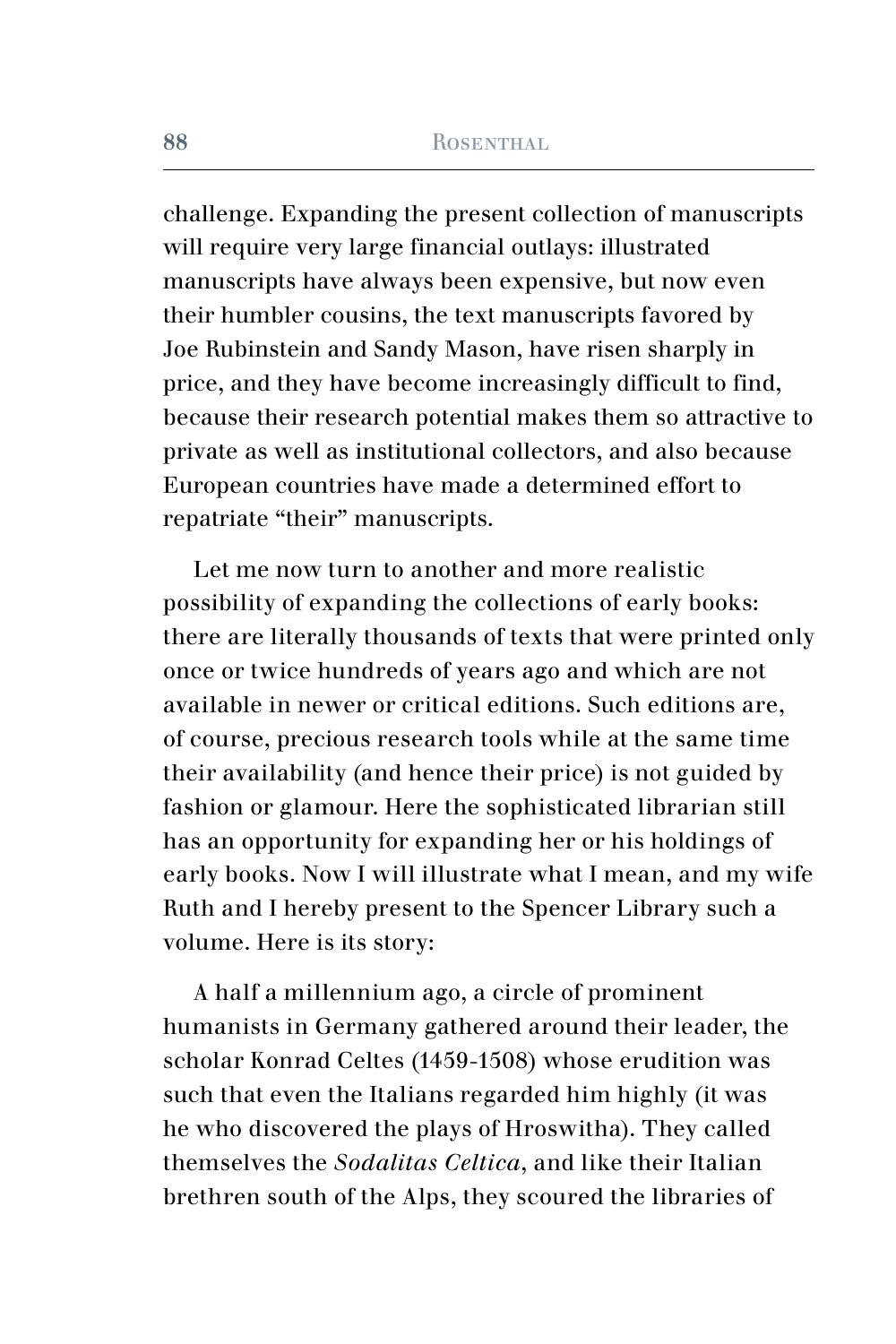challenge. Expanding the present collection of manuscripts will require very large financial outlays: illustrated manuscripts have always been expensive, but now even their humbler cousins, the text manuscripts favored by Joe Rubinstein and Sandy Mason, have risen sharply in price, and they have become increasingly difficult to find, because their research potential makes them so attractive to private as well as institutional collectors, and also because European countries have made a determined effort to repatriate "their" manuscripts.

Let me now turn to another and more realistic possibility of expanding the collections of early books: there are literally thousands of texts that were printed only once or twice hundreds of years ago and which are not available in newer or critical editions. Such editions are, of course, precious research tools while at the same time their availability (and hence their price) is not guided by fashion or glamour. Here the sophisticated librarian still has an opportunity for expanding her or his holdings of early books. Now I will illustrate what I mean, and my wife Ruth and I hereby present to the Spencer Library such a volume. Here is its story:

A half a millennium ago, a circle of prominent humanists in Germany gathered around their leader, the scholar Konrad Celtes (1459-1508) whose erudition was such that even the Italians regarded him highly (it was he who discovered the plays of Hroswitha). They called themselves the *Sodalitas Celtica*, and like their Italian brethren south of the Alps, they scoured the libraries of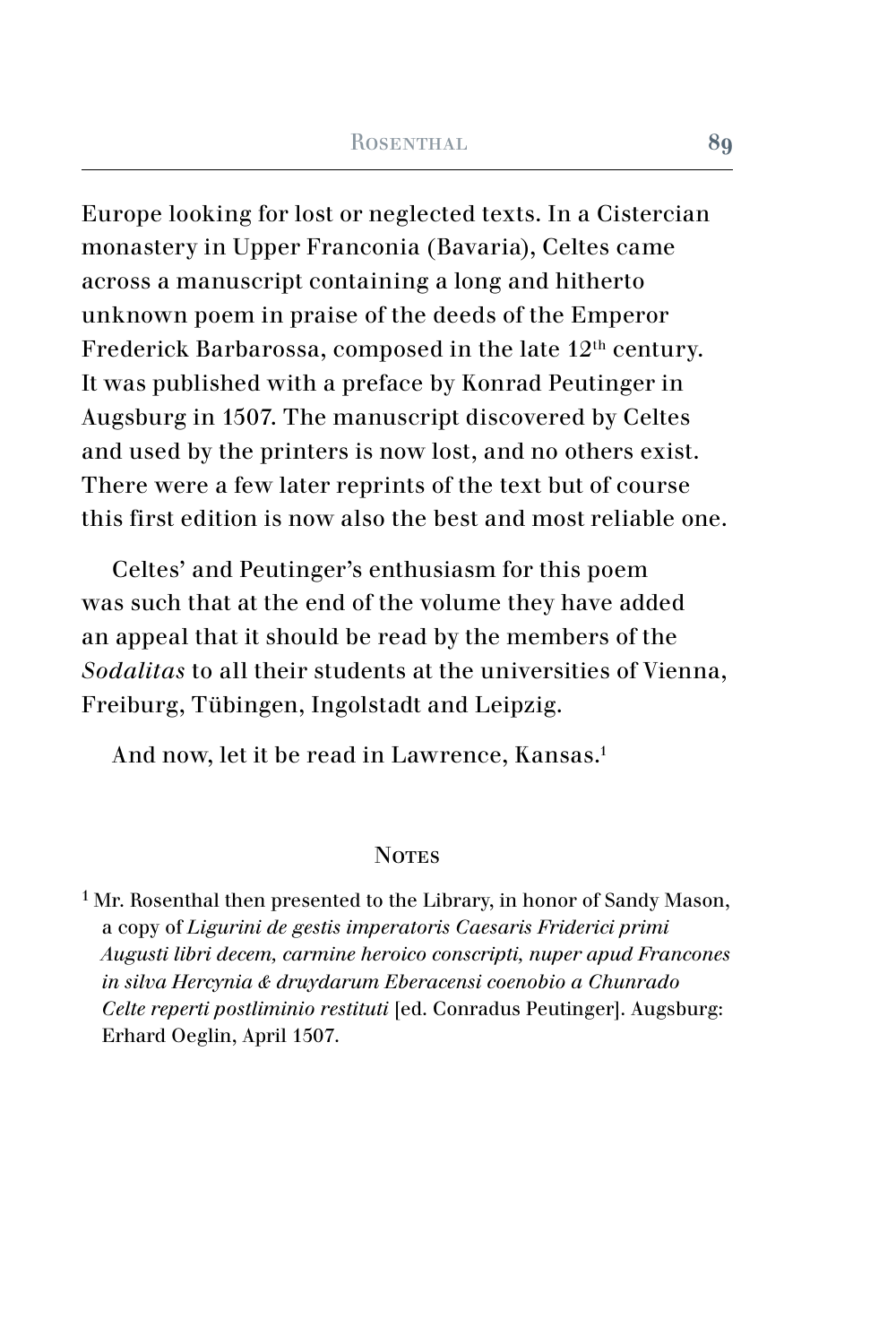Europe looking for lost or neglected texts. In a Cistercian monastery in Upper Franconia (Bavaria), Celtes came across a manuscript containing a long and hitherto unknown poem in praise of the deeds of the Emperor Frederick Barbarossa, composed in the late 12th century. It was published with a preface by Konrad Peutinger in Augsburg in 1507. The manuscript discovered by Celtes and used by the printers is now lost, and no others exist. There were a few later reprints of the text but of course this first edition is now also the best and most reliable one.

Celtes' and Peutinger's enthusiasm for this poem was such that at the end of the volume they have added an appeal that it should be read by the members of the *Sodalitas* to all their students at the universities of Vienna, Freiburg, Tübingen, Ingolstadt and Leipzig.

And now, let it be read in Lawrence, Kansas.[1]

## Notes

[1] Mr. Rosenthal then presented to the Library, in honor of Sandy Mason, a copy of *Ligurini de gestis imperatoris Caesaris Friderici primi Augusti libri decem, carmine heroico conscripti, nuper apud Francones in silva Hercynia & druydarum Eberacensi coenobio a Chunrado Celte reperti postliminio restituti* [ed. Conradus Peutinger]. Augsburg: Erhard Oeglin, April 1507.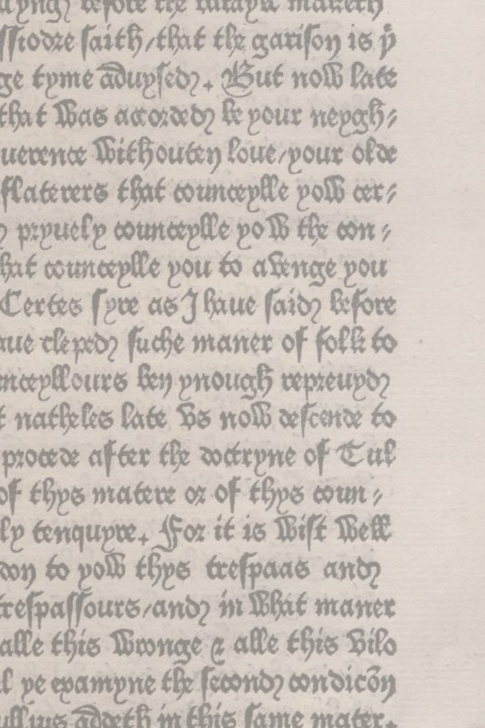lyng before the batayle maketh

ssiodre saith, that the garison is ye

ge tyme aduysed. But now late

that was accorded be your neygh-

uerence without loue, your olde

flaterers that councepylle yow cer-

n pryuely councepylle yow the con-

hat councepylle you to avenge you

Certes syre as I haue said before

aue cleped suche maner of folk to

ncepllours ben ynough repreuyd

t nathelees late vs now descende to

procede after the doctryne of Tul

of thys matere or of thys coun-

ly tenquyre. For it is wist well

don to yow thys trespaas and

trespassours, and in what maner

alle this wronge & alle this vilo

l ye examyne the second condicion

llius addeth in this same mater.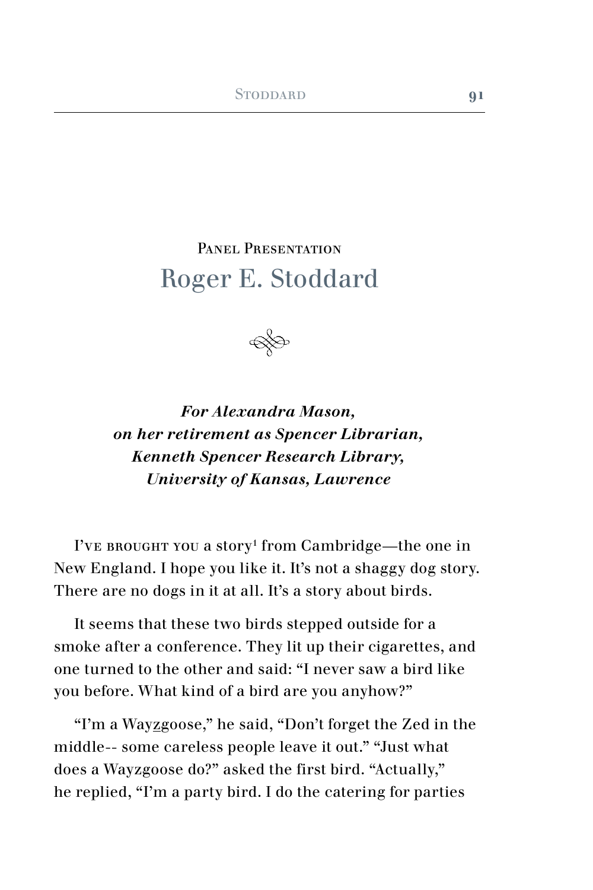## Panel Presentation

# Roger E. Stoddard

***For Alexandra Mason,***
***on her retirement as Spencer Librarian,***
***Kenneth Spencer Research Library,***
***University of Kansas, Lawrence***

I've brought you a story[1] from Cambridge—the one in New England. I hope you like it. It's not a shaggy dog story. There are no dogs in it at all. It's a story about birds.

It seems that these two birds stepped outside for a smoke after a conference. They lit up their cigarettes, and one turned to the other and said: "I never saw a bird like you before. What kind of a bird are you anyhow?"

"I'm a Way<u>z</u>goose," he said, "Don't forget the Zed in the middle-- some careless people leave it out." "Just what does a Wayzgoose do?" asked the first bird. "Actually," he replied, "I'm a party bird. I do the catering for parties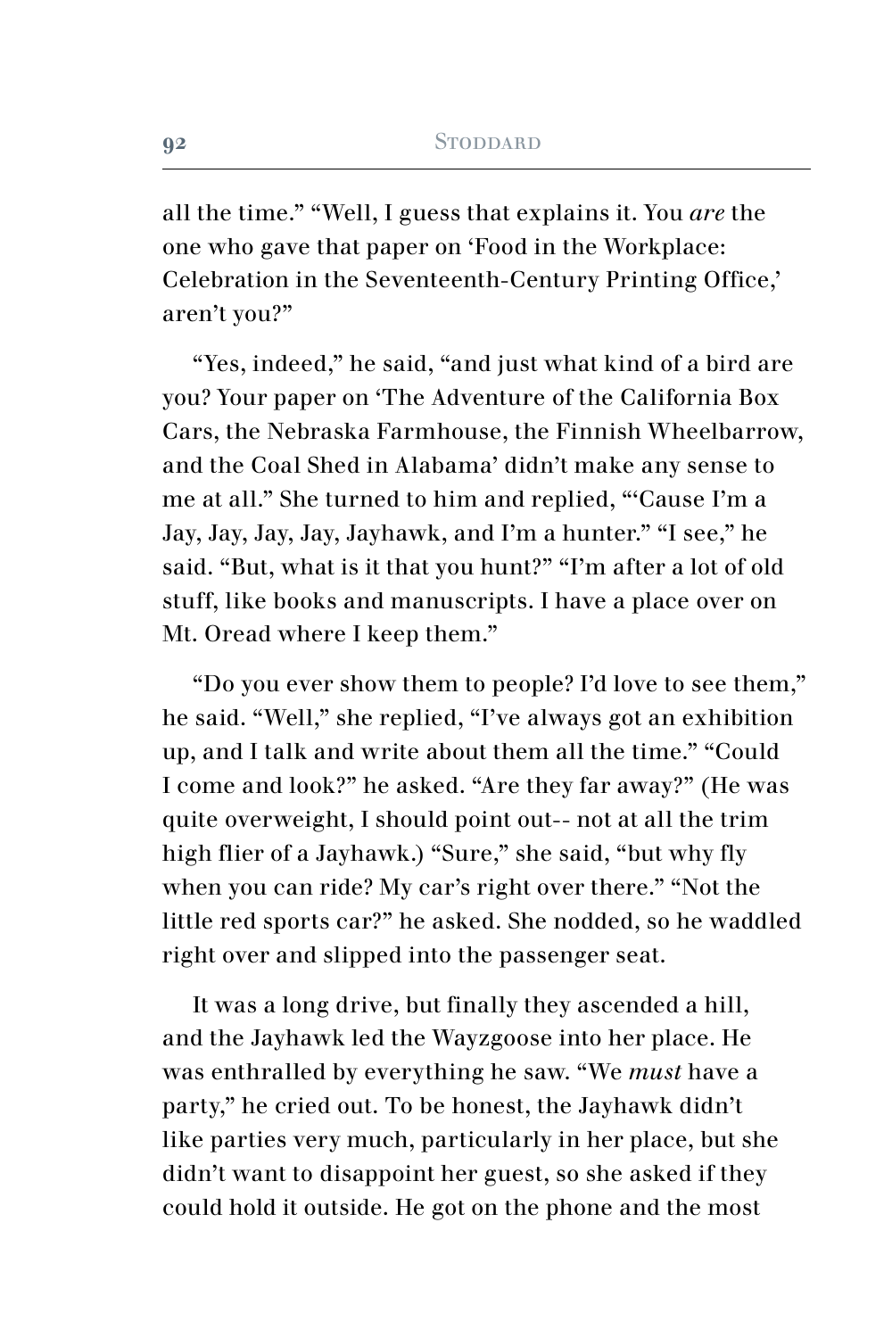all the time." "Well, I guess that explains it. You *are* the one who gave that paper on 'Food in the Workplace: Celebration in the Seventeenth-Century Printing Office,' aren't you?"

"Yes, indeed," he said, "and just what kind of a bird are you? Your paper on 'The Adventure of the California Box Cars, the Nebraska Farmhouse, the Finnish Wheelbarrow, and the Coal Shed in Alabama' didn't make any sense to me at all." She turned to him and replied, "'Cause I'm a Jay, Jay, Jay, Jay, Jayhawk, and I'm a hunter." "I see," he said. "But, what is it that you hunt?" "I'm after a lot of old stuff, like books and manuscripts. I have a place over on Mt. Oread where I keep them."

"Do you ever show them to people? I'd love to see them," he said. "Well," she replied, "I've always got an exhibition up, and I talk and write about them all the time." "Could I come and look?" he asked. "Are they far away?" (He was quite overweight, I should point out-- not at all the trim high flier of a Jayhawk.) "Sure," she said, "but why fly when you can ride? My car's right over there." "Not the little red sports car?" he asked. She nodded, so he waddled right over and slipped into the passenger seat.

It was a long drive, but finally they ascended a hill, and the Jayhawk led the Wayzgoose into her place. He was enthralled by everything he saw. "We *must* have a party," he cried out. To be honest, the Jayhawk didn't like parties very much, particularly in her place, but she didn't want to disappoint her guest, so she asked if they could hold it outside. He got on the phone and the most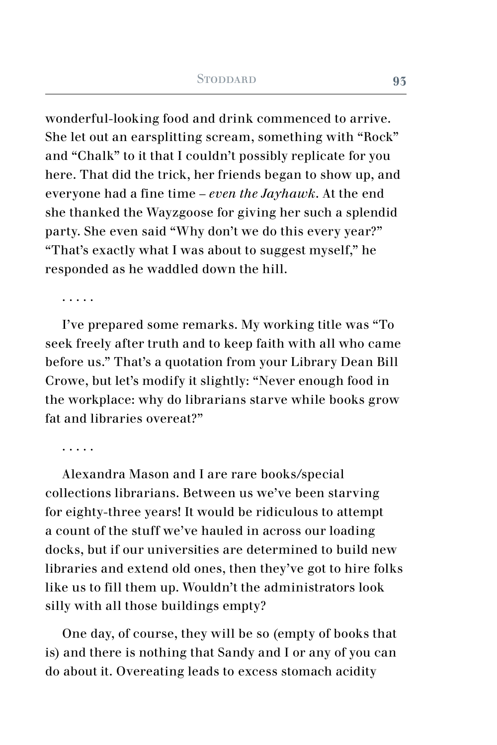wonderful-looking food and drink commenced to arrive. She let out an earsplitting scream, something with "Rock" and "Chalk" to it that I couldn't possibly replicate for you here. That did the trick, her friends began to show up, and everyone had a fine time – *even the Jayhawk*. At the end she thanked the Wayzgoose for giving her such a splendid party. She even said "Why don't we do this every year?" "That's exactly what I was about to suggest myself," he responded as he waddled down the hill.

. . . . .

I've prepared some remarks. My working title was "To seek freely after truth and to keep faith with all who came before us." That's a quotation from your Library Dean Bill Crowe, but let's modify it slightly: "Never enough food in the workplace: why do librarians starve while books grow fat and libraries overeat?"

. . . . .

Alexandra Mason and I are rare books/special collections librarians. Between us we've been starving for eighty-three years! It would be ridiculous to attempt a count of the stuff we've hauled in across our loading docks, but if our universities are determined to build new libraries and extend old ones, then they've got to hire folks like us to fill them up. Wouldn't the administrators look silly with all those buildings empty?

One day, of course, they will be so (empty of books that is) and there is nothing that Sandy and I or any of you can do about it. Overeating leads to excess stomach acidity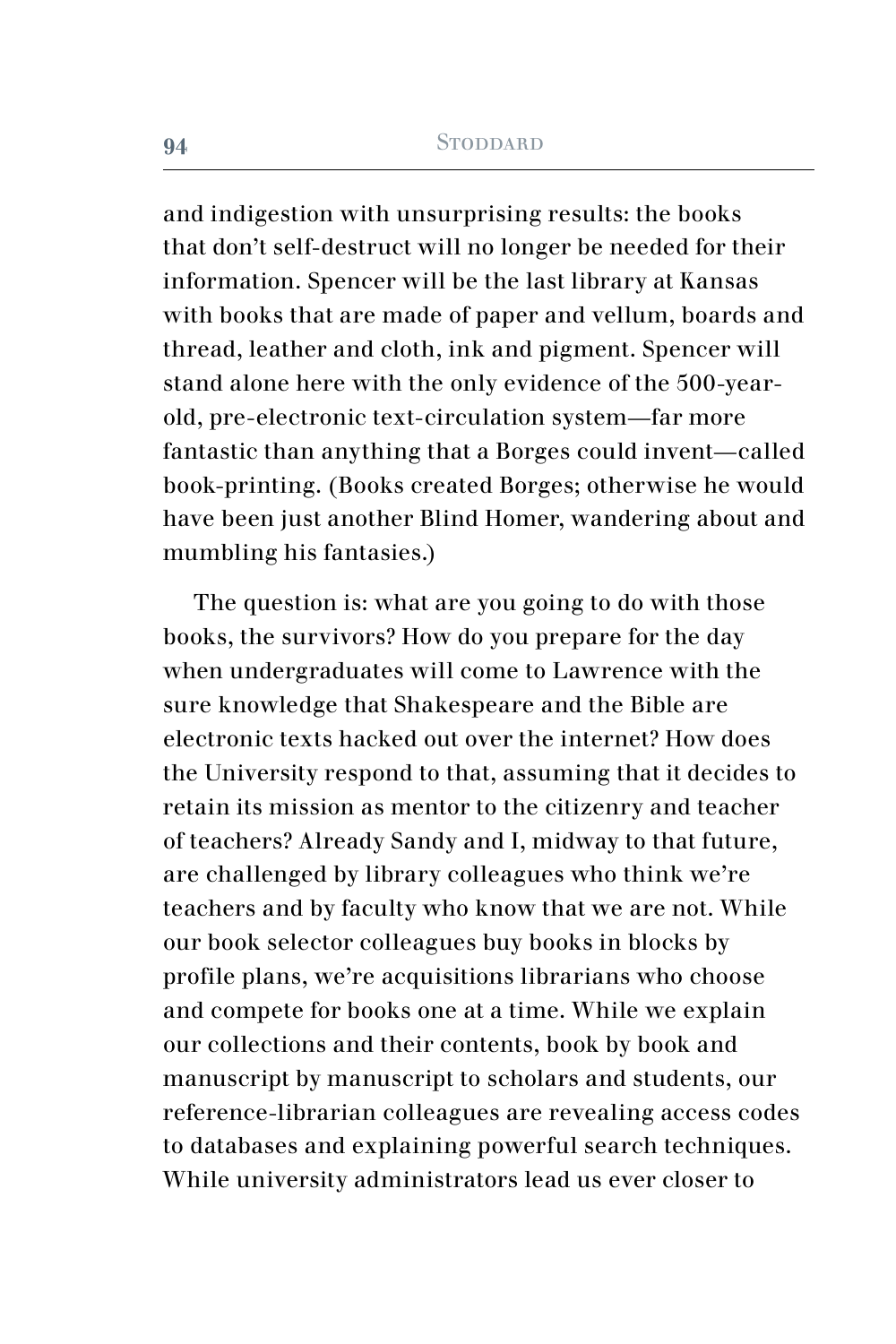and indigestion with unsurprising results: the books that don't self-destruct will no longer be needed for their information. Spencer will be the last library at Kansas with books that are made of paper and vellum, boards and thread, leather and cloth, ink and pigment. Spencer will stand alone here with the only evidence of the 500-year-old, pre-electronic text-circulation system—far more fantastic than anything that a Borges could invent—called book-printing. (Books created Borges; otherwise he would have been just another Blind Homer, wandering about and mumbling his fantasies.)

The question is: what are you going to do with those books, the survivors? How do you prepare for the day when undergraduates will come to Lawrence with the sure knowledge that Shakespeare and the Bible are electronic texts hacked out over the internet? How does the University respond to that, assuming that it decides to retain its mission as mentor to the citizenry and teacher of teachers? Already Sandy and I, midway to that future, are challenged by library colleagues who think we're teachers and by faculty who know that we are not. While our book selector colleagues buy books in blocks by profile plans, we're acquisitions librarians who choose and compete for books one at a time. While we explain our collections and their contents, book by book and manuscript by manuscript to scholars and students, our reference-librarian colleagues are revealing access codes to databases and explaining powerful search techniques. While university administrators lead us ever closer to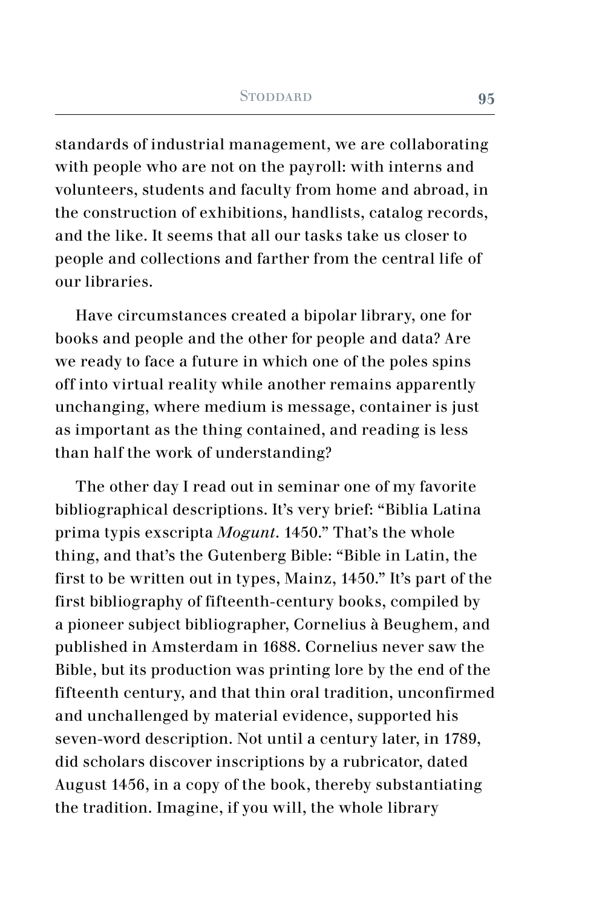standards of industrial management, we are collaborating with people who are not on the payroll: with interns and volunteers, students and faculty from home and abroad, in the construction of exhibitions, handlists, catalog records, and the like. It seems that all our tasks take us closer to people and collections and farther from the central life of our libraries.

Have circumstances created a bipolar library, one for books and people and the other for people and data? Are we ready to face a future in which one of the poles spins off into virtual reality while another remains apparently unchanging, where medium is message, container is just as important as the thing contained, and reading is less than half the work of understanding?

The other day I read out in seminar one of my favorite bibliographical descriptions. It's very brief: "Biblia Latina prima typis exscripta *Mogunt.* 1450." That's the whole thing, and that's the Gutenberg Bible: "Bible in Latin, the first to be written out in types, Mainz, 1450." It's part of the first bibliography of fifteenth-century books, compiled by a pioneer subject bibliographer, Cornelius à Beughem, and published in Amsterdam in 1688. Cornelius never saw the Bible, but its production was printing lore by the end of the fifteenth century, and that thin oral tradition, unconfirmed and unchallenged by material evidence, supported his seven-word description. Not until a century later, in 1789, did scholars discover inscriptions by a rubricator, dated August 1456, in a copy of the book, thereby substantiating the tradition. Imagine, if you will, the whole library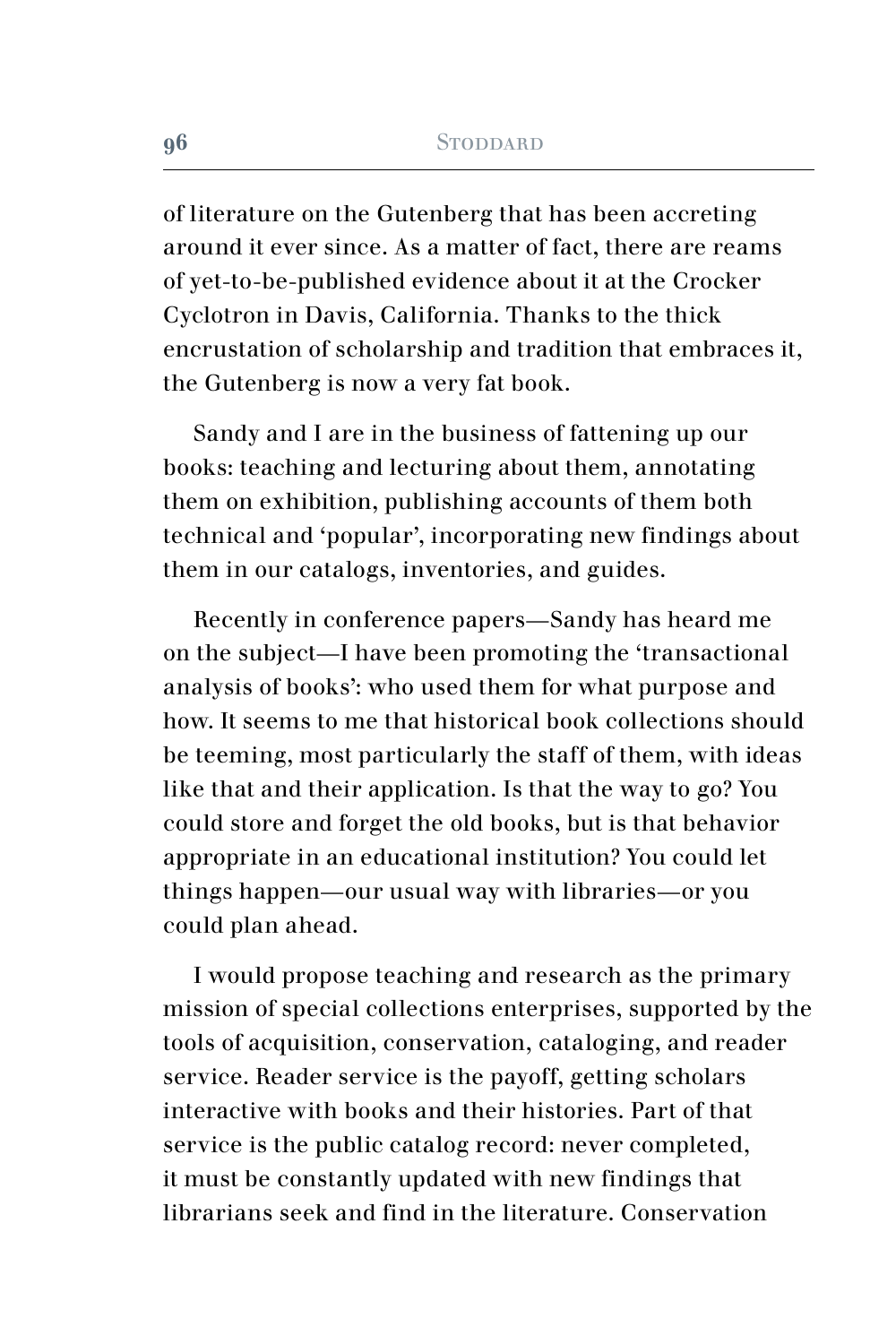of literature on the Gutenberg that has been accreting around it ever since. As a matter of fact, there are reams of yet-to-be-published evidence about it at the Crocker Cyclotron in Davis, California. Thanks to the thick encrustation of scholarship and tradition that embraces it, the Gutenberg is now a very fat book.

Sandy and I are in the business of fattening up our books: teaching and lecturing about them, annotating them on exhibition, publishing accounts of them both technical and 'popular', incorporating new findings about them in our catalogs, inventories, and guides.

Recently in conference papers—Sandy has heard me on the subject—I have been promoting the 'transactional analysis of books': who used them for what purpose and how. It seems to me that historical book collections should be teeming, most particularly the staff of them, with ideas like that and their application. Is that the way to go? You could store and forget the old books, but is that behavior appropriate in an educational institution? You could let things happen—our usual way with libraries—or you could plan ahead.

I would propose teaching and research as the primary mission of special collections enterprises, supported by the tools of acquisition, conservation, cataloging, and reader service. Reader service is the payoff, getting scholars interactive with books and their histories. Part of that service is the public catalog record: never completed, it must be constantly updated with new findings that librarians seek and find in the literature. Conservation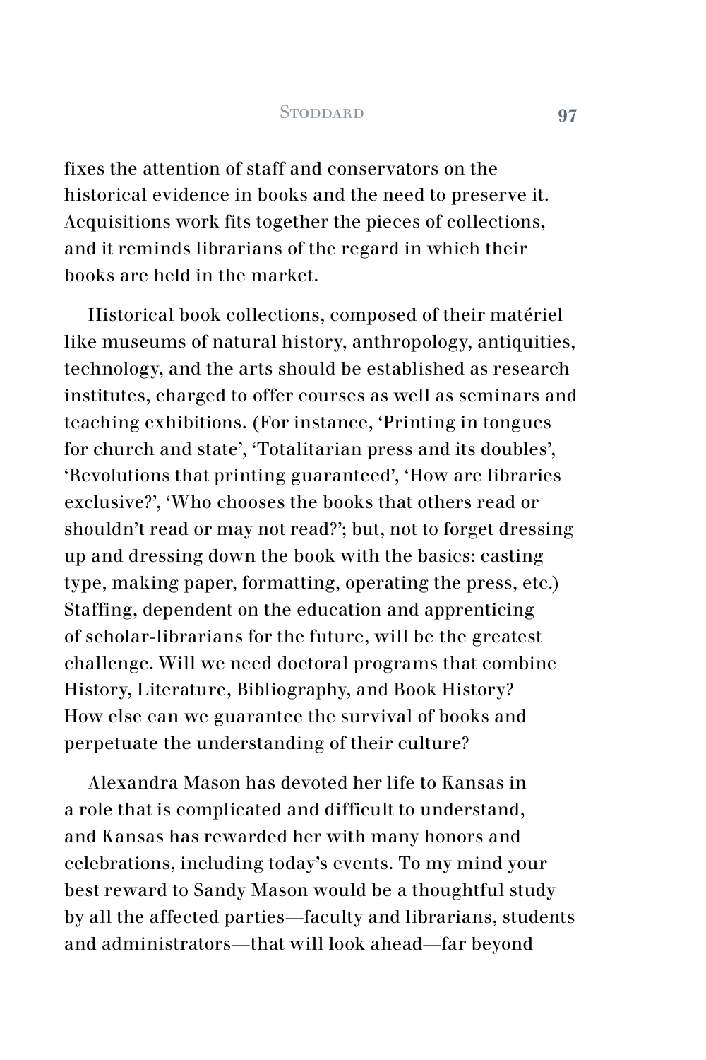fixes the attention of staff and conservators on the historical evidence in books and the need to preserve it. Acquisitions work fits together the pieces of collections, and it reminds librarians of the regard in which their books are held in the market.

Historical book collections, composed of their matériel like museums of natural history, anthropology, antiquities, technology, and the arts should be established as research institutes, charged to offer courses as well as seminars and teaching exhibitions. (For instance, 'Printing in tongues for church and state', 'Totalitarian press and its doubles', 'Revolutions that printing guaranteed', 'How are libraries exclusive?', 'Who chooses the books that others read or shouldn't read or may not read?'; but, not to forget dressing up and dressing down the book with the basics: casting type, making paper, formatting, operating the press, etc.) Staffing, dependent on the education and apprenticing of scholar-librarians for the future, will be the greatest challenge. Will we need doctoral programs that combine History, Literature, Bibliography, and Book History? How else can we guarantee the survival of books and perpetuate the understanding of their culture?

Alexandra Mason has devoted her life to Kansas in a role that is complicated and difficult to understand, and Kansas has rewarded her with many honors and celebrations, including today's events. To my mind your best reward to Sandy Mason would be a thoughtful study by all the affected parties—faculty and librarians, students and administrators—that will look ahead—far beyond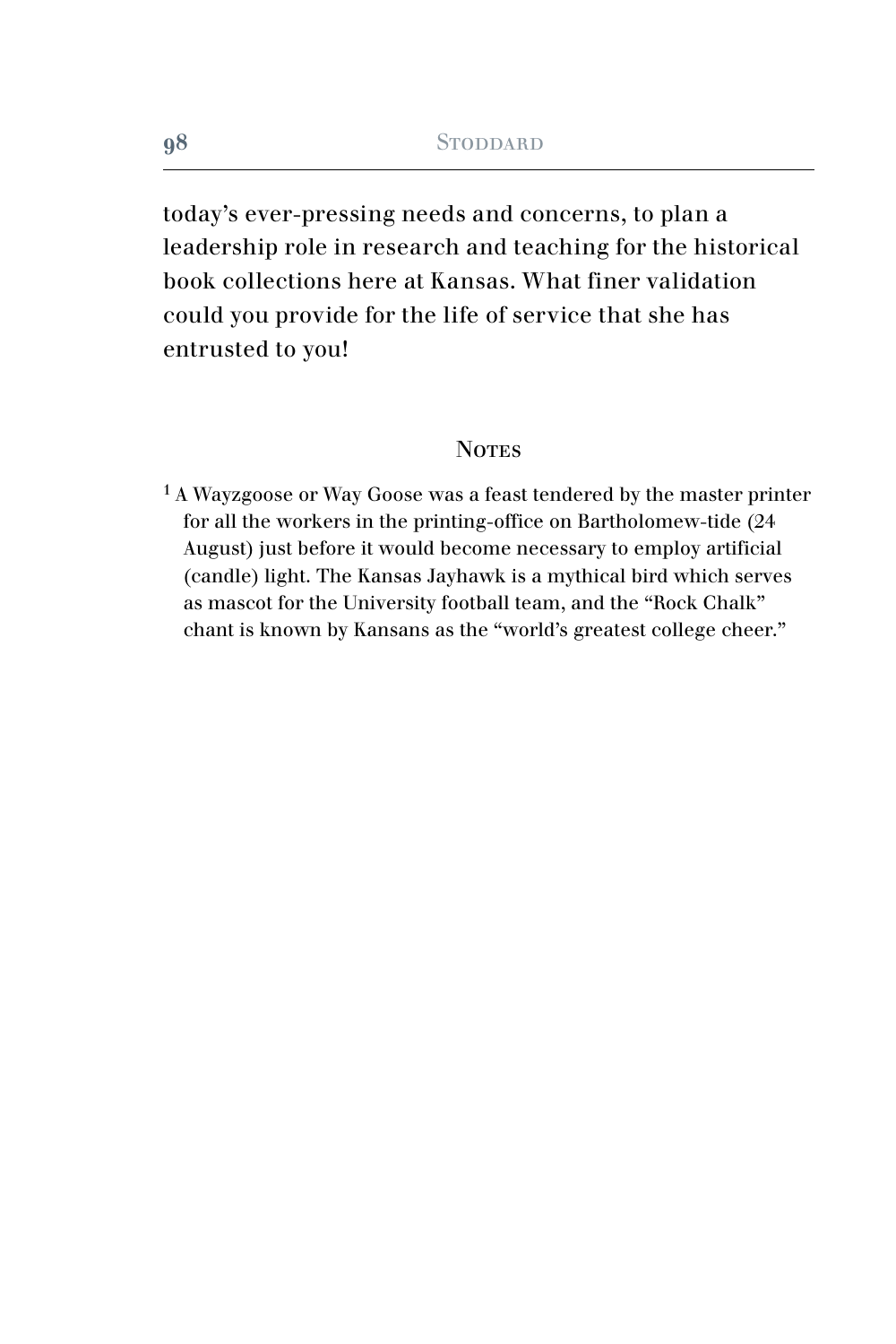today's ever-pressing needs and concerns, to plan a leadership role in research and teaching for the historical book collections here at Kansas. What finer validation could you provide for the life of service that she has entrusted to you!

## Notes

[1] A Wayzgoose or Way Goose was a feast tendered by the master printer for all the workers in the printing-office on Bartholomew-tide (24 August) just before it would become necessary to employ artificial (candle) light. The Kansas Jayhawk is a mythical bird which serves as mascot for the University football team, and the "Rock Chalk" chant is known by Kansans as the "world's greatest college cheer."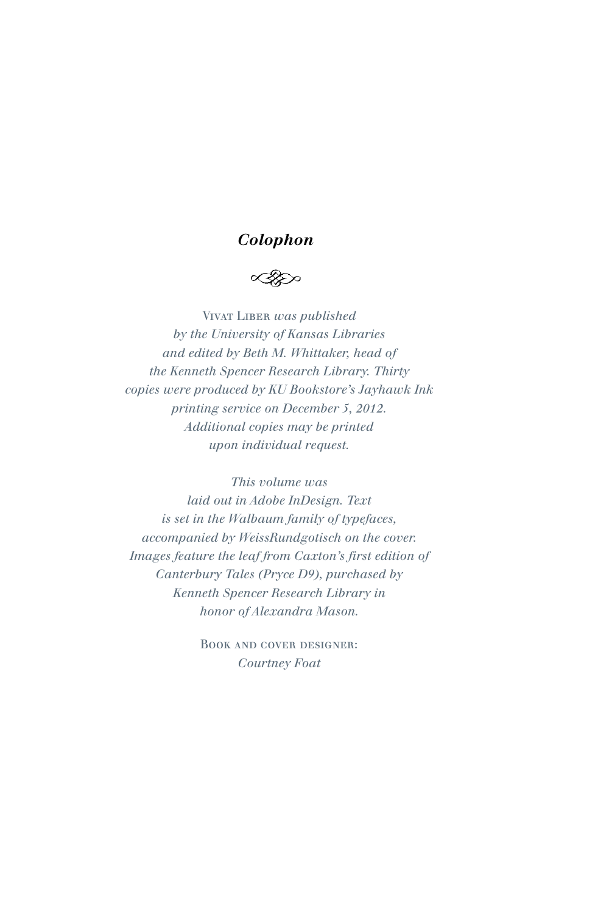## *Colophon*

Vivat Liber *was published by the University of Kansas Libraries and edited by Beth M. Whittaker, head of the Kenneth Spencer Research Library. Thirty copies were produced by KU Bookstore's Jayhawk Ink printing service on December 5, 2012. Additional copies may be printed upon individual request.*

*This volume was laid out in Adobe InDesign. Text is set in the Walbaum family of typefaces, accompanied by WeissRundgotisch on the cover. Images feature the leaf from Caxton's first edition of Canterbury Tales (Pryce D9), purchased by Kenneth Spencer Research Library in honor of Alexandra Mason.*

Book and cover designer:
*Courtney Foat*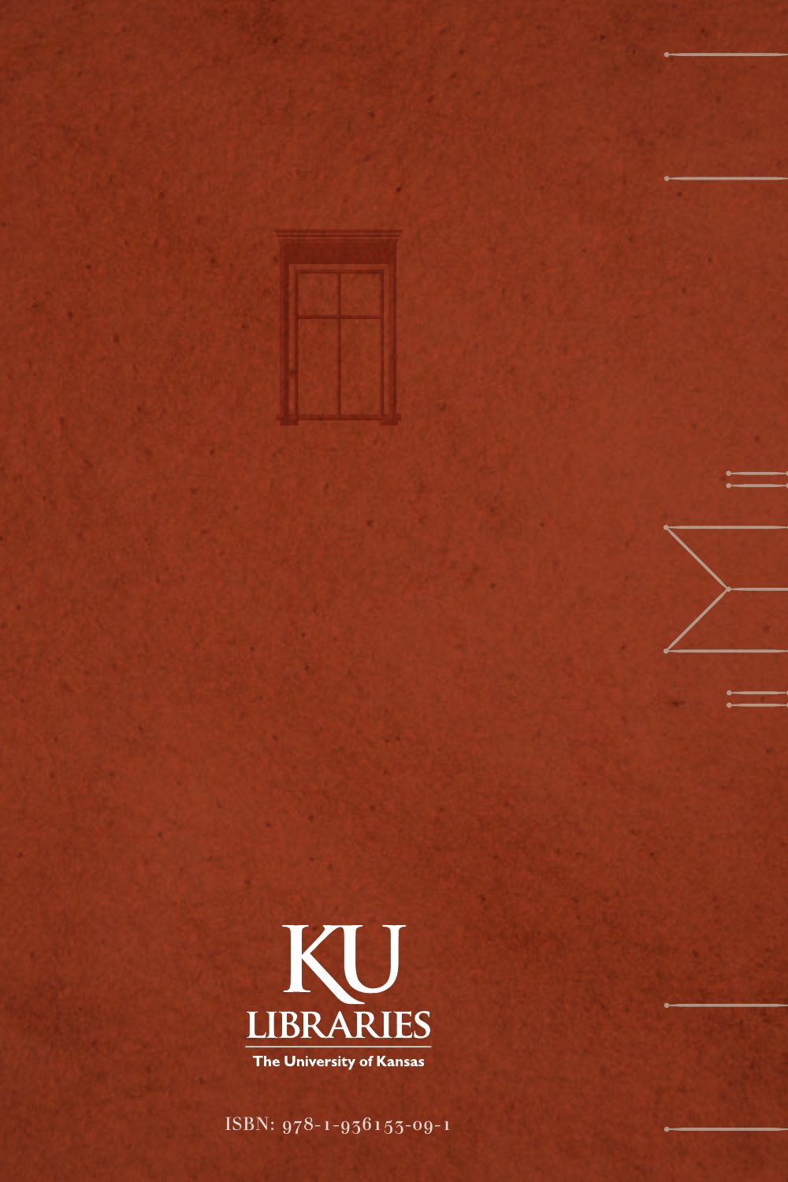KU

LIBRARIES

The University of Kansas

ISBN: 978-1-936153-09-1